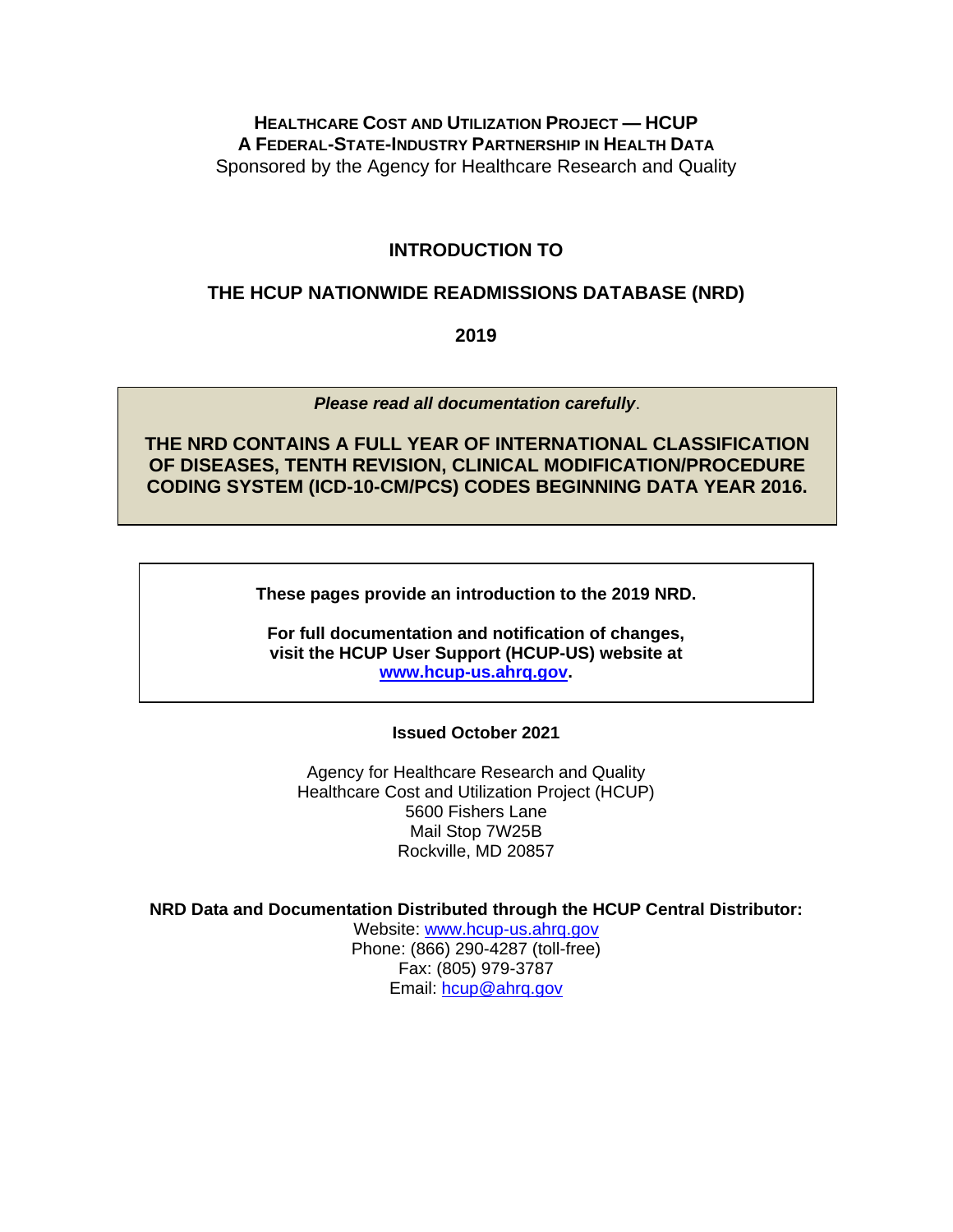**HEALTHCARE COST AND UTILIZATION PROJECT — HCUP**
**A FEDERAL-STATE-INDUSTRY PARTNERSHIP IN HEALTH DATA**
Sponsored by the Agency for Healthcare Research and Quality

# INTRODUCTION TO

# THE HCUP NATIONWIDE READMISSIONS DATABASE (NRD)

# 2019

***Please read all documentation carefully***.

**THE NRD CONTAINS A FULL YEAR OF INTERNATIONAL CLASSIFICATION OF DISEASES, TENTH REVISION, CLINICAL MODIFICATION/PROCEDURE CODING SYSTEM (ICD-10-CM/PCS) CODES BEGINNING DATA YEAR 2016.**

**These pages provide an introduction to the 2019 NRD.**

**For full documentation and notification of changes, visit the HCUP User Support (HCUP-US) website at [www.hcup-us.ahrq.gov](www.hcup-us.ahrq.gov).**

**Issued October 2021**

Agency for Healthcare Research and Quality
Healthcare Cost and Utilization Project (HCUP)
5600 Fishers Lane
Mail Stop 7W25B
Rockville, MD 20857

**NRD Data and Documentation Distributed through the HCUP Central Distributor:**
Website: [www.hcup-us.ahrq.gov](www.hcup-us.ahrq.gov)
Phone: (866) 290-4287 (toll-free)
Fax: (805) 979-3787
Email: [hcup@ahrq.gov](mailto:hcup@ahrq.gov)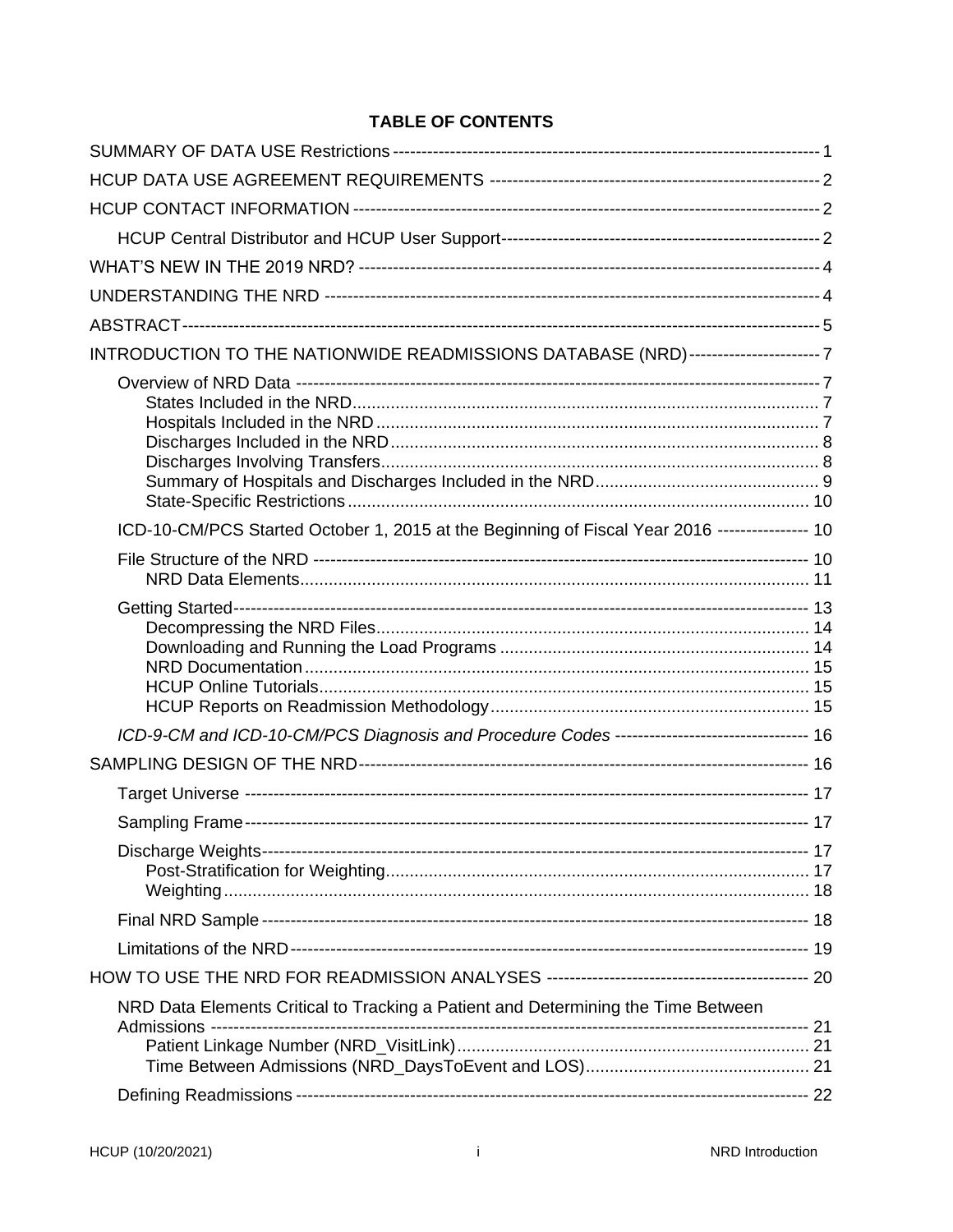# TABLE OF CONTENTS

SUMMARY OF DATA USE Restrictions ---------- 1

HCUP DATA USE AGREEMENT REQUIREMENTS ---------- 2

HCUP CONTACT INFORMATION ---------- 2

- HCUP Central Distributor and HCUP User Support ---------- 2

WHAT'S NEW IN THE 2019 NRD? ---------- 4

UNDERSTANDING THE NRD ---------- 4

ABSTRACT ---------- 5

INTRODUCTION TO THE NATIONWIDE READMISSIONS DATABASE (NRD) ---------- 7

- Overview of NRD Data ---------- 7
  - States Included in the NRD .......... 7
  - Hospitals Included in the NRD .......... 7
  - Discharges Included in the NRD .......... 8
  - Discharges Involving Transfers .......... 8
  - Summary of Hospitals and Discharges Included in the NRD .......... 9
  - State-Specific Restrictions .......... 10
- ICD-10-CM/PCS Started October 1, 2015 at the Beginning of Fiscal Year 2016 ---------- 10
- File Structure of the NRD ---------- 10
  - NRD Data Elements .......... 11
- Getting Started ---------- 13
  - Decompressing the NRD Files .......... 14
  - Downloading and Running the Load Programs .......... 14
  - NRD Documentation .......... 15
  - HCUP Online Tutorials .......... 15
  - HCUP Reports on Readmission Methodology .......... 15
- *ICD-9-CM and ICD-10-CM/PCS Diagnosis and Procedure Codes* ---------- 16

SAMPLING DESIGN OF THE NRD ---------- 16

- Target Universe ---------- 17
- Sampling Frame ---------- 17
- Discharge Weights ---------- 17
  - Post-Stratification for Weighting .......... 17
  - Weighting .......... 18
- Final NRD Sample ---------- 18
- Limitations of the NRD ---------- 19

HOW TO USE THE NRD FOR READMISSION ANALYSES ---------- 20

- NRD Data Elements Critical to Tracking a Patient and Determining the Time Between Admissions ---------- 21
  - Patient Linkage Number (NRD_VisitLink) .......... 21
  - Time Between Admissions (NRD_DaysToEvent and LOS) .......... 21
- Defining Readmissions ---------- 22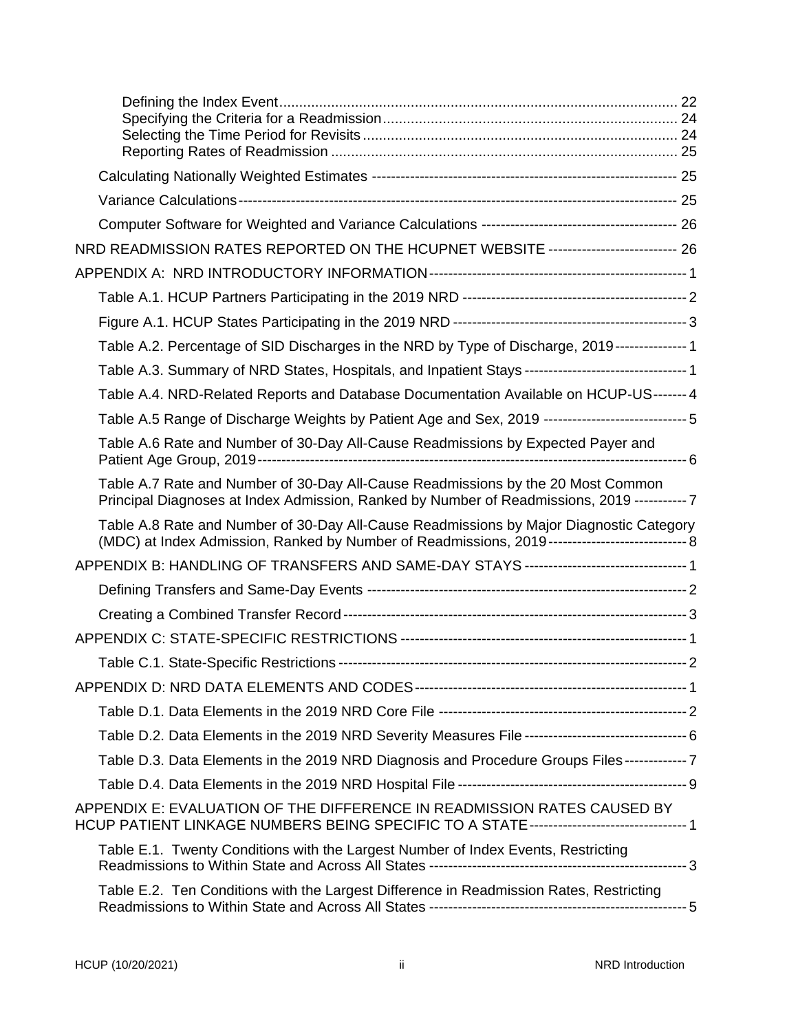- Defining the Index Event ........................................................................................ 22
- Specifying the Criteria for a Readmission ............................................................. 24
- Selecting the Time Period for Revisits ................................................................... 24
- Reporting Rates of Readmission ............................................................................ 25

Calculating Nationally Weighted Estimates ---------------------------------------------------------------- 25

Variance Calculations ------------------------------------------------------------------------------------------- 25

Computer Software for Weighted and Variance Calculations ---------------------------------------- 26

NRD READMISSION RATES REPORTED ON THE HCUPNET WEBSITE -------------------------- 26

APPENDIX A: NRD INTRODUCTORY INFORMATION ----------------------------------------------------- 1

Table A.1. HCUP Partners Participating in the 2019 NRD ---------------------------------------------- 2

Figure A.1. HCUP States Participating in the 2019 NRD ------------------------------------------------ 3

Table A.2. Percentage of SID Discharges in the NRD by Type of Discharge, 2019 -------------- 1

Table A.3. Summary of NRD States, Hospitals, and Inpatient Stays --------------------------------- 1

Table A.4. NRD-Related Reports and Database Documentation Available on HCUP-US ------- 4

Table A.5 Range of Discharge Weights by Patient Age and Sex, 2019 ------------------------------ 5

Table A.6 Rate and Number of 30-Day All-Cause Readmissions by Expected Payer and Patient Age Group, 2019 ------------------------------------------------------------------------------------------ 6

Table A.7 Rate and Number of 30-Day All-Cause Readmissions by the 20 Most Common Principal Diagnoses at Index Admission, Ranked by Number of Readmissions, 2019 ----------- 7

Table A.8 Rate and Number of 30-Day All-Cause Readmissions by Major Diagnostic Category (MDC) at Index Admission, Ranked by Number of Readmissions, 2019 ---------------------------- 8

APPENDIX B: HANDLING OF TRANSFERS AND SAME-DAY STAYS ---------------------------------- 1

Defining Transfers and Same-Day Events ------------------------------------------------------------------ 2

Creating a Combined Transfer Record ----------------------------------------------------------------------- 3

APPENDIX C: STATE-SPECIFIC RESTRICTIONS ------------------------------------------------------------ 1

Table C.1. State-Specific Restrictions ------------------------------------------------------------------------ 2

APPENDIX D: NRD DATA ELEMENTS AND CODES -------------------------------------------------------- 1

Table D.1. Data Elements in the 2019 NRD Core File ---------------------------------------------------- 2

Table D.2. Data Elements in the 2019 NRD Severity Measures File --------------------------------- 6

Table D.3. Data Elements in the 2019 NRD Diagnosis and Procedure Groups Files ------------- 7

Table D.4. Data Elements in the 2019 NRD Hospital File ------------------------------------------------ 9

APPENDIX E: EVALUATION OF THE DIFFERENCE IN READMISSION RATES CAUSED BY HCUP PATIENT LINKAGE NUMBERS BEING SPECIFIC TO A STATE -------------------------------- 1

Table E.1. Twenty Conditions with the Largest Number of Index Events, Restricting Readmissions to Within State and Across All States ------------------------------------------------------ 3

Table E.2. Ten Conditions with the Largest Difference in Readmission Rates, Restricting Readmissions to Within State and Across All States ------------------------------------------------------ 5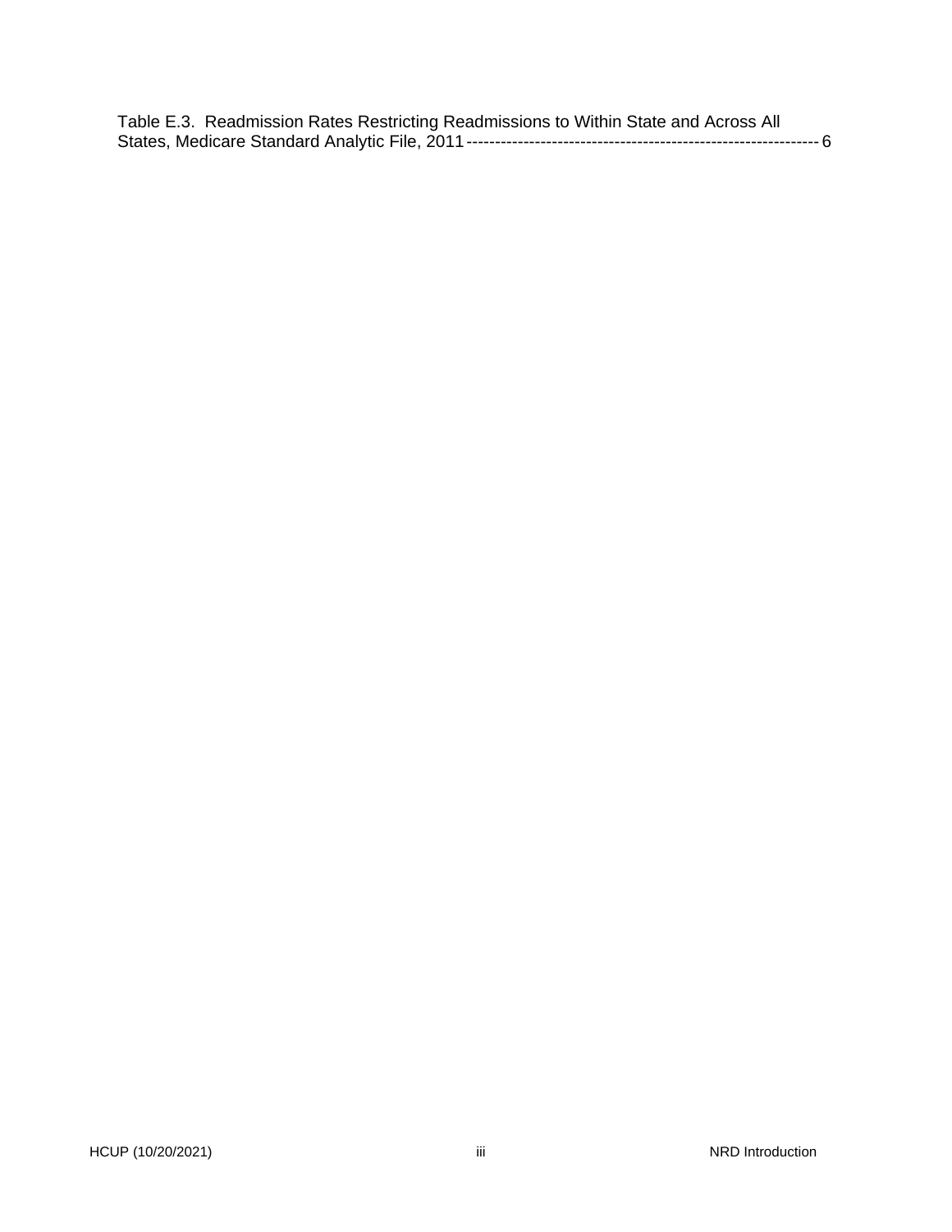Table E.3. Readmission Rates Restricting Readmissions to Within State and Across All States, Medicare Standard Analytic File, 2011 ---------------------------------------------------------------- 6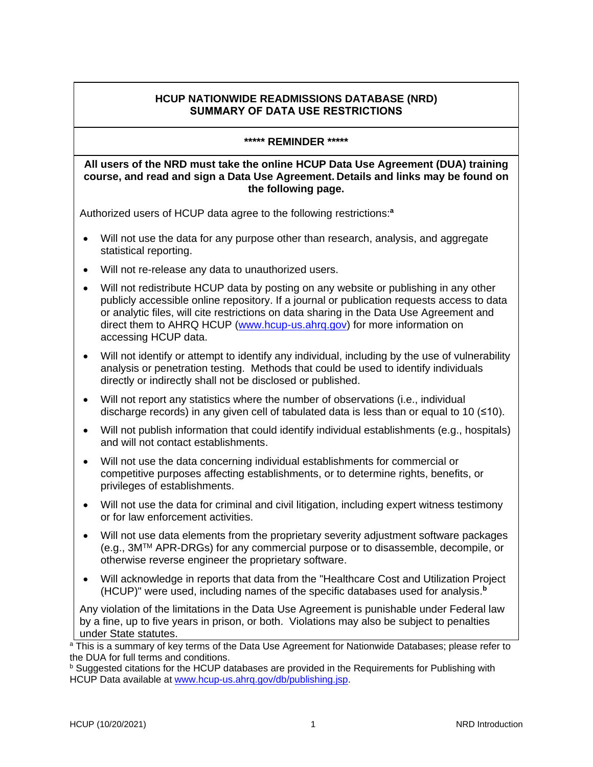# HCUP NATIONWIDE READMISSIONS DATABASE (NRD)
# SUMMARY OF DATA USE RESTRICTIONS

**\*\*\*\*\* REMINDER \*\*\*\*\***

**All users of the NRD must take the online HCUP Data Use Agreement (DUA) training course, and read and sign a Data Use Agreement. Details and links may be found on the following page.**

Authorized users of HCUP data agree to the following restrictions:[a]

- Will not use the data for any purpose other than research, analysis, and aggregate statistical reporting.
- Will not re-release any data to unauthorized users.
- Will not redistribute HCUP data by posting on any website or publishing in any other publicly accessible online repository. If a journal or publication requests access to data or analytic files, will cite restrictions on data sharing in the Data Use Agreement and direct them to AHRQ HCUP (www.hcup-us.ahrq.gov) for more information on accessing HCUP data.
- Will not identify or attempt to identify any individual, including by the use of vulnerability analysis or penetration testing. Methods that could be used to identify individuals directly or indirectly shall not be disclosed or published.
- Will not report any statistics where the number of observations (i.e., individual discharge records) in any given cell of tabulated data is less than or equal to 10 (≤10).
- Will not publish information that could identify individual establishments (e.g., hospitals) and will not contact establishments.
- Will not use the data concerning individual establishments for commercial or competitive purposes affecting establishments, or to determine rights, benefits, or privileges of establishments.
- Will not use the data for criminal and civil litigation, including expert witness testimony or for law enforcement activities.
- Will not use data elements from the proprietary severity adjustment software packages (e.g., 3M™ APR-DRGs) for any commercial purpose or to disassemble, decompile, or otherwise reverse engineer the proprietary software.
- Will acknowledge in reports that data from the "Healthcare Cost and Utilization Project (HCUP)" were used, including names of the specific databases used for analysis.[b]

Any violation of the limitations in the Data Use Agreement is punishable under Federal law by a fine, up to five years in prison, or both. Violations may also be subject to penalties under State statutes.

[a] This is a summary of key terms of the Data Use Agreement for Nationwide Databases; please refer to the DUA for full terms and conditions.

[b] Suggested citations for the HCUP databases are provided in the Requirements for Publishing with HCUP Data available at www.hcup-us.ahrq.gov/db/publishing.jsp.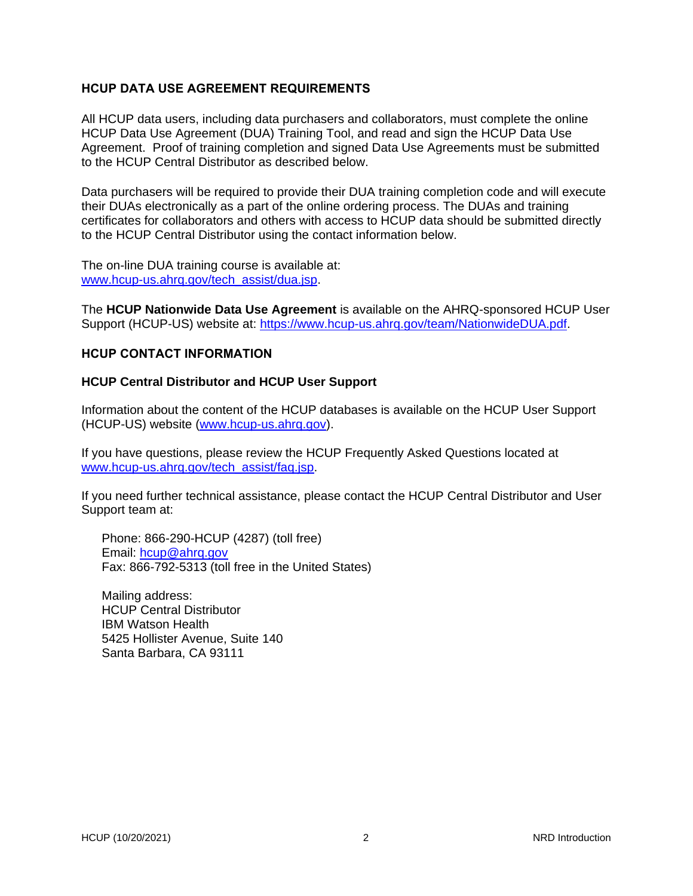## HCUP DATA USE AGREEMENT REQUIREMENTS

All HCUP data users, including data purchasers and collaborators, must complete the online HCUP Data Use Agreement (DUA) Training Tool, and read and sign the HCUP Data Use Agreement. Proof of training completion and signed Data Use Agreements must be submitted to the HCUP Central Distributor as described below.

Data purchasers will be required to provide their DUA training completion code and will execute their DUAs electronically as a part of the online ordering process. The DUAs and training certificates for collaborators and others with access to HCUP data should be submitted directly to the HCUP Central Distributor using the contact information below.

The on-line DUA training course is available at: [www.hcup-us.ahrq.gov/tech_assist/dua.jsp](www.hcup-us.ahrq.gov/tech_assist/dua.jsp).

The **HCUP Nationwide Data Use Agreement** is available on the AHRQ-sponsored HCUP User Support (HCUP-US) website at: [https://www.hcup-us.ahrq.gov/team/NationwideDUA.pdf](https://www.hcup-us.ahrq.gov/team/NationwideDUA.pdf).

## HCUP CONTACT INFORMATION

### HCUP Central Distributor and HCUP User Support

Information about the content of the HCUP databases is available on the HCUP User Support (HCUP-US) website ([www.hcup-us.ahrq.gov](www.hcup-us.ahrq.gov)).

If you have questions, please review the HCUP Frequently Asked Questions located at [www.hcup-us.ahrq.gov/tech_assist/faq.jsp](www.hcup-us.ahrq.gov/tech_assist/faq.jsp).

If you need further technical assistance, please contact the HCUP Central Distributor and User Support team at:

Phone: 866-290-HCUP (4287) (toll free)
Email: [hcup@ahrq.gov](mailto:hcup@ahrq.gov)
Fax: 866-792-5313 (toll free in the United States)

Mailing address:
HCUP Central Distributor
IBM Watson Health
5425 Hollister Avenue, Suite 140
Santa Barbara, CA 93111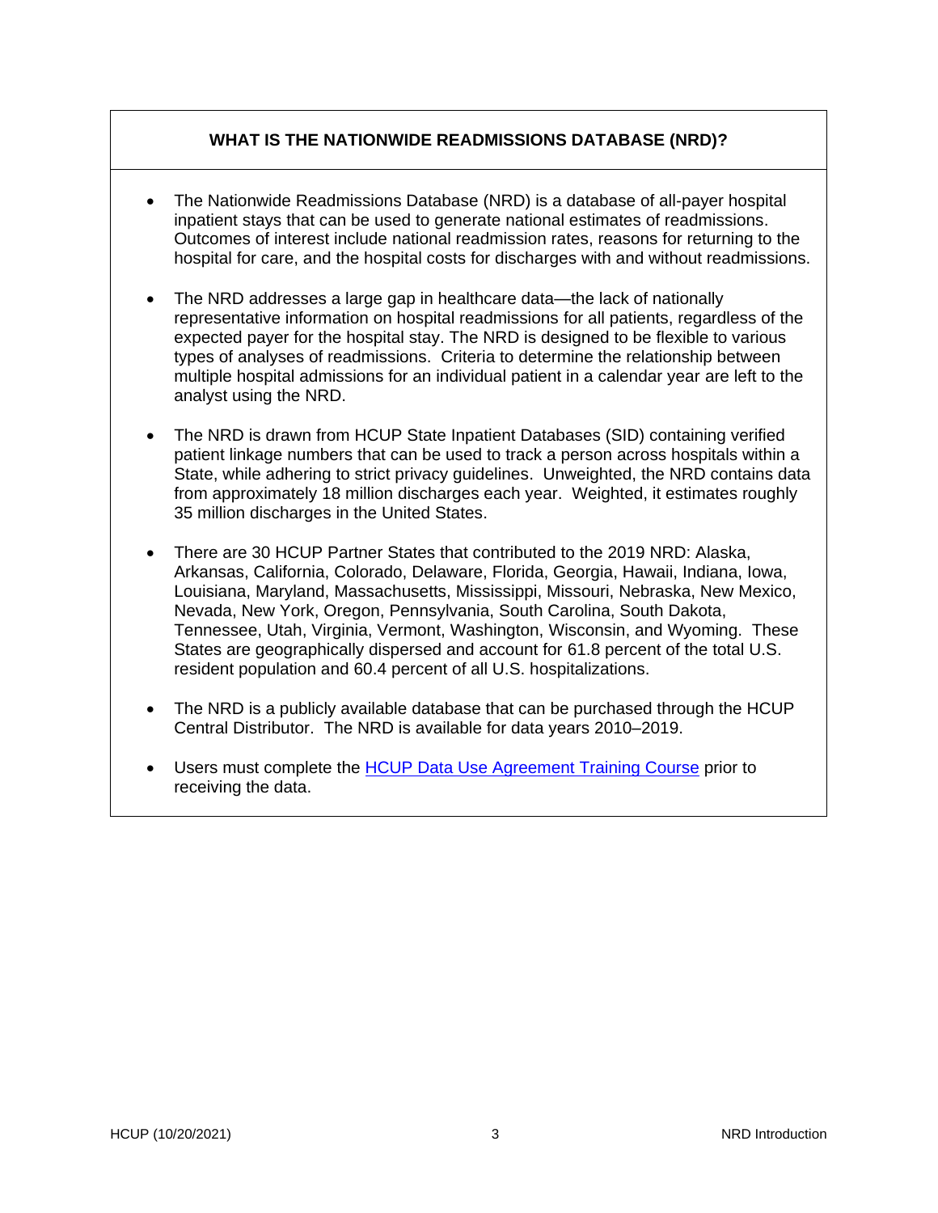## WHAT IS THE NATIONWIDE READMISSIONS DATABASE (NRD)?

- The Nationwide Readmissions Database (NRD) is a database of all-payer hospital inpatient stays that can be used to generate national estimates of readmissions. Outcomes of interest include national readmission rates, reasons for returning to the hospital for care, and the hospital costs for discharges with and without readmissions.

- The NRD addresses a large gap in healthcare data—the lack of nationally representative information on hospital readmissions for all patients, regardless of the expected payer for the hospital stay. The NRD is designed to be flexible to various types of analyses of readmissions. Criteria to determine the relationship between multiple hospital admissions for an individual patient in a calendar year are left to the analyst using the NRD.

- The NRD is drawn from HCUP State Inpatient Databases (SID) containing verified patient linkage numbers that can be used to track a person across hospitals within a State, while adhering to strict privacy guidelines. Unweighted, the NRD contains data from approximately 18 million discharges each year. Weighted, it estimates roughly 35 million discharges in the United States.

- There are 30 HCUP Partner States that contributed to the 2019 NRD: Alaska, Arkansas, California, Colorado, Delaware, Florida, Georgia, Hawaii, Indiana, Iowa, Louisiana, Maryland, Massachusetts, Mississippi, Missouri, Nebraska, New Mexico, Nevada, New York, Oregon, Pennsylvania, South Carolina, South Dakota, Tennessee, Utah, Virginia, Vermont, Washington, Wisconsin, and Wyoming. These States are geographically dispersed and account for 61.8 percent of the total U.S. resident population and 60.4 percent of all U.S. hospitalizations.

- The NRD is a publicly available database that can be purchased through the HCUP Central Distributor. The NRD is available for data years 2010–2019.

- Users must complete the HCUP Data Use Agreement Training Course prior to receiving the data.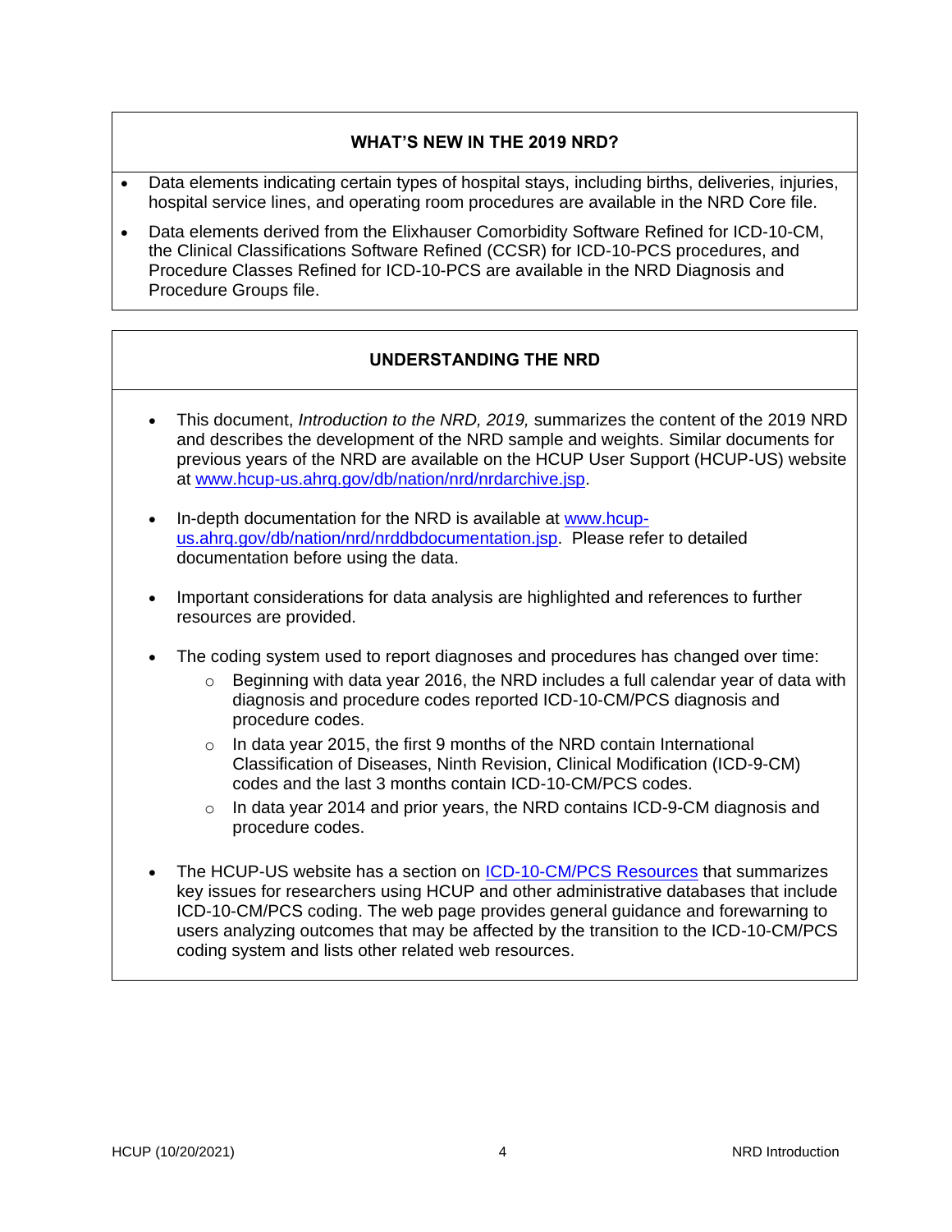## WHAT'S NEW IN THE 2019 NRD?

- Data elements indicating certain types of hospital stays, including births, deliveries, injuries, hospital service lines, and operating room procedures are available in the NRD Core file.
- Data elements derived from the Elixhauser Comorbidity Software Refined for ICD-10-CM, the Clinical Classifications Software Refined (CCSR) for ICD-10-PCS procedures, and Procedure Classes Refined for ICD-10-PCS are available in the NRD Diagnosis and Procedure Groups file.

## UNDERSTANDING THE NRD

- This document, *Introduction to the NRD, 2019,* summarizes the content of the 2019 NRD and describes the development of the NRD sample and weights. Similar documents for previous years of the NRD are available on the HCUP User Support (HCUP-US) website at [www.hcup-us.ahrq.gov/db/nation/nrd/nrdarchive.jsp](www.hcup-us.ahrq.gov/db/nation/nrd/nrdarchive.jsp).
- In-depth documentation for the NRD is available at [www.hcup-us.ahrq.gov/db/nation/nrd/nrddbdocumentation.jsp](www.hcup-us.ahrq.gov/db/nation/nrd/nrddbdocumentation.jsp). Please refer to detailed documentation before using the data.
- Important considerations for data analysis are highlighted and references to further resources are provided.
- The coding system used to report diagnoses and procedures has changed over time:
  - Beginning with data year 2016, the NRD includes a full calendar year of data with diagnosis and procedure codes reported ICD-10-CM/PCS diagnosis and procedure codes.
  - In data year 2015, the first 9 months of the NRD contain International Classification of Diseases, Ninth Revision, Clinical Modification (ICD-9-CM) codes and the last 3 months contain ICD-10-CM/PCS codes.
  - In data year 2014 and prior years, the NRD contains ICD-9-CM diagnosis and procedure codes.
- The HCUP-US website has a section on ICD-10-CM/PCS Resources that summarizes key issues for researchers using HCUP and other administrative databases that include ICD-10-CM/PCS coding. The web page provides general guidance and forewarning to users analyzing outcomes that may be affected by the transition to the ICD-10-CM/PCS coding system and lists other related web resources.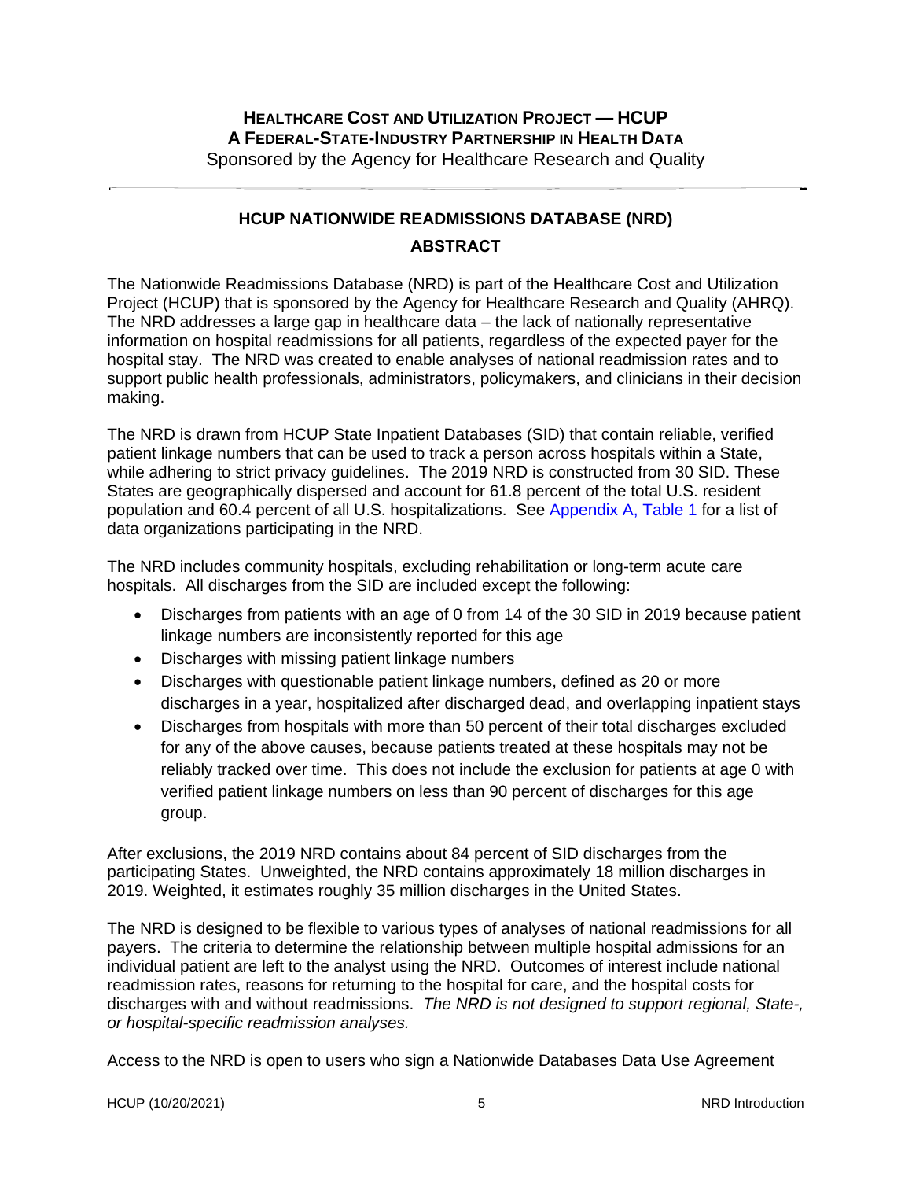# HEALTHCARE COST AND UTILIZATION PROJECT — HCUP
## A FEDERAL-STATE-INDUSTRY PARTNERSHIP IN HEALTH DATA

Sponsored by the Agency for Healthcare Research and Quality

---

## HCUP NATIONWIDE READMISSIONS DATABASE (NRD)

## ABSTRACT

The Nationwide Readmissions Database (NRD) is part of the Healthcare Cost and Utilization Project (HCUP) that is sponsored by the Agency for Healthcare Research and Quality (AHRQ). The NRD addresses a large gap in healthcare data – the lack of nationally representative information on hospital readmissions for all patients, regardless of the expected payer for the hospital stay. The NRD was created to enable analyses of national readmission rates and to support public health professionals, administrators, policymakers, and clinicians in their decision making.

The NRD is drawn from HCUP State Inpatient Databases (SID) that contain reliable, verified patient linkage numbers that can be used to track a person across hospitals within a State, while adhering to strict privacy guidelines. The 2019 NRD is constructed from 30 SID. These States are geographically dispersed and account for 61.8 percent of the total U.S. resident population and 60.4 percent of all U.S. hospitalizations. See Appendix A, Table 1 for a list of data organizations participating in the NRD.

The NRD includes community hospitals, excluding rehabilitation or long-term acute care hospitals. All discharges from the SID are included except the following:

- Discharges from patients with an age of 0 from 14 of the 30 SID in 2019 because patient linkage numbers are inconsistently reported for this age
- Discharges with missing patient linkage numbers
- Discharges with questionable patient linkage numbers, defined as 20 or more discharges in a year, hospitalized after discharged dead, and overlapping inpatient stays
- Discharges from hospitals with more than 50 percent of their total discharges excluded for any of the above causes, because patients treated at these hospitals may not be reliably tracked over time. This does not include the exclusion for patients at age 0 with verified patient linkage numbers on less than 90 percent of discharges for this age group.

After exclusions, the 2019 NRD contains about 84 percent of SID discharges from the participating States. Unweighted, the NRD contains approximately 18 million discharges in 2019. Weighted, it estimates roughly 35 million discharges in the United States.

The NRD is designed to be flexible to various types of analyses of national readmissions for all payers. The criteria to determine the relationship between multiple hospital admissions for an individual patient are left to the analyst using the NRD. Outcomes of interest include national readmission rates, reasons for returning to the hospital for care, and the hospital costs for discharges with and without readmissions. *The NRD is not designed to support regional, State-, or hospital-specific readmission analyses.*

Access to the NRD is open to users who sign a Nationwide Databases Data Use Agreement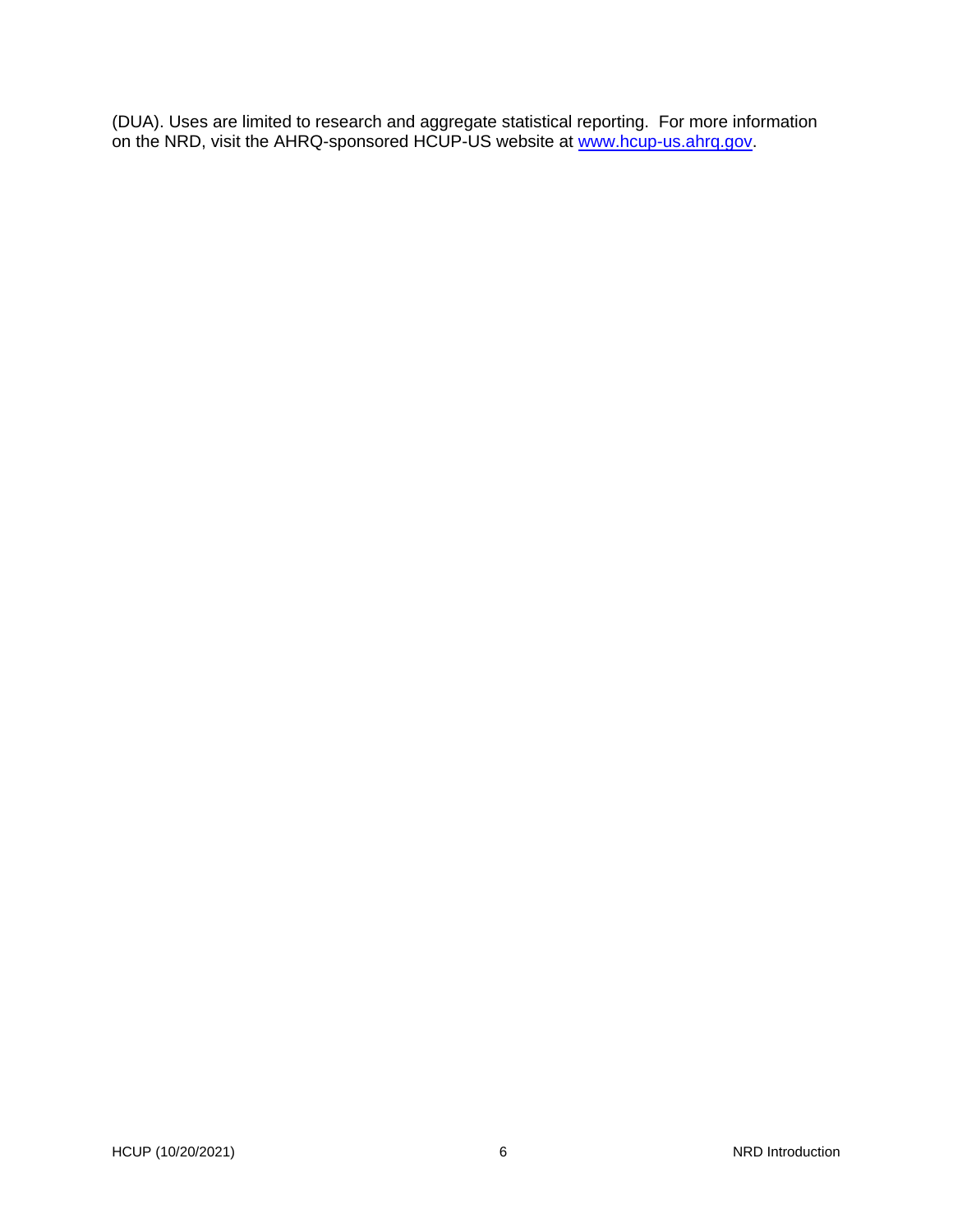(DUA). Uses are limited to research and aggregate statistical reporting. For more information on the NRD, visit the AHRQ-sponsored HCUP-US website at [www.hcup-us.ahrq.gov](http://www.hcup-us.ahrq.gov).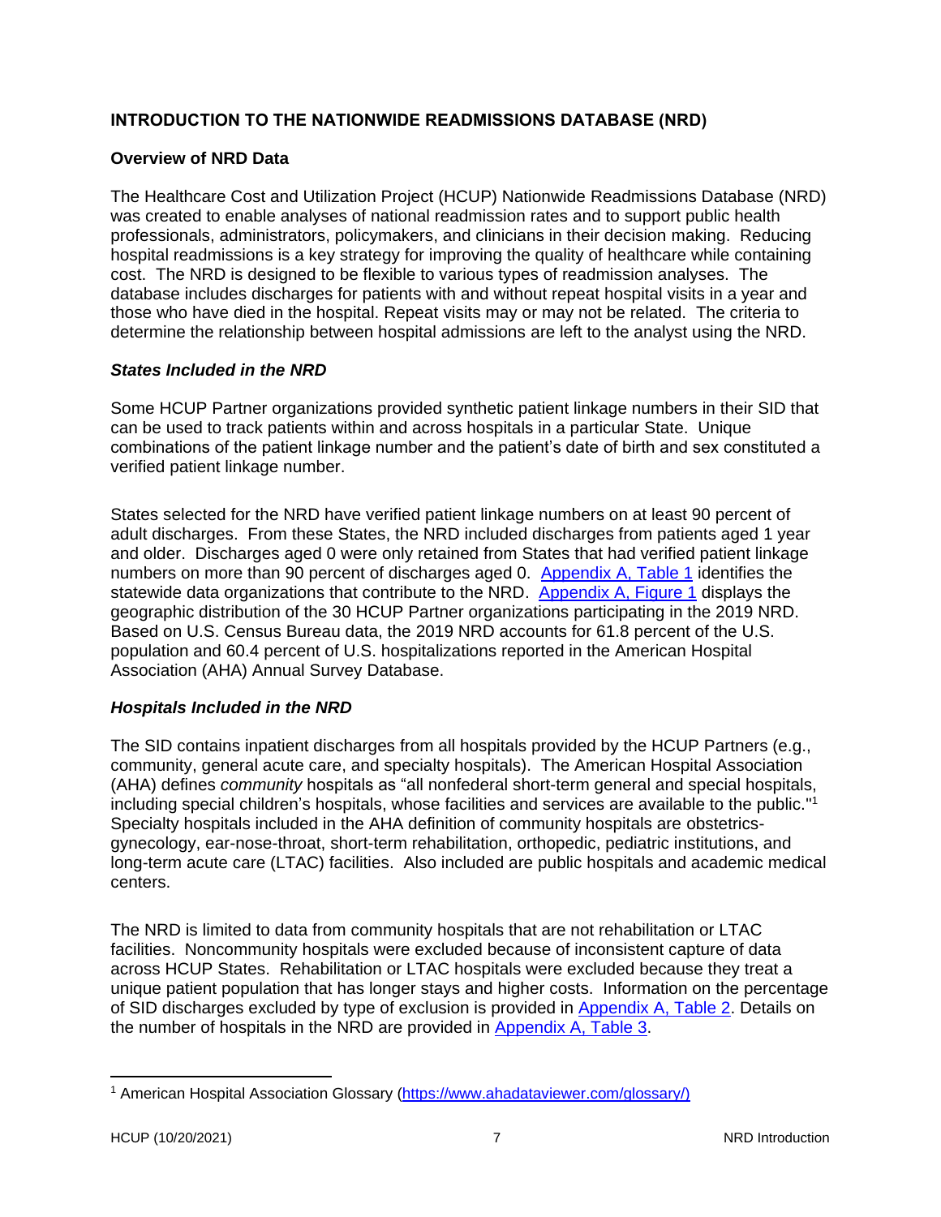## INTRODUCTION TO THE NATIONWIDE READMISSIONS DATABASE (NRD)

### Overview of NRD Data

The Healthcare Cost and Utilization Project (HCUP) Nationwide Readmissions Database (NRD) was created to enable analyses of national readmission rates and to support public health professionals, administrators, policymakers, and clinicians in their decision making. Reducing hospital readmissions is a key strategy for improving the quality of healthcare while containing cost. The NRD is designed to be flexible to various types of readmission analyses. The database includes discharges for patients with and without repeat hospital visits in a year and those who have died in the hospital. Repeat visits may or may not be related. The criteria to determine the relationship between hospital admissions are left to the analyst using the NRD.

#### *States Included in the NRD*

Some HCUP Partner organizations provided synthetic patient linkage numbers in their SID that can be used to track patients within and across hospitals in a particular State. Unique combinations of the patient linkage number and the patient's date of birth and sex constituted a verified patient linkage number.

States selected for the NRD have verified patient linkage numbers on at least 90 percent of adult discharges. From these States, the NRD included discharges from patients aged 1 year and older. Discharges aged 0 were only retained from States that had verified patient linkage numbers on more than 90 percent of discharges aged 0. Appendix A, Table 1 identifies the statewide data organizations that contribute to the NRD. Appendix A, Figure 1 displays the geographic distribution of the 30 HCUP Partner organizations participating in the 2019 NRD. Based on U.S. Census Bureau data, the 2019 NRD accounts for 61.8 percent of the U.S. population and 60.4 percent of U.S. hospitalizations reported in the American Hospital Association (AHA) Annual Survey Database.

#### *Hospitals Included in the NRD*

The SID contains inpatient discharges from all hospitals provided by the HCUP Partners (e.g., community, general acute care, and specialty hospitals). The American Hospital Association (AHA) defines *community* hospitals as "all nonfederal short-term general and special hospitals, including special children's hospitals, whose facilities and services are available to the public."[1] Specialty hospitals included in the AHA definition of community hospitals are obstetrics-gynecology, ear-nose-throat, short-term rehabilitation, orthopedic, pediatric institutions, and long-term acute care (LTAC) facilities. Also included are public hospitals and academic medical centers.

The NRD is limited to data from community hospitals that are not rehabilitation or LTAC facilities. Noncommunity hospitals were excluded because of inconsistent capture of data across HCUP States. Rehabilitation or LTAC hospitals were excluded because they treat a unique patient population that has longer stays and higher costs. Information on the percentage of SID discharges excluded by type of exclusion is provided in Appendix A, Table 2. Details on the number of hospitals in the NRD are provided in Appendix A, Table 3.

[1] American Hospital Association Glossary (https://www.ahadataviewer.com/glossary/)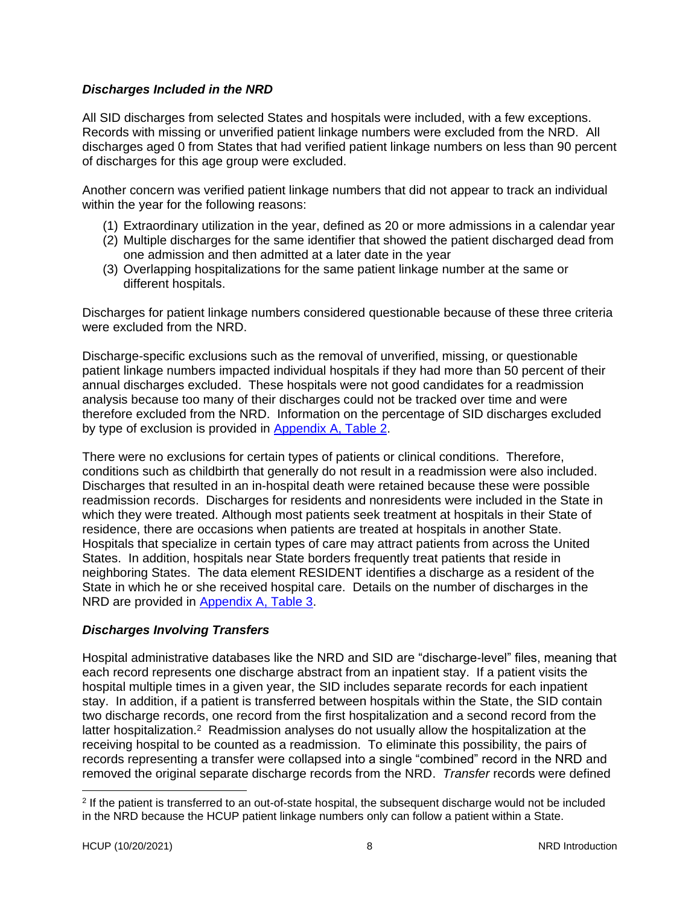### *Discharges Included in the NRD*

All SID discharges from selected States and hospitals were included, with a few exceptions. Records with missing or unverified patient linkage numbers were excluded from the NRD. All discharges aged 0 from States that had verified patient linkage numbers on less than 90 percent of discharges for this age group were excluded.

Another concern was verified patient linkage numbers that did not appear to track an individual within the year for the following reasons:

1. Extraordinary utilization in the year, defined as 20 or more admissions in a calendar year
2. Multiple discharges for the same identifier that showed the patient discharged dead from one admission and then admitted at a later date in the year
3. Overlapping hospitalizations for the same patient linkage number at the same or different hospitals.

Discharges for patient linkage numbers considered questionable because of these three criteria were excluded from the NRD.

Discharge-specific exclusions such as the removal of unverified, missing, or questionable patient linkage numbers impacted individual hospitals if they had more than 50 percent of their annual discharges excluded. These hospitals were not good candidates for a readmission analysis because too many of their discharges could not be tracked over time and were therefore excluded from the NRD. Information on the percentage of SID discharges excluded by type of exclusion is provided in Appendix A, Table 2.

There were no exclusions for certain types of patients or clinical conditions. Therefore, conditions such as childbirth that generally do not result in a readmission were also included. Discharges that resulted in an in-hospital death were retained because these were possible readmission records. Discharges for residents and nonresidents were included in the State in which they were treated. Although most patients seek treatment at hospitals in their State of residence, there are occasions when patients are treated at hospitals in another State. Hospitals that specialize in certain types of care may attract patients from across the United States. In addition, hospitals near State borders frequently treat patients that reside in neighboring States. The data element RESIDENT identifies a discharge as a resident of the State in which he or she received hospital care. Details on the number of discharges in the NRD are provided in Appendix A, Table 3.

### *Discharges Involving Transfers*

Hospital administrative databases like the NRD and SID are "discharge-level" files, meaning that each record represents one discharge abstract from an inpatient stay. If a patient visits the hospital multiple times in a given year, the SID includes separate records for each inpatient stay. In addition, if a patient is transferred between hospitals within the State, the SID contain two discharge records, one record from the first hospitalization and a second record from the latter hospitalization.[2] Readmission analyses do not usually allow the hospitalization at the receiving hospital to be counted as a readmission. To eliminate this possibility, the pairs of records representing a transfer were collapsed into a single "combined" record in the NRD and removed the original separate discharge records from the NRD. *Transfer* records were defined

[2] If the patient is transferred to an out-of-state hospital, the subsequent discharge would not be included in the NRD because the HCUP patient linkage numbers only can follow a patient within a State.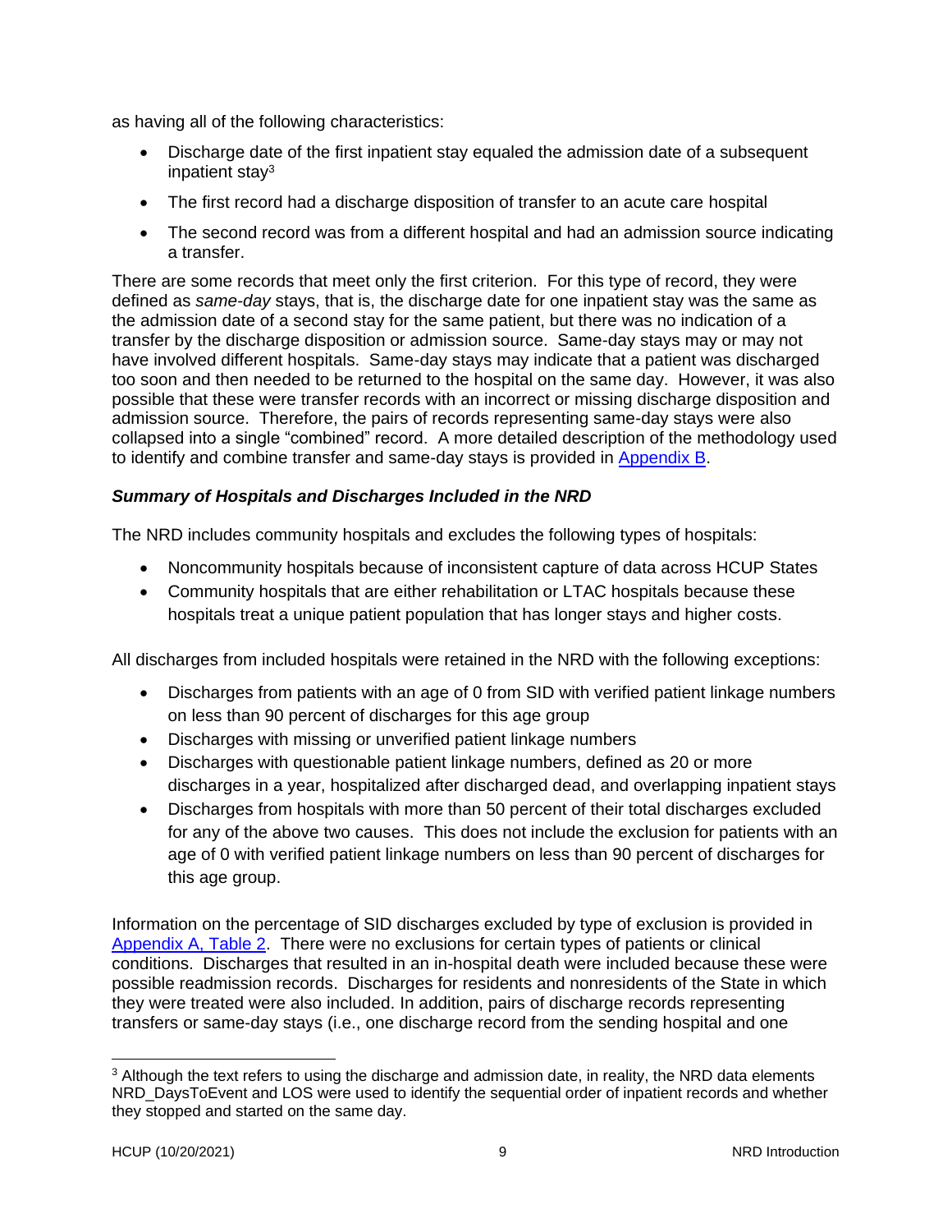as having all of the following characteristics:

- Discharge date of the first inpatient stay equaled the admission date of a subsequent inpatient stay[3]
- The first record had a discharge disposition of transfer to an acute care hospital
- The second record was from a different hospital and had an admission source indicating a transfer.

There are some records that meet only the first criterion. For this type of record, they were defined as *same-day* stays, that is, the discharge date for one inpatient stay was the same as the admission date of a second stay for the same patient, but there was no indication of a transfer by the discharge disposition or admission source. Same-day stays may or may not have involved different hospitals. Same-day stays may indicate that a patient was discharged too soon and then needed to be returned to the hospital on the same day. However, it was also possible that these were transfer records with an incorrect or missing discharge disposition and admission source. Therefore, the pairs of records representing same-day stays were also collapsed into a single "combined" record. A more detailed description of the methodology used to identify and combine transfer and same-day stays is provided in Appendix B.

### *Summary of Hospitals and Discharges Included in the NRD*

The NRD includes community hospitals and excludes the following types of hospitals:

- Noncommunity hospitals because of inconsistent capture of data across HCUP States
- Community hospitals that are either rehabilitation or LTAC hospitals because these hospitals treat a unique patient population that has longer stays and higher costs.

All discharges from included hospitals were retained in the NRD with the following exceptions:

- Discharges from patients with an age of 0 from SID with verified patient linkage numbers on less than 90 percent of discharges for this age group
- Discharges with missing or unverified patient linkage numbers
- Discharges with questionable patient linkage numbers, defined as 20 or more discharges in a year, hospitalized after discharged dead, and overlapping inpatient stays
- Discharges from hospitals with more than 50 percent of their total discharges excluded for any of the above two causes. This does not include the exclusion for patients with an age of 0 with verified patient linkage numbers on less than 90 percent of discharges for this age group.

Information on the percentage of SID discharges excluded by type of exclusion is provided in Appendix A, Table 2. There were no exclusions for certain types of patients or clinical conditions. Discharges that resulted in an in-hospital death were included because these were possible readmission records. Discharges for residents and nonresidents of the State in which they were treated were also included. In addition, pairs of discharge records representing transfers or same-day stays (i.e., one discharge record from the sending hospital and one

[3] Although the text refers to using the discharge and admission date, in reality, the NRD data elements NRD_DaysToEvent and LOS were used to identify the sequential order of inpatient records and whether they stopped and started on the same day.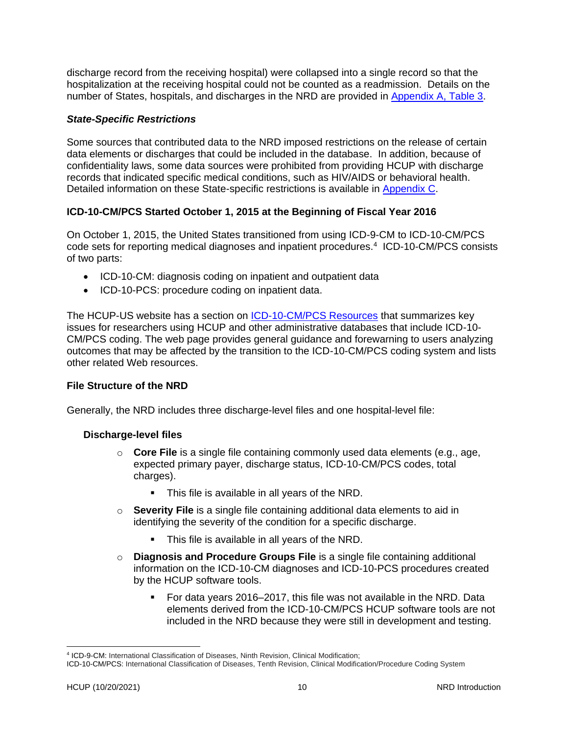discharge record from the receiving hospital) were collapsed into a single record so that the hospitalization at the receiving hospital could not be counted as a readmission. Details on the number of States, hospitals, and discharges in the NRD are provided in Appendix A, Table 3.

### *State-Specific Restrictions*

Some sources that contributed data to the NRD imposed restrictions on the release of certain data elements or discharges that could be included in the database. In addition, because of confidentiality laws, some data sources were prohibited from providing HCUP with discharge records that indicated specific medical conditions, such as HIV/AIDS or behavioral health. Detailed information on these State-specific restrictions is available in Appendix C.

### ICD-10-CM/PCS Started October 1, 2015 at the Beginning of Fiscal Year 2016

On October 1, 2015, the United States transitioned from using ICD-9-CM to ICD-10-CM/PCS code sets for reporting medical diagnoses and inpatient procedures.[4] ICD-10-CM/PCS consists of two parts:

- ICD-10-CM: diagnosis coding on inpatient and outpatient data
- ICD-10-PCS: procedure coding on inpatient data.

The HCUP-US website has a section on ICD-10-CM/PCS Resources that summarizes key issues for researchers using HCUP and other administrative databases that include ICD-10-CM/PCS coding. The web page provides general guidance and forewarning to users analyzing outcomes that may be affected by the transition to the ICD-10-CM/PCS coding system and lists other related Web resources.

### File Structure of the NRD

Generally, the NRD includes three discharge-level files and one hospital-level file:

#### Discharge-level files

- **Core File** is a single file containing commonly used data elements (e.g., age, expected primary payer, discharge status, ICD-10-CM/PCS codes, total charges).
  - This file is available in all years of the NRD.
- **Severity File** is a single file containing additional data elements to aid in identifying the severity of the condition for a specific discharge.
  - This file is available in all years of the NRD.
- **Diagnosis and Procedure Groups File** is a single file containing additional information on the ICD-10-CM diagnoses and ICD-10-PCS procedures created by the HCUP software tools.
  - For data years 2016–2017, this file was not available in the NRD. Data elements derived from the ICD-10-CM/PCS HCUP software tools are not included in the NRD because they were still in development and testing.

---

[4] ICD-9-CM: International Classification of Diseases, Ninth Revision, Clinical Modification;
ICD-10-CM/PCS: International Classification of Diseases, Tenth Revision, Clinical Modification/Procedure Coding System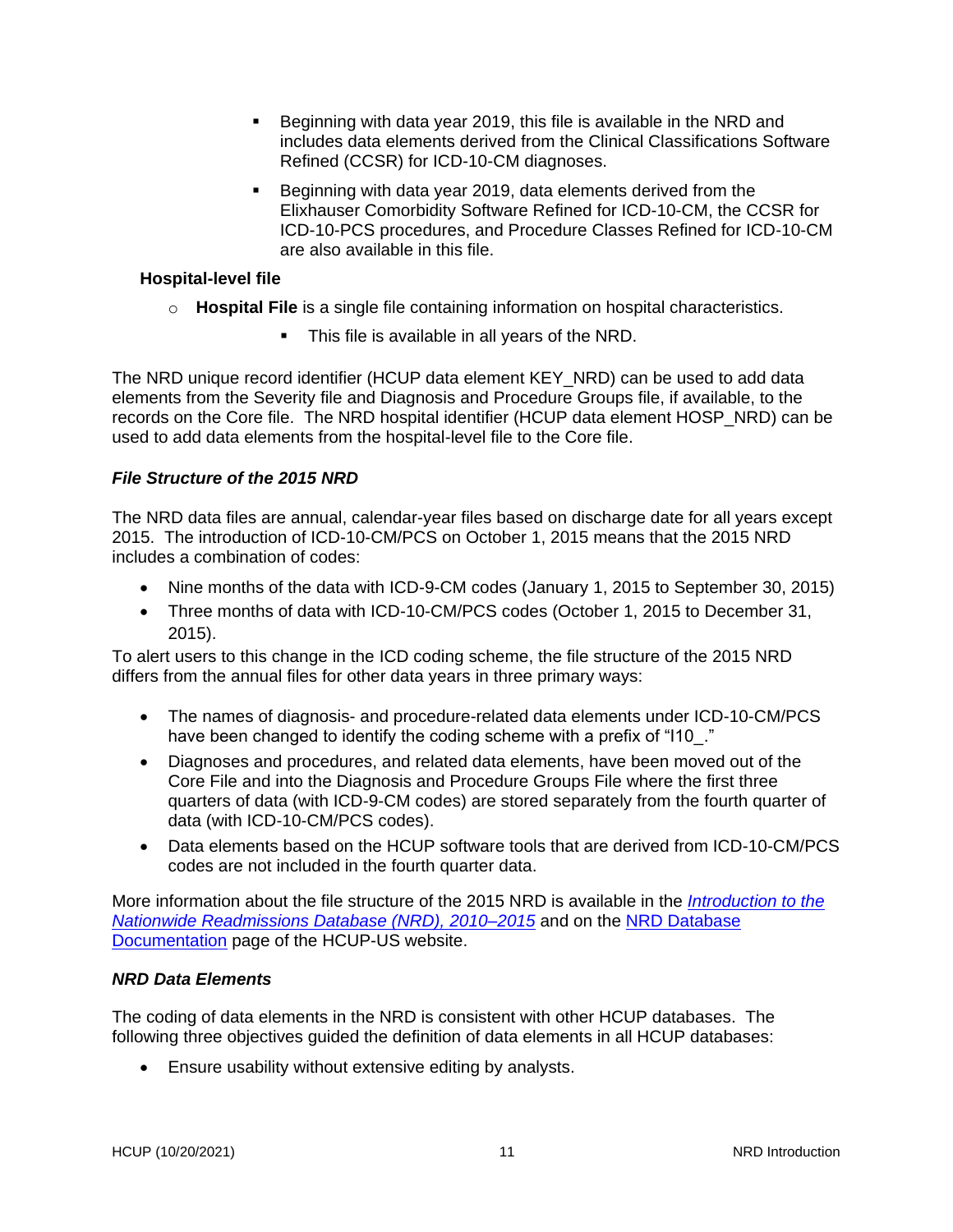- Beginning with data year 2019, this file is available in the NRD and includes data elements derived from the Clinical Classifications Software Refined (CCSR) for ICD-10-CM diagnoses.
   - Beginning with data year 2019, data elements derived from the Elixhauser Comorbidity Software Refined for ICD-10-CM, the CCSR for ICD-10-PCS procedures, and Procedure Classes Refined for ICD-10-CM are also available in this file.

**Hospital-level file**

- **Hospital File** is a single file containing information on hospital characteristics.
   - This file is available in all years of the NRD.

The NRD unique record identifier (HCUP data element KEY_NRD) can be used to add data elements from the Severity file and Diagnosis and Procedure Groups file, if available, to the records on the Core file. The NRD hospital identifier (HCUP data element HOSP_NRD) can be used to add data elements from the hospital-level file to the Core file.

### *File Structure of the 2015 NRD*

The NRD data files are annual, calendar-year files based on discharge date for all years except 2015. The introduction of ICD-10-CM/PCS on October 1, 2015 means that the 2015 NRD includes a combination of codes:

- Nine months of the data with ICD-9-CM codes (January 1, 2015 to September 30, 2015)
- Three months of data with ICD-10-CM/PCS codes (October 1, 2015 to December 31, 2015).

To alert users to this change in the ICD coding scheme, the file structure of the 2015 NRD differs from the annual files for other data years in three primary ways:

- The names of diagnosis- and procedure-related data elements under ICD-10-CM/PCS have been changed to identify the coding scheme with a prefix of "I10_."
- Diagnoses and procedures, and related data elements, have been moved out of the Core File and into the Diagnosis and Procedure Groups File where the first three quarters of data (with ICD-9-CM codes) are stored separately from the fourth quarter of data (with ICD-10-CM/PCS codes).
- Data elements based on the HCUP software tools that are derived from ICD-10-CM/PCS codes are not included in the fourth quarter data.

More information about the file structure of the 2015 NRD is available in the *Introduction to the Nationwide Readmissions Database (NRD), 2010–2015* and on the NRD Database Documentation page of the HCUP-US website.

### *NRD Data Elements*

The coding of data elements in the NRD is consistent with other HCUP databases. The following three objectives guided the definition of data elements in all HCUP databases:

- Ensure usability without extensive editing by analysts.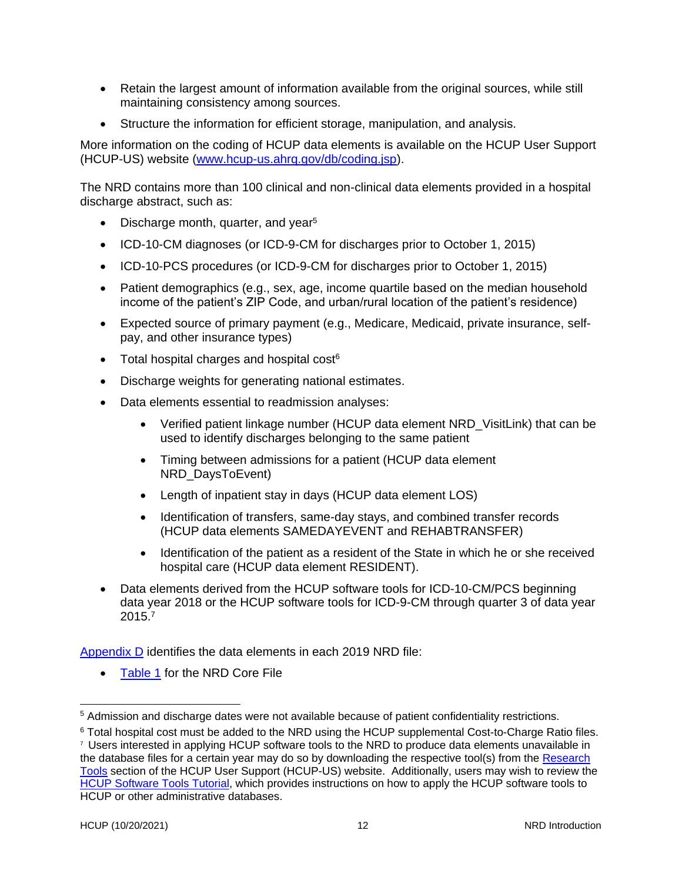- Retain the largest amount of information available from the original sources, while still maintaining consistency among sources.
- Structure the information for efficient storage, manipulation, and analysis.

More information on the coding of HCUP data elements is available on the HCUP User Support (HCUP-US) website ([www.hcup-us.ahrq.gov/db/coding.jsp](www.hcup-us.ahrq.gov/db/coding.jsp)).

The NRD contains more than 100 clinical and non-clinical data elements provided in a hospital discharge abstract, such as:

- Discharge month, quarter, and year[5]
- ICD-10-CM diagnoses (or ICD-9-CM for discharges prior to October 1, 2015)
- ICD-10-PCS procedures (or ICD-9-CM for discharges prior to October 1, 2015)
- Patient demographics (e.g., sex, age, income quartile based on the median household income of the patient's ZIP Code, and urban/rural location of the patient's residence)
- Expected source of primary payment (e.g., Medicare, Medicaid, private insurance, self-pay, and other insurance types)
- Total hospital charges and hospital cost[6]
- Discharge weights for generating national estimates.
- Data elements essential to readmission analyses:
    - Verified patient linkage number (HCUP data element NRD_VisitLink) that can be used to identify discharges belonging to the same patient
    - Timing between admissions for a patient (HCUP data element NRD_DaysToEvent)
    - Length of inpatient stay in days (HCUP data element LOS)
    - Identification of transfers, same-day stays, and combined transfer records (HCUP data elements SAMEDAYEVENT and REHABTRANSFER)
    - Identification of the patient as a resident of the State in which he or she received hospital care (HCUP data element RESIDENT).
- Data elements derived from the HCUP software tools for ICD-10-CM/PCS beginning data year 2018 or the HCUP software tools for ICD-9-CM through quarter 3 of data year 2015.[7]

Appendix D identifies the data elements in each 2019 NRD file:

- Table 1 for the NRD Core File

---

[5] Admission and discharge dates were not available because of patient confidentiality restrictions.

[6] Total hospital cost must be added to the NRD using the HCUP supplemental Cost-to-Charge Ratio files.

[7] Users interested in applying HCUP software tools to the NRD to produce data elements unavailable in the database files for a certain year may do so by downloading the respective tool(s) from the Research Tools section of the HCUP User Support (HCUP-US) website. Additionally, users may wish to review the HCUP Software Tools Tutorial, which provides instructions on how to apply the HCUP software tools to HCUP or other administrative databases.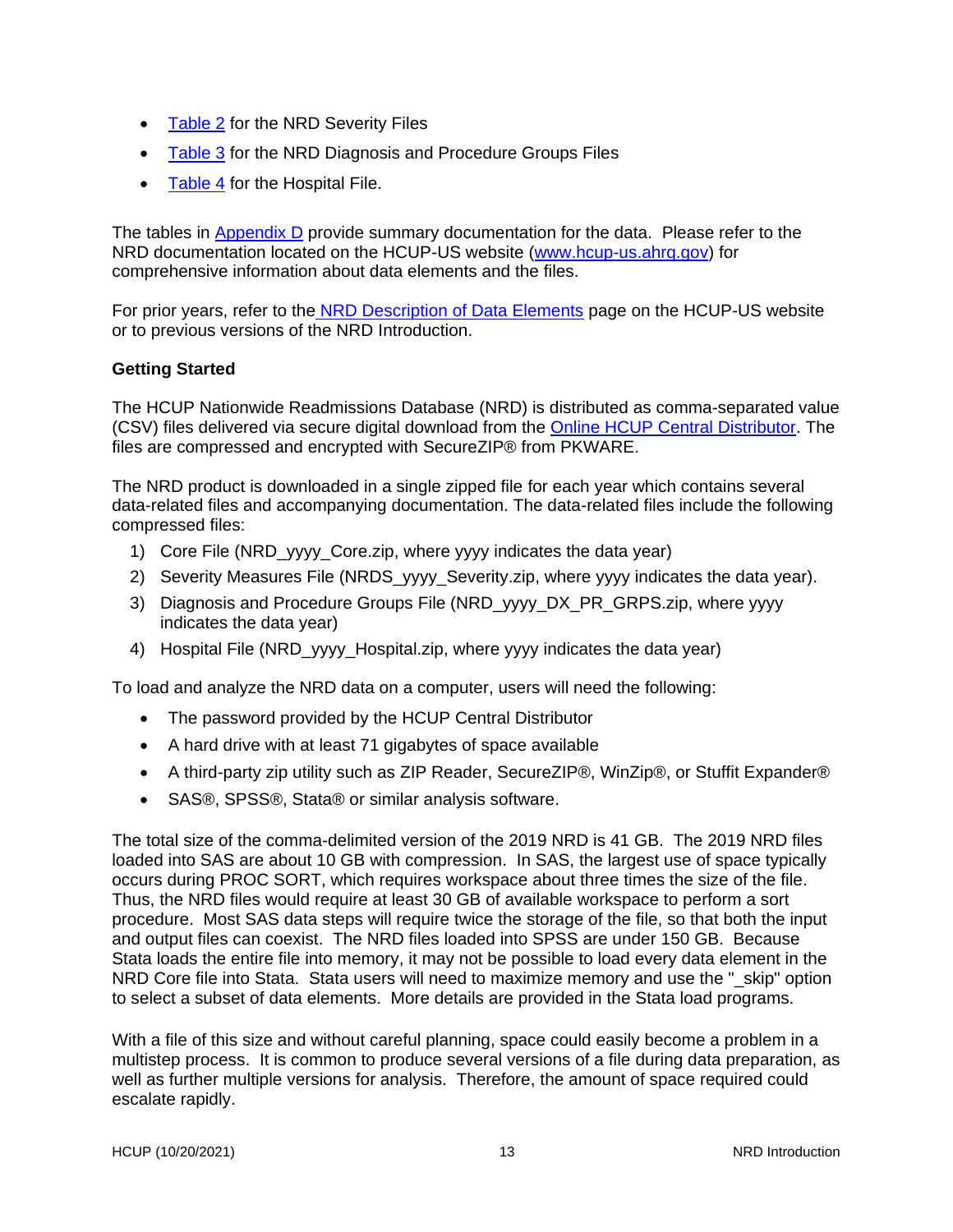- Table 2 for the NRD Severity Files
- Table 3 for the NRD Diagnosis and Procedure Groups Files
- Table 4 for the Hospital File.

The tables in Appendix D provide summary documentation for the data. Please refer to the NRD documentation located on the HCUP-US website (www.hcup-us.ahrq.gov) for comprehensive information about data elements and the files.

For prior years, refer to the NRD Description of Data Elements page on the HCUP-US website or to previous versions of the NRD Introduction.

**Getting Started**

The HCUP Nationwide Readmissions Database (NRD) is distributed as comma-separated value (CSV) files delivered via secure digital download from the Online HCUP Central Distributor. The files are compressed and encrypted with SecureZIP® from PKWARE.

The NRD product is downloaded in a single zipped file for each year which contains several data-related files and accompanying documentation. The data-related files include the following compressed files:

1) Core File (NRD_yyyy_Core.zip, where yyyy indicates the data year)
2) Severity Measures File (NRDS_yyyy_Severity.zip, where yyyy indicates the data year).
3) Diagnosis and Procedure Groups File (NRD_yyyy_DX_PR_GRPS.zip, where yyyy indicates the data year)
4) Hospital File (NRD_yyyy_Hospital.zip, where yyyy indicates the data year)

To load and analyze the NRD data on a computer, users will need the following:

- The password provided by the HCUP Central Distributor
- A hard drive with at least 71 gigabytes of space available
- A third-party zip utility such as ZIP Reader, SecureZIP®, WinZip®, or Stuffit Expander®
- SAS®, SPSS®, Stata® or similar analysis software.

The total size of the comma-delimited version of the 2019 NRD is 41 GB. The 2019 NRD files loaded into SAS are about 10 GB with compression. In SAS, the largest use of space typically occurs during PROC SORT, which requires workspace about three times the size of the file. Thus, the NRD files would require at least 30 GB of available workspace to perform a sort procedure. Most SAS data steps will require twice the storage of the file, so that both the input and output files can coexist. The NRD files loaded into SPSS are under 150 GB. Because Stata loads the entire file into memory, it may not be possible to load every data element in the NRD Core file into Stata. Stata users will need to maximize memory and use the "_skip" option to select a subset of data elements. More details are provided in the Stata load programs.

With a file of this size and without careful planning, space could easily become a problem in a multistep process. It is common to produce several versions of a file during data preparation, as well as further multiple versions for analysis. Therefore, the amount of space required could escalate rapidly.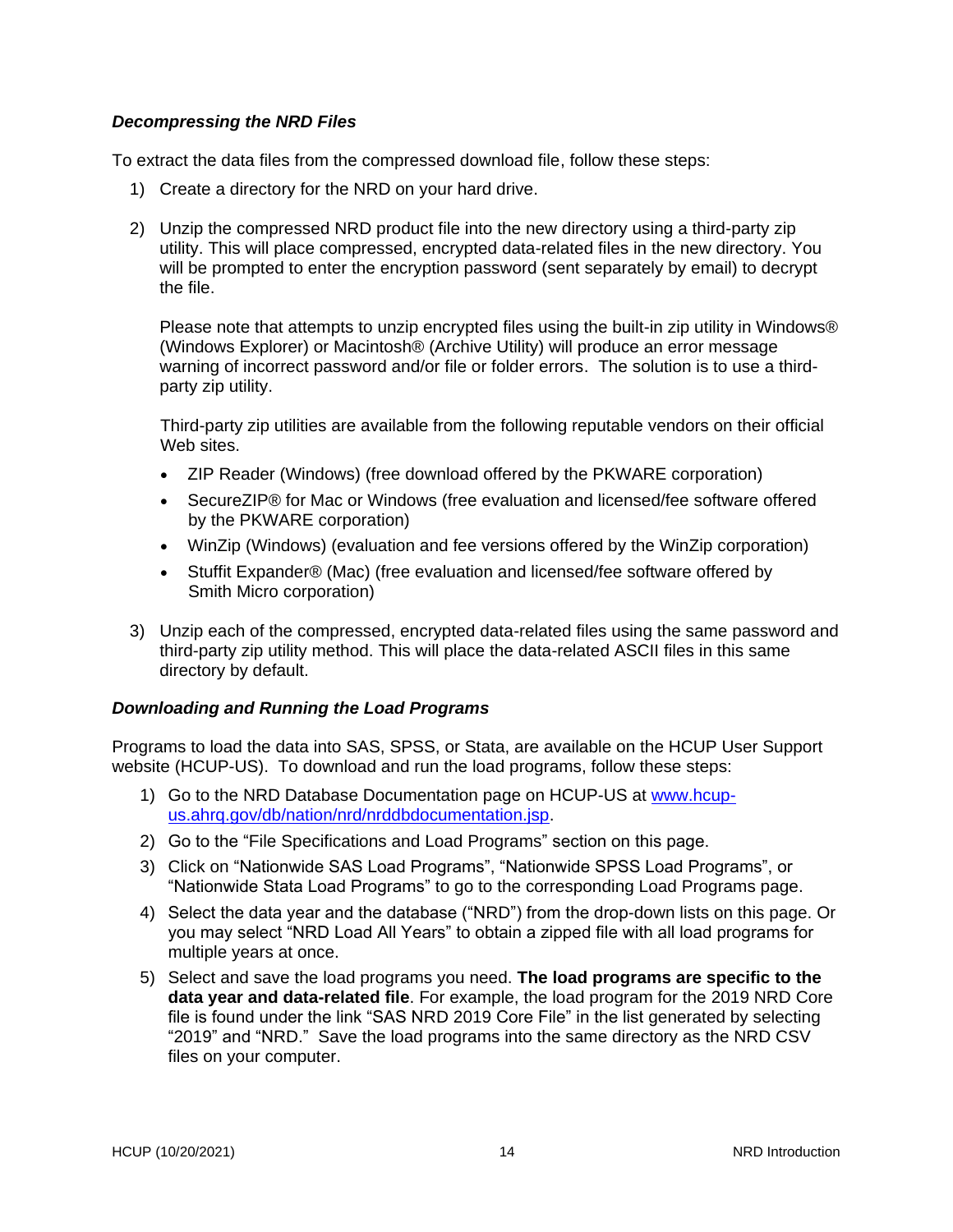### *Decompressing the NRD Files*

To extract the data files from the compressed download file, follow these steps:

1) Create a directory for the NRD on your hard drive.

2) Unzip the compressed NRD product file into the new directory using a third-party zip utility. This will place compressed, encrypted data-related files in the new directory. You will be prompted to enter the encryption password (sent separately by email) to decrypt the file.

   Please note that attempts to unzip encrypted files using the built-in zip utility in Windows® (Windows Explorer) or Macintosh® (Archive Utility) will produce an error message warning of incorrect password and/or file or folder errors. The solution is to use a third-party zip utility.

   Third-party zip utilities are available from the following reputable vendors on their official Web sites.

   - ZIP Reader (Windows) (free download offered by the PKWARE corporation)
   - SecureZIP® for Mac or Windows (free evaluation and licensed/fee software offered by the PKWARE corporation)
   - WinZip (Windows) (evaluation and fee versions offered by the WinZip corporation)
   - Stuffit Expander® (Mac) (free evaluation and licensed/fee software offered by Smith Micro corporation)

3) Unzip each of the compressed, encrypted data-related files using the same password and third-party zip utility method. This will place the data-related ASCII files in this same directory by default.

### *Downloading and Running the Load Programs*

Programs to load the data into SAS, SPSS, or Stata, are available on the HCUP User Support website (HCUP-US). To download and run the load programs, follow these steps:

1) Go to the NRD Database Documentation page on HCUP-US at [www.hcup-us.ahrq.gov/db/nation/nrd/nrddbdocumentation.jsp](www.hcup-us.ahrq.gov/db/nation/nrd/nrddbdocumentation.jsp).
2) Go to the "File Specifications and Load Programs" section on this page.
3) Click on "Nationwide SAS Load Programs", "Nationwide SPSS Load Programs", or "Nationwide Stata Load Programs" to go to the corresponding Load Programs page.
4) Select the data year and the database ("NRD") from the drop-down lists on this page. Or you may select "NRD Load All Years" to obtain a zipped file with all load programs for multiple years at once.
5) Select and save the load programs you need. **The load programs are specific to the data year and data-related file**. For example, the load program for the 2019 NRD Core file is found under the link "SAS NRD 2019 Core File" in the list generated by selecting "2019" and "NRD." Save the load programs into the same directory as the NRD CSV files on your computer.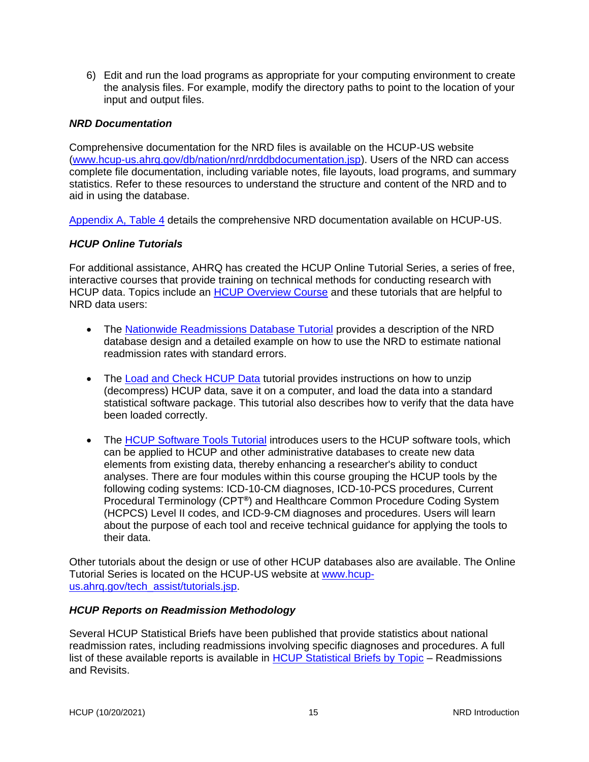6) Edit and run the load programs as appropriate for your computing environment to create the analysis files. For example, modify the directory paths to point to the location of your input and output files.

### *NRD Documentation*

Comprehensive documentation for the NRD files is available on the HCUP-US website (www.hcup-us.ahrq.gov/db/nation/nrd/nrddbdocumentation.jsp). Users of the NRD can access complete file documentation, including variable notes, file layouts, load programs, and summary statistics. Refer to these resources to understand the structure and content of the NRD and to aid in using the database.

Appendix A, Table 4 details the comprehensive NRD documentation available on HCUP-US.

### *HCUP Online Tutorials*

For additional assistance, AHRQ has created the HCUP Online Tutorial Series, a series of free, interactive courses that provide training on technical methods for conducting research with HCUP data. Topics include an HCUP Overview Course and these tutorials that are helpful to NRD data users:

- The Nationwide Readmissions Database Tutorial provides a description of the NRD database design and a detailed example on how to use the NRD to estimate national readmission rates with standard errors.
- The Load and Check HCUP Data tutorial provides instructions on how to unzip (decompress) HCUP data, save it on a computer, and load the data into a standard statistical software package. This tutorial also describes how to verify that the data have been loaded correctly.
- The HCUP Software Tools Tutorial introduces users to the HCUP software tools, which can be applied to HCUP and other administrative databases to create new data elements from existing data, thereby enhancing a researcher's ability to conduct analyses. There are four modules within this course grouping the HCUP tools by the following coding systems: ICD-10-CM diagnoses, ICD-10-PCS procedures, Current Procedural Terminology (CPT®) and Healthcare Common Procedure Coding System (HCPCS) Level II codes, and ICD-9-CM diagnoses and procedures. Users will learn about the purpose of each tool and receive technical guidance for applying the tools to their data.

Other tutorials about the design or use of other HCUP databases also are available. The Online Tutorial Series is located on the HCUP-US website at www.hcup-us.ahrq.gov/tech_assist/tutorials.jsp.

### *HCUP Reports on Readmission Methodology*

Several HCUP Statistical Briefs have been published that provide statistics about national readmission rates, including readmissions involving specific diagnoses and procedures. A full list of these available reports is available in HCUP Statistical Briefs by Topic – Readmissions and Revisits.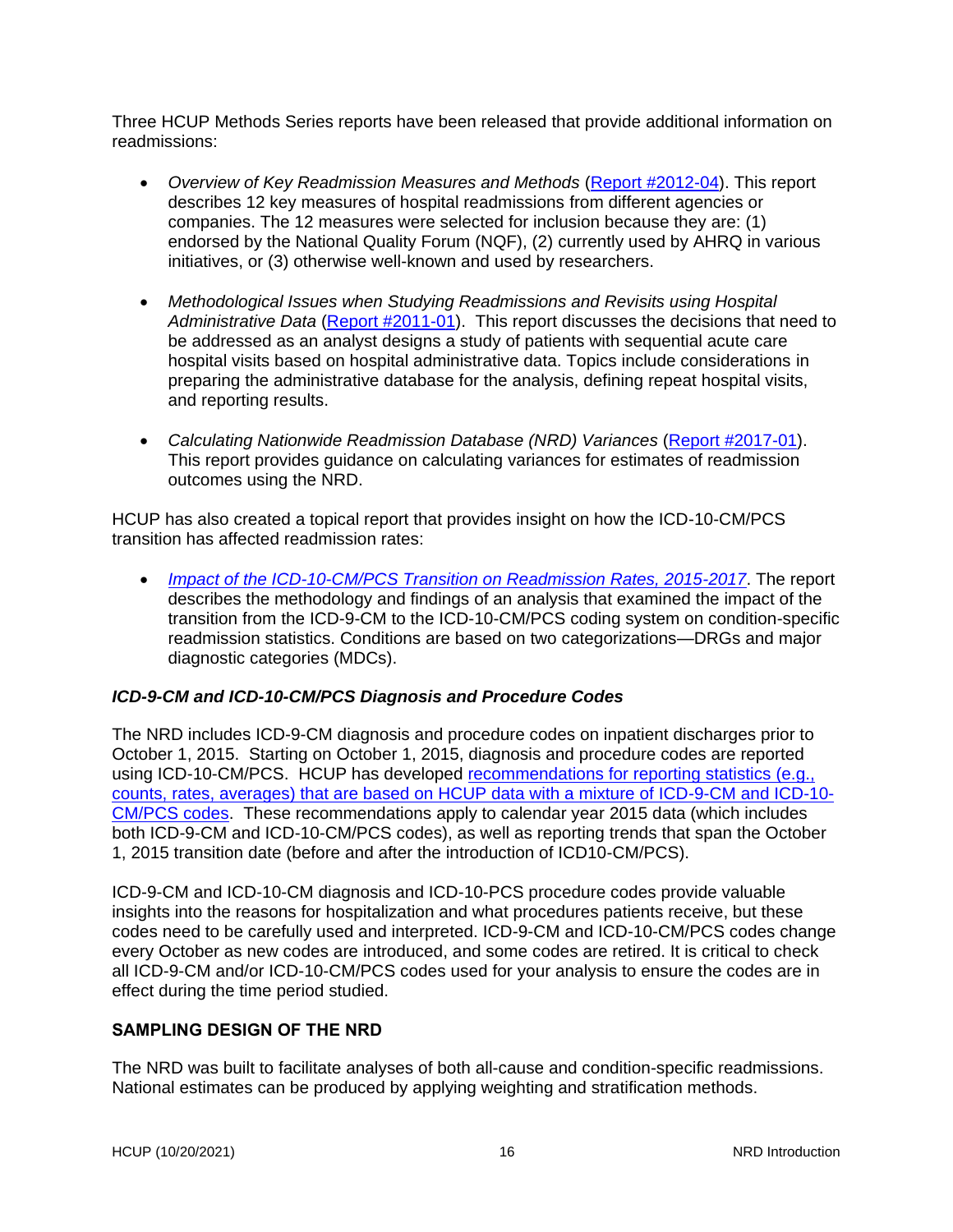Three HCUP Methods Series reports have been released that provide additional information on readmissions:

- *Overview of Key Readmission Measures and Methods* (Report #2012-04). This report describes 12 key measures of hospital readmissions from different agencies or companies. The 12 measures were selected for inclusion because they are: (1) endorsed by the National Quality Forum (NQF), (2) currently used by AHRQ in various initiatives, or (3) otherwise well-known and used by researchers.

- *Methodological Issues when Studying Readmissions and Revisits using Hospital Administrative Data* (Report #2011-01). This report discusses the decisions that need to be addressed as an analyst designs a study of patients with sequential acute care hospital visits based on hospital administrative data. Topics include considerations in preparing the administrative database for the analysis, defining repeat hospital visits, and reporting results.

- *Calculating Nationwide Readmission Database (NRD) Variances* (Report #2017-01). This report provides guidance on calculating variances for estimates of readmission outcomes using the NRD.

HCUP has also created a topical report that provides insight on how the ICD-10-CM/PCS transition has affected readmission rates:

- *Impact of the ICD-10-CM/PCS Transition on Readmission Rates, 2015-2017*. The report describes the methodology and findings of an analysis that examined the impact of the transition from the ICD-9-CM to the ICD-10-CM/PCS coding system on condition-specific readmission statistics. Conditions are based on two categorizations—DRGs and major diagnostic categories (MDCs).

### *ICD-9-CM and ICD-10-CM/PCS Diagnosis and Procedure Codes*

The NRD includes ICD-9-CM diagnosis and procedure codes on inpatient discharges prior to October 1, 2015. Starting on October 1, 2015, diagnosis and procedure codes are reported using ICD-10-CM/PCS. HCUP has developed recommendations for reporting statistics (e.g., counts, rates, averages) that are based on HCUP data with a mixture of ICD-9-CM and ICD-10-CM/PCS codes. These recommendations apply to calendar year 2015 data (which includes both ICD-9-CM and ICD-10-CM/PCS codes), as well as reporting trends that span the October 1, 2015 transition date (before and after the introduction of ICD10-CM/PCS).

ICD-9-CM and ICD-10-CM diagnosis and ICD-10-PCS procedure codes provide valuable insights into the reasons for hospitalization and what procedures patients receive, but these codes need to be carefully used and interpreted. ICD-9-CM and ICD-10-CM/PCS codes change every October as new codes are introduced, and some codes are retired. It is critical to check all ICD-9-CM and/or ICD-10-CM/PCS codes used for your analysis to ensure the codes are in effect during the time period studied.

## SAMPLING DESIGN OF THE NRD

The NRD was built to facilitate analyses of both all-cause and condition-specific readmissions. National estimates can be produced by applying weighting and stratification methods.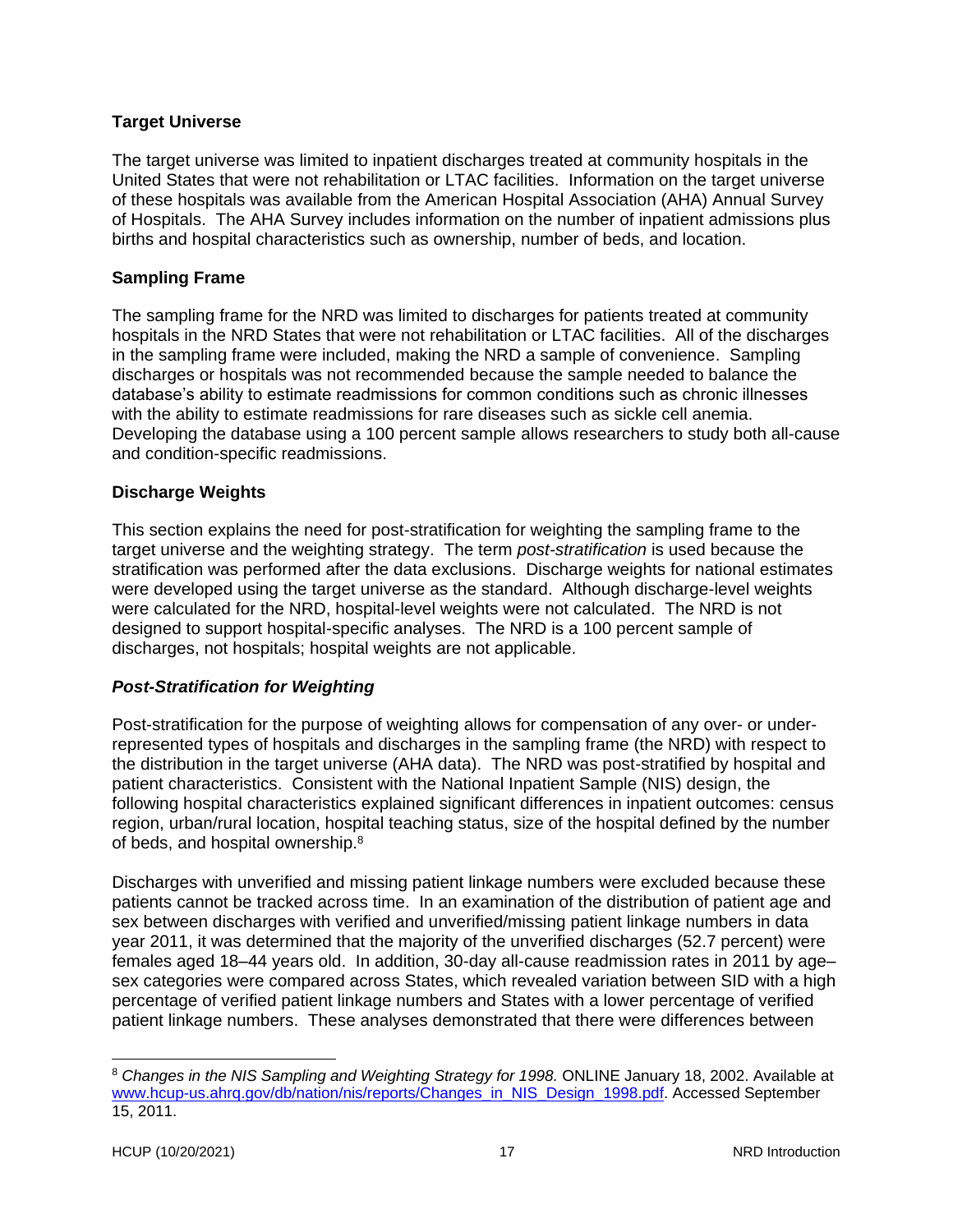## Target Universe

The target universe was limited to inpatient discharges treated at community hospitals in the United States that were not rehabilitation or LTAC facilities. Information on the target universe of these hospitals was available from the American Hospital Association (AHA) Annual Survey of Hospitals. The AHA Survey includes information on the number of inpatient admissions plus births and hospital characteristics such as ownership, number of beds, and location.

## Sampling Frame

The sampling frame for the NRD was limited to discharges for patients treated at community hospitals in the NRD States that were not rehabilitation or LTAC facilities. All of the discharges in the sampling frame were included, making the NRD a sample of convenience. Sampling discharges or hospitals was not recommended because the sample needed to balance the database's ability to estimate readmissions for common conditions such as chronic illnesses with the ability to estimate readmissions for rare diseases such as sickle cell anemia. Developing the database using a 100 percent sample allows researchers to study both all-cause and condition-specific readmissions.

## Discharge Weights

This section explains the need for post-stratification for weighting the sampling frame to the target universe and the weighting strategy. The term *post-stratification* is used because the stratification was performed after the data exclusions. Discharge weights for national estimates were developed using the target universe as the standard. Although discharge-level weights were calculated for the NRD, hospital-level weights were not calculated. The NRD is not designed to support hospital-specific analyses. The NRD is a 100 percent sample of discharges, not hospitals; hospital weights are not applicable.

### *Post-Stratification for Weighting*

Post-stratification for the purpose of weighting allows for compensation of any over- or under-represented types of hospitals and discharges in the sampling frame (the NRD) with respect to the distribution in the target universe (AHA data). The NRD was post-stratified by hospital and patient characteristics. Consistent with the National Inpatient Sample (NIS) design, the following hospital characteristics explained significant differences in inpatient outcomes: census region, urban/rural location, hospital teaching status, size of the hospital defined by the number of beds, and hospital ownership.[8]

Discharges with unverified and missing patient linkage numbers were excluded because these patients cannot be tracked across time. In an examination of the distribution of patient age and sex between discharges with verified and unverified/missing patient linkage numbers in data year 2011, it was determined that the majority of the unverified discharges (52.7 percent) were females aged 18–44 years old. In addition, 30-day all-cause readmission rates in 2011 by age–sex categories were compared across States, which revealed variation between SID with a high percentage of verified patient linkage numbers and States with a lower percentage of verified patient linkage numbers. These analyses demonstrated that there were differences between

---

[8] *Changes in the NIS Sampling and Weighting Strategy for 1998.* ONLINE January 18, 2002. Available at www.hcup-us.ahrq.gov/db/nation/nis/reports/Changes_in_NIS_Design_1998.pdf. Accessed September 15, 2011.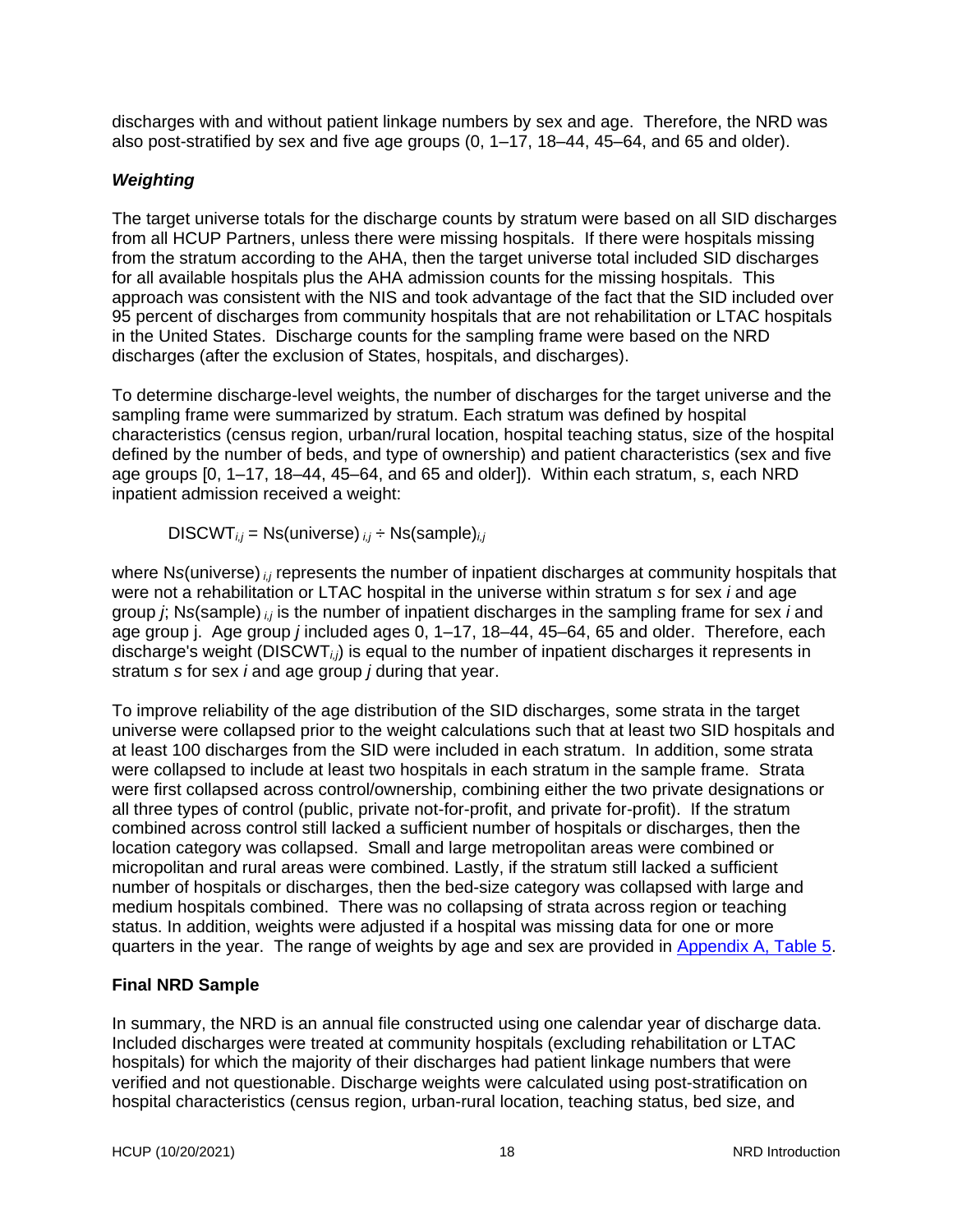discharges with and without patient linkage numbers by sex and age. Therefore, the NRD was also post-stratified by sex and five age groups (0, 1–17, 18–44, 45–64, and 65 and older).

### *Weighting*

The target universe totals for the discharge counts by stratum were based on all SID discharges from all HCUP Partners, unless there were missing hospitals. If there were hospitals missing from the stratum according to the AHA, then the target universe total included SID discharges for all available hospitals plus the AHA admission counts for the missing hospitals. This approach was consistent with the NIS and took advantage of the fact that the SID included over 95 percent of discharges from community hospitals that are not rehabilitation or LTAC hospitals in the United States. Discharge counts for the sampling frame were based on the NRD discharges (after the exclusion of States, hospitals, and discharges).

To determine discharge-level weights, the number of discharges for the target universe and the sampling frame were summarized by stratum. Each stratum was defined by hospital characteristics (census region, urban/rural location, hospital teaching status, size of the hospital defined by the number of beds, and type of ownership) and patient characteristics (sex and five age groups [0, 1–17, 18–44, 45–64, and 65 and older]). Within each stratum, *s*, each NRD inpatient admission received a weight:

$$DISCWT_{i,j} = Ns(universe)_{i,j} \div Ns(sample)_{i,j}$$

where $Ns(universe)_{i,j}$ represents the number of inpatient discharges at community hospitals that were not a rehabilitation or LTAC hospital in the universe within stratum *s* for sex *i* and age group *j*; $Ns(sample)_{i,j}$ is the number of inpatient discharges in the sampling frame for sex *i* and age group j. Age group *j* included ages 0, 1–17, 18–44, 45–64, 65 and older. Therefore, each discharge's weight ($DISCWT_{i,j}$) is equal to the number of inpatient discharges it represents in stratum *s* for sex *i* and age group *j* during that year.

To improve reliability of the age distribution of the SID discharges, some strata in the target universe were collapsed prior to the weight calculations such that at least two SID hospitals and at least 100 discharges from the SID were included in each stratum. In addition, some strata were collapsed to include at least two hospitals in each stratum in the sample frame. Strata were first collapsed across control/ownership, combining either the two private designations or all three types of control (public, private not-for-profit, and private for-profit). If the stratum combined across control still lacked a sufficient number of hospitals or discharges, then the location category was collapsed. Small and large metropolitan areas were combined or micropolitan and rural areas were combined. Lastly, if the stratum still lacked a sufficient number of hospitals or discharges, then the bed-size category was collapsed with large and medium hospitals combined. There was no collapsing of strata across region or teaching status. In addition, weights were adjusted if a hospital was missing data for one or more quarters in the year. The range of weights by age and sex are provided in Appendix A, Table 5.

### **Final NRD Sample**

In summary, the NRD is an annual file constructed using one calendar year of discharge data. Included discharges were treated at community hospitals (excluding rehabilitation or LTAC hospitals) for which the majority of their discharges had patient linkage numbers that were verified and not questionable. Discharge weights were calculated using post-stratification on hospital characteristics (census region, urban-rural location, teaching status, bed size, and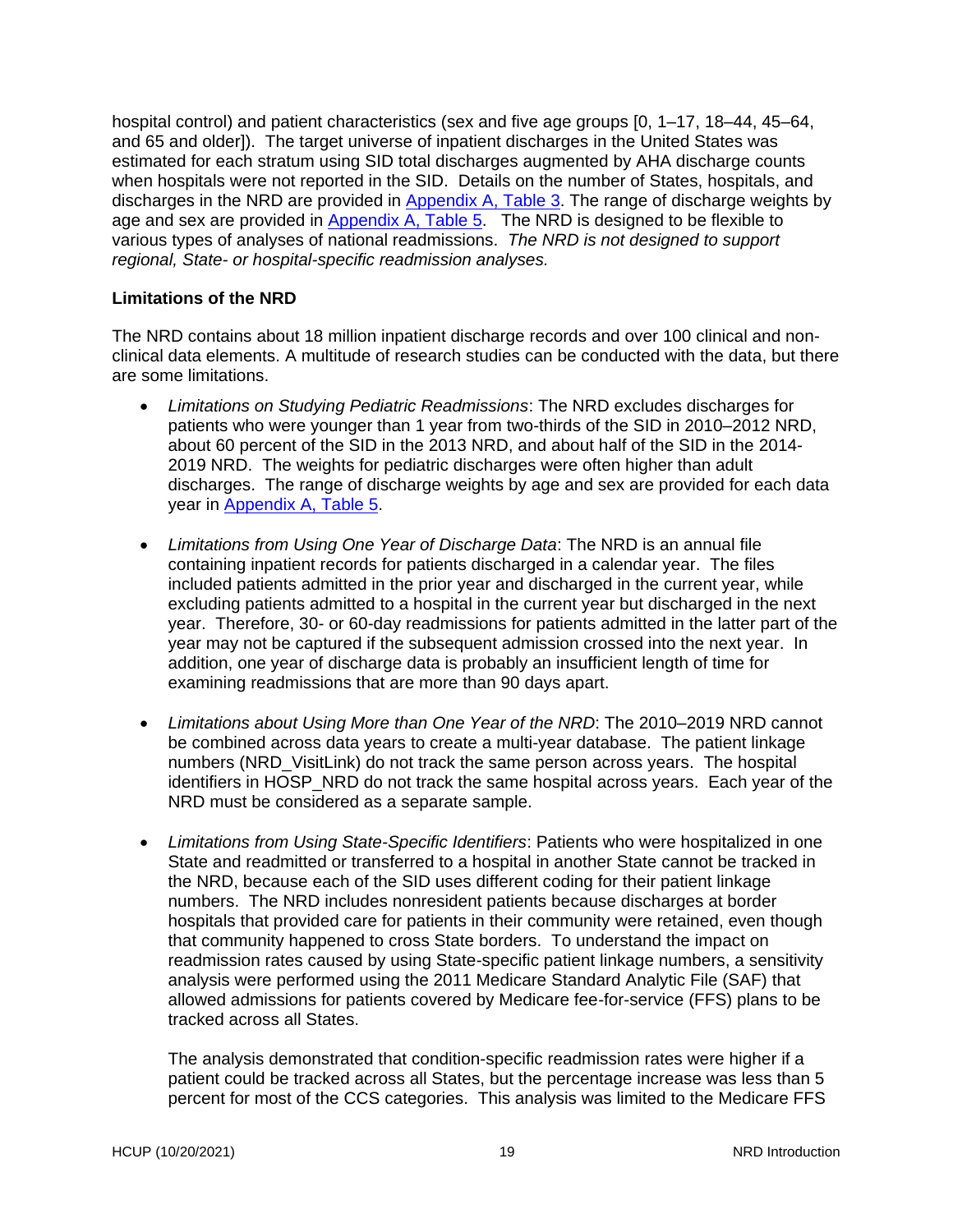hospital control) and patient characteristics (sex and five age groups [0, 1–17, 18–44, 45–64, and 65 and older]). The target universe of inpatient discharges in the United States was estimated for each stratum using SID total discharges augmented by AHA discharge counts when hospitals were not reported in the SID. Details on the number of States, hospitals, and discharges in the NRD are provided in Appendix A, Table 3. The range of discharge weights by age and sex are provided in Appendix A, Table 5. The NRD is designed to be flexible to various types of analyses of national readmissions. *The NRD is not designed to support regional, State- or hospital-specific readmission analyses.*

**Limitations of the NRD**

The NRD contains about 18 million inpatient discharge records and over 100 clinical and non-clinical data elements. A multitude of research studies can be conducted with the data, but there are some limitations.

- *Limitations on Studying Pediatric Readmissions*: The NRD excludes discharges for patients who were younger than 1 year from two-thirds of the SID in 2010–2012 NRD, about 60 percent of the SID in the 2013 NRD, and about half of the SID in the 2014-2019 NRD. The weights for pediatric discharges were often higher than adult discharges. The range of discharge weights by age and sex are provided for each data year in Appendix A, Table 5.

- *Limitations from Using One Year of Discharge Data*: The NRD is an annual file containing inpatient records for patients discharged in a calendar year. The files included patients admitted in the prior year and discharged in the current year, while excluding patients admitted to a hospital in the current year but discharged in the next year. Therefore, 30- or 60-day readmissions for patients admitted in the latter part of the year may not be captured if the subsequent admission crossed into the next year. In addition, one year of discharge data is probably an insufficient length of time for examining readmissions that are more than 90 days apart.

- *Limitations about Using More than One Year of the NRD*: The 2010–2019 NRD cannot be combined across data years to create a multi-year database. The patient linkage numbers (NRD_VisitLink) do not track the same person across years. The hospital identifiers in HOSP_NRD do not track the same hospital across years. Each year of the NRD must be considered as a separate sample.

- *Limitations from Using State-Specific Identifiers*: Patients who were hospitalized in one State and readmitted or transferred to a hospital in another State cannot be tracked in the NRD, because each of the SID uses different coding for their patient linkage numbers. The NRD includes nonresident patients because discharges at border hospitals that provided care for patients in their community were retained, even though that community happened to cross State borders. To understand the impact on readmission rates caused by using State-specific patient linkage numbers, a sensitivity analysis were performed using the 2011 Medicare Standard Analytic File (SAF) that allowed admissions for patients covered by Medicare fee-for-service (FFS) plans to be tracked across all States.

  The analysis demonstrated that condition-specific readmission rates were higher if a patient could be tracked across all States, but the percentage increase was less than 5 percent for most of the CCS categories. This analysis was limited to the Medicare FFS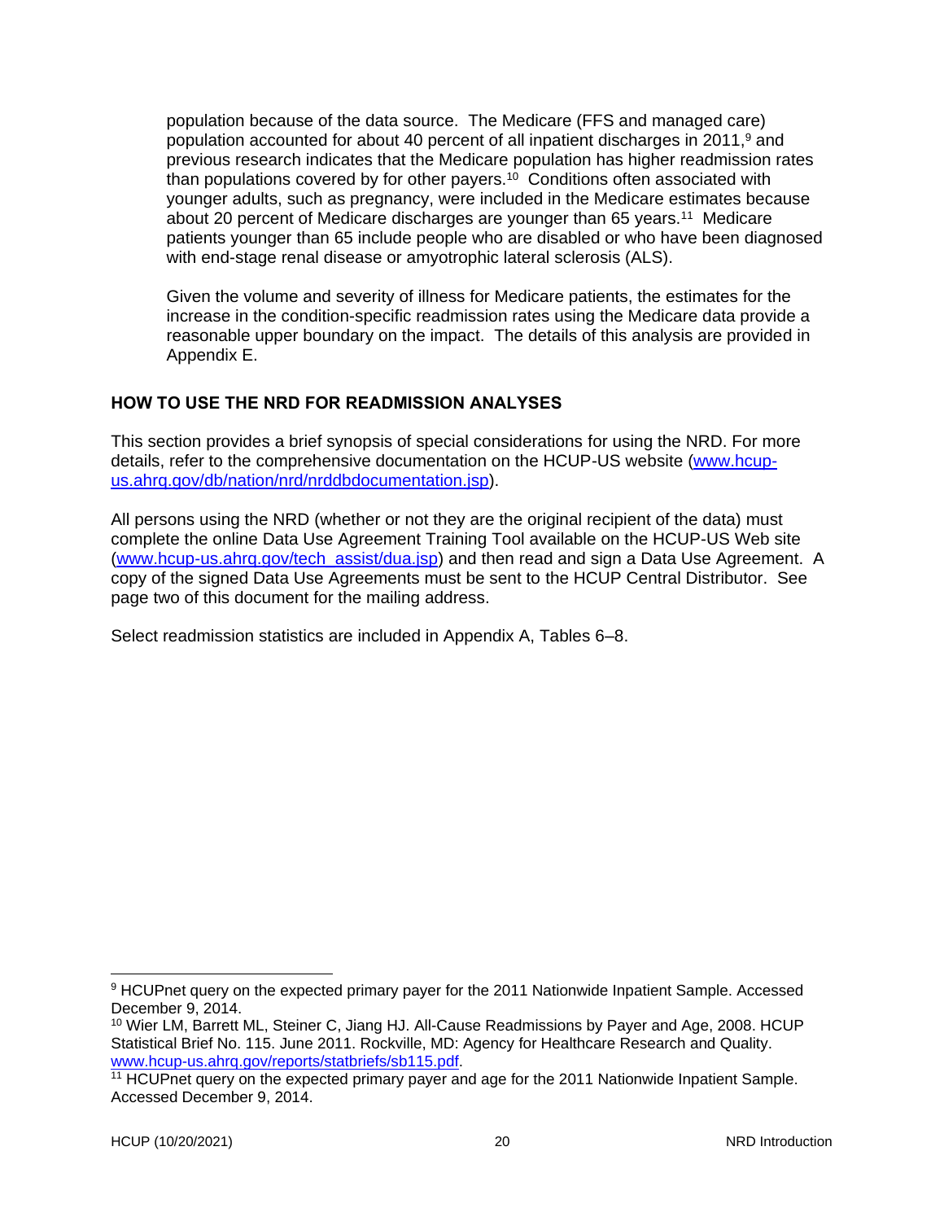population because of the data source. The Medicare (FFS and managed care) population accounted for about 40 percent of all inpatient discharges in 2011,[9] and previous research indicates that the Medicare population has higher readmission rates than populations covered by for other payers.[10] Conditions often associated with younger adults, such as pregnancy, were included in the Medicare estimates because about 20 percent of Medicare discharges are younger than 65 years.[11] Medicare patients younger than 65 include people who are disabled or who have been diagnosed with end-stage renal disease or amyotrophic lateral sclerosis (ALS).

Given the volume and severity of illness for Medicare patients, the estimates for the increase in the condition-specific readmission rates using the Medicare data provide a reasonable upper boundary on the impact. The details of this analysis are provided in Appendix E.

## HOW TO USE THE NRD FOR READMISSION ANALYSES

This section provides a brief synopsis of special considerations for using the NRD. For more details, refer to the comprehensive documentation on the HCUP-US website (www.hcup-us.ahrq.gov/db/nation/nrd/nrddbdocumentation.jsp).

All persons using the NRD (whether or not they are the original recipient of the data) must complete the online Data Use Agreement Training Tool available on the HCUP-US Web site (www.hcup-us.ahrq.gov/tech_assist/dua.jsp) and then read and sign a Data Use Agreement. A copy of the signed Data Use Agreements must be sent to the HCUP Central Distributor. See page two of this document for the mailing address.

Select readmission statistics are included in Appendix A, Tables 6–8.

---

[9] HCUPnet query on the expected primary payer for the 2011 Nationwide Inpatient Sample. Accessed December 9, 2014.

[10] Wier LM, Barrett ML, Steiner C, Jiang HJ. All-Cause Readmissions by Payer and Age, 2008. HCUP Statistical Brief No. 115. June 2011. Rockville, MD: Agency for Healthcare Research and Quality. www.hcup-us.ahrq.gov/reports/statbriefs/sb115.pdf.

[11] HCUPnet query on the expected primary payer and age for the 2011 Nationwide Inpatient Sample. Accessed December 9, 2014.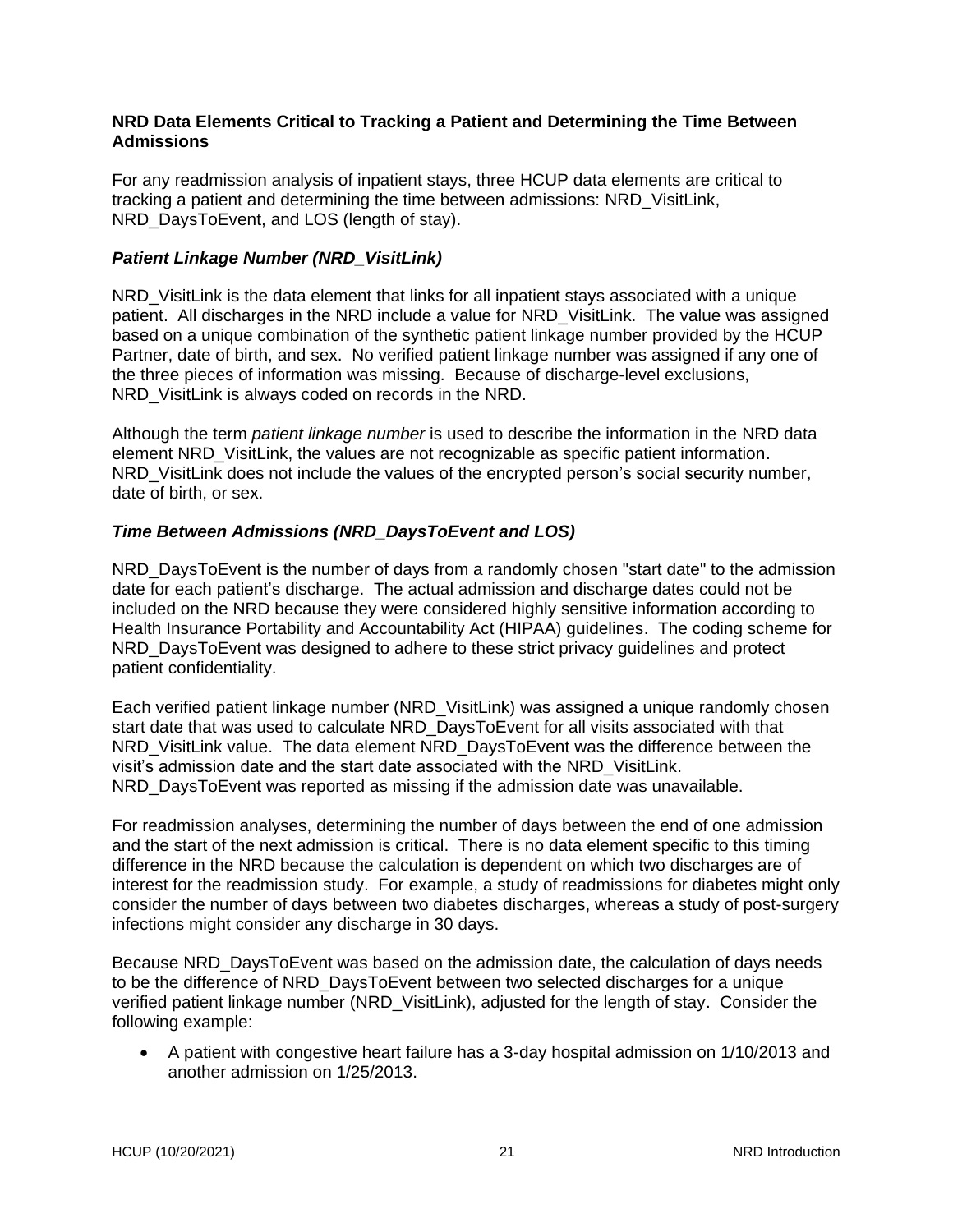### NRD Data Elements Critical to Tracking a Patient and Determining the Time Between Admissions

For any readmission analysis of inpatient stays, three HCUP data elements are critical to tracking a patient and determining the time between admissions: NRD_VisitLink, NRD_DaysToEvent, and LOS (length of stay).

#### *Patient Linkage Number (NRD_VisitLink)*

NRD_VisitLink is the data element that links for all inpatient stays associated with a unique patient. All discharges in the NRD include a value for NRD_VisitLink. The value was assigned based on a unique combination of the synthetic patient linkage number provided by the HCUP Partner, date of birth, and sex. No verified patient linkage number was assigned if any one of the three pieces of information was missing. Because of discharge-level exclusions, NRD_VisitLink is always coded on records in the NRD.

Although the term *patient linkage number* is used to describe the information in the NRD data element NRD_VisitLink, the values are not recognizable as specific patient information. NRD_VisitLink does not include the values of the encrypted person's social security number, date of birth, or sex.

#### *Time Between Admissions (NRD_DaysToEvent and LOS)*

NRD_DaysToEvent is the number of days from a randomly chosen "start date" to the admission date for each patient's discharge. The actual admission and discharge dates could not be included on the NRD because they were considered highly sensitive information according to Health Insurance Portability and Accountability Act (HIPAA) guidelines. The coding scheme for NRD_DaysToEvent was designed to adhere to these strict privacy guidelines and protect patient confidentiality.

Each verified patient linkage number (NRD_VisitLink) was assigned a unique randomly chosen start date that was used to calculate NRD_DaysToEvent for all visits associated with that NRD_VisitLink value. The data element NRD_DaysToEvent was the difference between the visit's admission date and the start date associated with the NRD_VisitLink. NRD_DaysToEvent was reported as missing if the admission date was unavailable.

For readmission analyses, determining the number of days between the end of one admission and the start of the next admission is critical. There is no data element specific to this timing difference in the NRD because the calculation is dependent on which two discharges are of interest for the readmission study. For example, a study of readmissions for diabetes might only consider the number of days between two diabetes discharges, whereas a study of post-surgery infections might consider any discharge in 30 days.

Because NRD_DaysToEvent was based on the admission date, the calculation of days needs to be the difference of NRD_DaysToEvent between two selected discharges for a unique verified patient linkage number (NRD_VisitLink), adjusted for the length of stay. Consider the following example:

- A patient with congestive heart failure has a 3-day hospital admission on 1/10/2013 and another admission on 1/25/2013.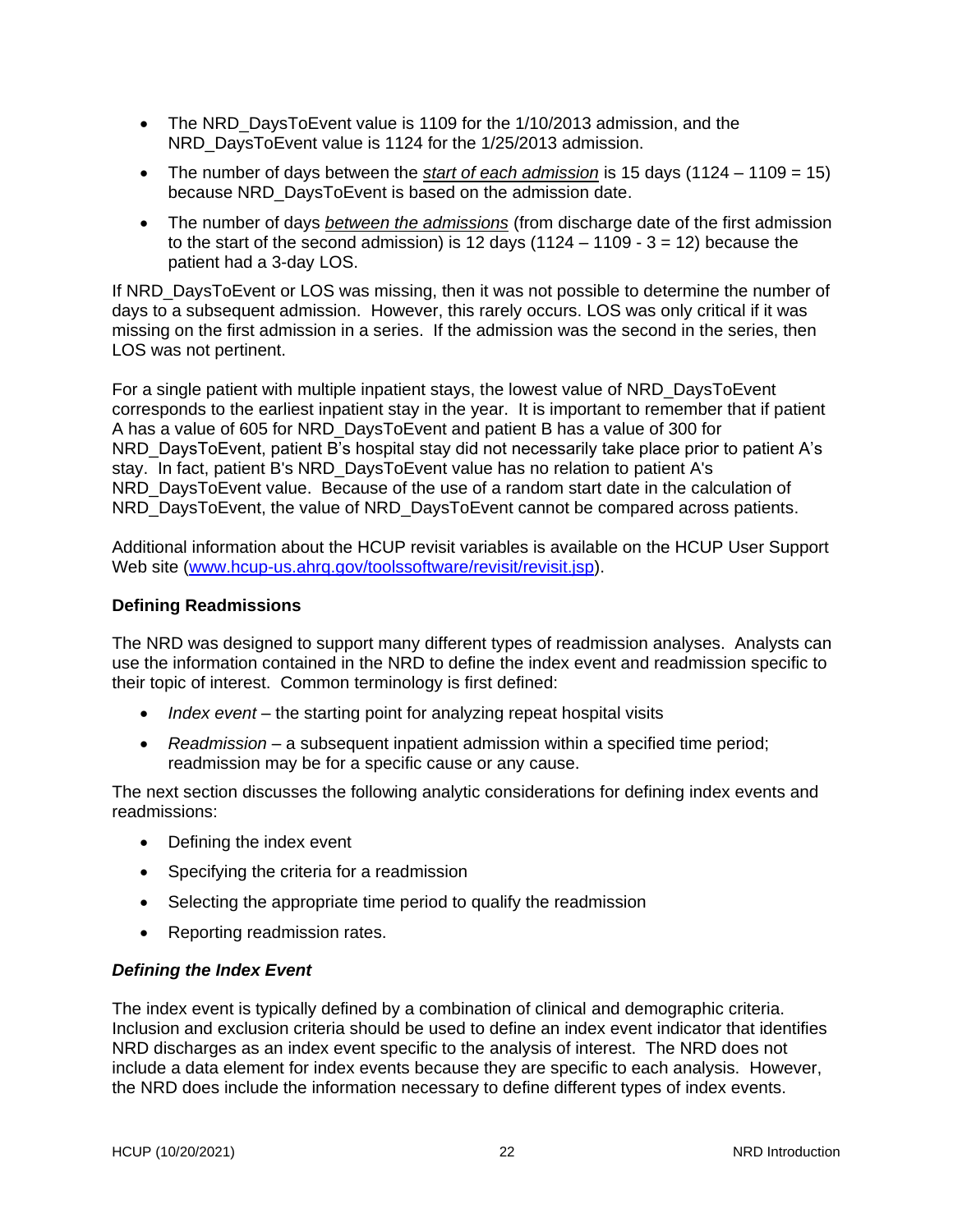- The NRD_DaysToEvent value is 1109 for the 1/10/2013 admission, and the NRD_DaysToEvent value is 1124 for the 1/25/2013 admission.
- The number of days between the *start of each admission* is 15 days (1124 – 1109 = 15) because NRD_DaysToEvent is based on the admission date.
- The number of days *between the admissions* (from discharge date of the first admission to the start of the second admission) is 12 days (1124 – 1109 - 3 = 12) because the patient had a 3-day LOS.

If NRD_DaysToEvent or LOS was missing, then it was not possible to determine the number of days to a subsequent admission. However, this rarely occurs. LOS was only critical if it was missing on the first admission in a series. If the admission was the second in the series, then LOS was not pertinent.

For a single patient with multiple inpatient stays, the lowest value of NRD_DaysToEvent corresponds to the earliest inpatient stay in the year. It is important to remember that if patient A has a value of 605 for NRD_DaysToEvent and patient B has a value of 300 for NRD_DaysToEvent, patient B's hospital stay did not necessarily take place prior to patient A's stay. In fact, patient B's NRD_DaysToEvent value has no relation to patient A's NRD_DaysToEvent value. Because of the use of a random start date in the calculation of NRD_DaysToEvent, the value of NRD_DaysToEvent cannot be compared across patients.

Additional information about the HCUP revisit variables is available on the HCUP User Support Web site ([www.hcup-us.ahrq.gov/toolssoftware/revisit/revisit.jsp](www.hcup-us.ahrq.gov/toolssoftware/revisit/revisit.jsp)).

### Defining Readmissions

The NRD was designed to support many different types of readmission analyses. Analysts can use the information contained in the NRD to define the index event and readmission specific to their topic of interest. Common terminology is first defined:

- *Index event* – the starting point for analyzing repeat hospital visits
- *Readmission* – a subsequent inpatient admission within a specified time period; readmission may be for a specific cause or any cause.

The next section discusses the following analytic considerations for defining index events and readmissions:

- Defining the index event
- Specifying the criteria for a readmission
- Selecting the appropriate time period to qualify the readmission
- Reporting readmission rates.

#### *Defining the Index Event*

The index event is typically defined by a combination of clinical and demographic criteria. Inclusion and exclusion criteria should be used to define an index event indicator that identifies NRD discharges as an index event specific to the analysis of interest. The NRD does not include a data element for index events because they are specific to each analysis. However, the NRD does include the information necessary to define different types of index events.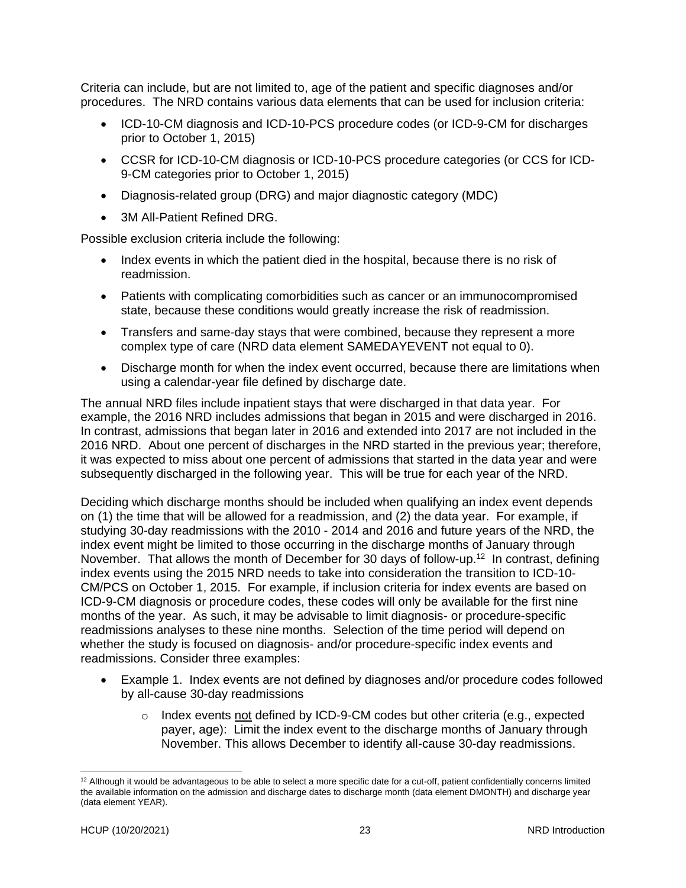Criteria can include, but are not limited to, age of the patient and specific diagnoses and/or procedures. The NRD contains various data elements that can be used for inclusion criteria:

- ICD-10-CM diagnosis and ICD-10-PCS procedure codes (or ICD-9-CM for discharges prior to October 1, 2015)
- CCSR for ICD-10-CM diagnosis or ICD-10-PCS procedure categories (or CCS for ICD-9-CM categories prior to October 1, 2015)
- Diagnosis-related group (DRG) and major diagnostic category (MDC)
- 3M All-Patient Refined DRG.

Possible exclusion criteria include the following:

- Index events in which the patient died in the hospital, because there is no risk of readmission.
- Patients with complicating comorbidities such as cancer or an immunocompromised state, because these conditions would greatly increase the risk of readmission.
- Transfers and same-day stays that were combined, because they represent a more complex type of care (NRD data element SAMEDAYEVENT not equal to 0).
- Discharge month for when the index event occurred, because there are limitations when using a calendar-year file defined by discharge date.

The annual NRD files include inpatient stays that were discharged in that data year. For example, the 2016 NRD includes admissions that began in 2015 and were discharged in 2016. In contrast, admissions that began later in 2016 and extended into 2017 are not included in the 2016 NRD. About one percent of discharges in the NRD started in the previous year; therefore, it was expected to miss about one percent of admissions that started in the data year and were subsequently discharged in the following year. This will be true for each year of the NRD.

Deciding which discharge months should be included when qualifying an index event depends on (1) the time that will be allowed for a readmission, and (2) the data year. For example, if studying 30-day readmissions with the 2010 - 2014 and 2016 and future years of the NRD, the index event might be limited to those occurring in the discharge months of January through November. That allows the month of December for 30 days of follow-up.[12] In contrast, defining index events using the 2015 NRD needs to take into consideration the transition to ICD-10-CM/PCS on October 1, 2015. For example, if inclusion criteria for index events are based on ICD-9-CM diagnosis or procedure codes, these codes will only be available for the first nine months of the year. As such, it may be advisable to limit diagnosis- or procedure-specific readmissions analyses to these nine months. Selection of the time period will depend on whether the study is focused on diagnosis- and/or procedure-specific index events and readmissions. Consider three examples:

- Example 1. Index events are not defined by diagnoses and/or procedure codes followed by all-cause 30-day readmissions
  - Index events <u>not</u> defined by ICD-9-CM codes but other criteria (e.g., expected payer, age): Limit the index event to the discharge months of January through November. This allows December to identify all-cause 30-day readmissions.

[12] Although it would be advantageous to be able to select a more specific date for a cut-off, patient confidentially concerns limited the available information on the admission and discharge dates to discharge month (data element DMONTH) and discharge year (data element YEAR).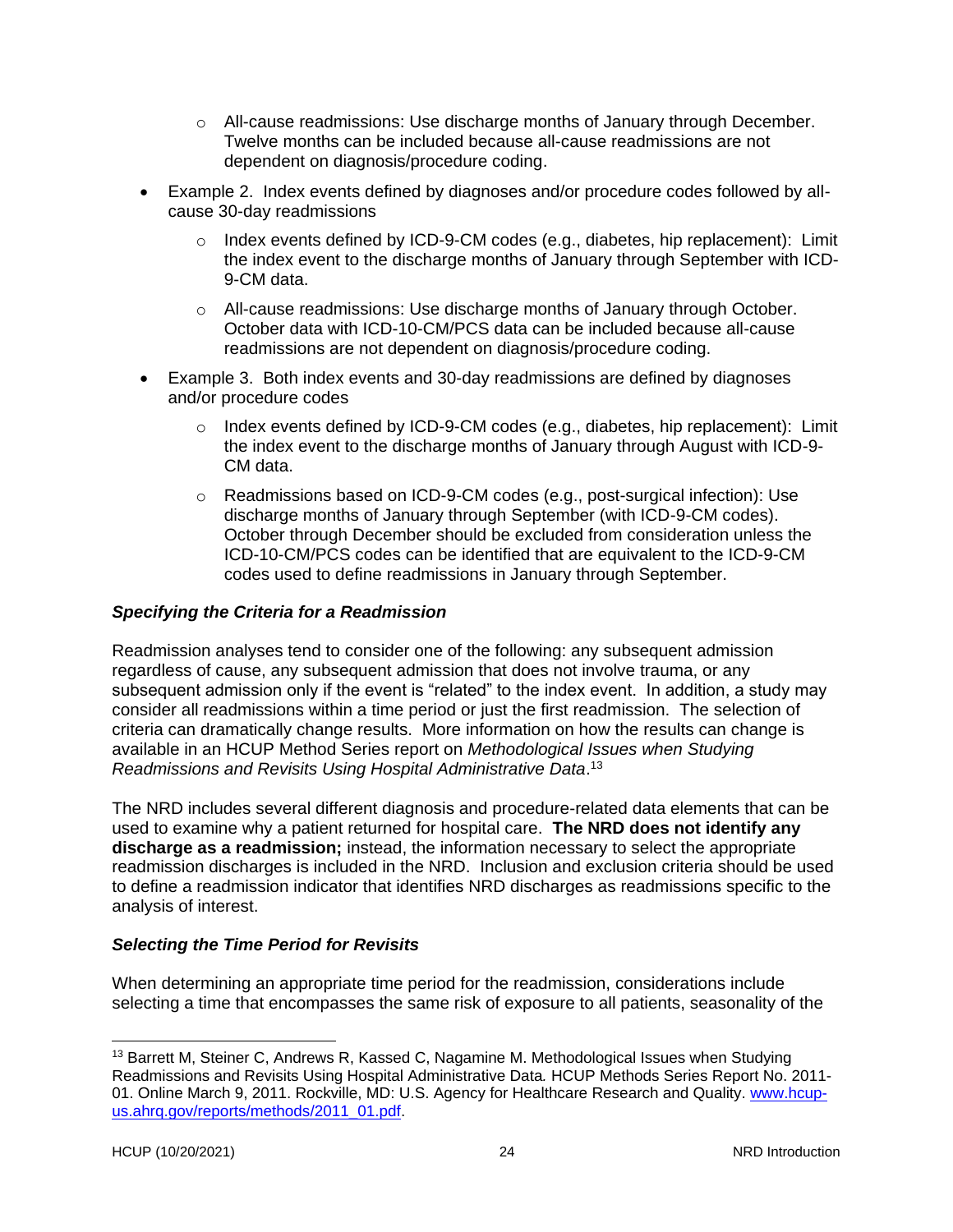- All-cause readmissions: Use discharge months of January through December. Twelve months can be included because all-cause readmissions are not dependent on diagnosis/procedure coding.

- Example 2. Index events defined by diagnoses and/or procedure codes followed by all-cause 30-day readmissions
  - Index events defined by ICD-9-CM codes (e.g., diabetes, hip replacement): Limit the index event to the discharge months of January through September with ICD-9-CM data.
  - All-cause readmissions: Use discharge months of January through October. October data with ICD-10-CM/PCS data can be included because all-cause readmissions are not dependent on diagnosis/procedure coding.

- Example 3. Both index events and 30-day readmissions are defined by diagnoses and/or procedure codes
  - Index events defined by ICD-9-CM codes (e.g., diabetes, hip replacement): Limit the index event to the discharge months of January through August with ICD-9-CM data.
  - Readmissions based on ICD-9-CM codes (e.g., post-surgical infection): Use discharge months of January through September (with ICD-9-CM codes). October through December should be excluded from consideration unless the ICD-10-CM/PCS codes can be identified that are equivalent to the ICD-9-CM codes used to define readmissions in January through September.

### *Specifying the Criteria for a Readmission*

Readmission analyses tend to consider one of the following: any subsequent admission regardless of cause, any subsequent admission that does not involve trauma, or any subsequent admission only if the event is "related" to the index event. In addition, a study may consider all readmissions within a time period or just the first readmission. The selection of criteria can dramatically change results. More information on how the results can change is available in an HCUP Method Series report on *Methodological Issues when Studying Readmissions and Revisits Using Hospital Administrative Data*.[13]

The NRD includes several different diagnosis and procedure-related data elements that can be used to examine why a patient returned for hospital care. **The NRD does not identify any discharge as a readmission;** instead, the information necessary to select the appropriate readmission discharges is included in the NRD. Inclusion and exclusion criteria should be used to define a readmission indicator that identifies NRD discharges as readmissions specific to the analysis of interest.

### *Selecting the Time Period for Revisits*

When determining an appropriate time period for the readmission, considerations include selecting a time that encompasses the same risk of exposure to all patients, seasonality of the

---

[13] Barrett M, Steiner C, Andrews R, Kassed C, Nagamine M. Methodological Issues when Studying Readmissions and Revisits Using Hospital Administrative Data*.* HCUP Methods Series Report No. 2011-01. Online March 9, 2011. Rockville, MD: U.S. Agency for Healthcare Research and Quality. www.hcup-us.ahrq.gov/reports/methods/2011_01.pdf.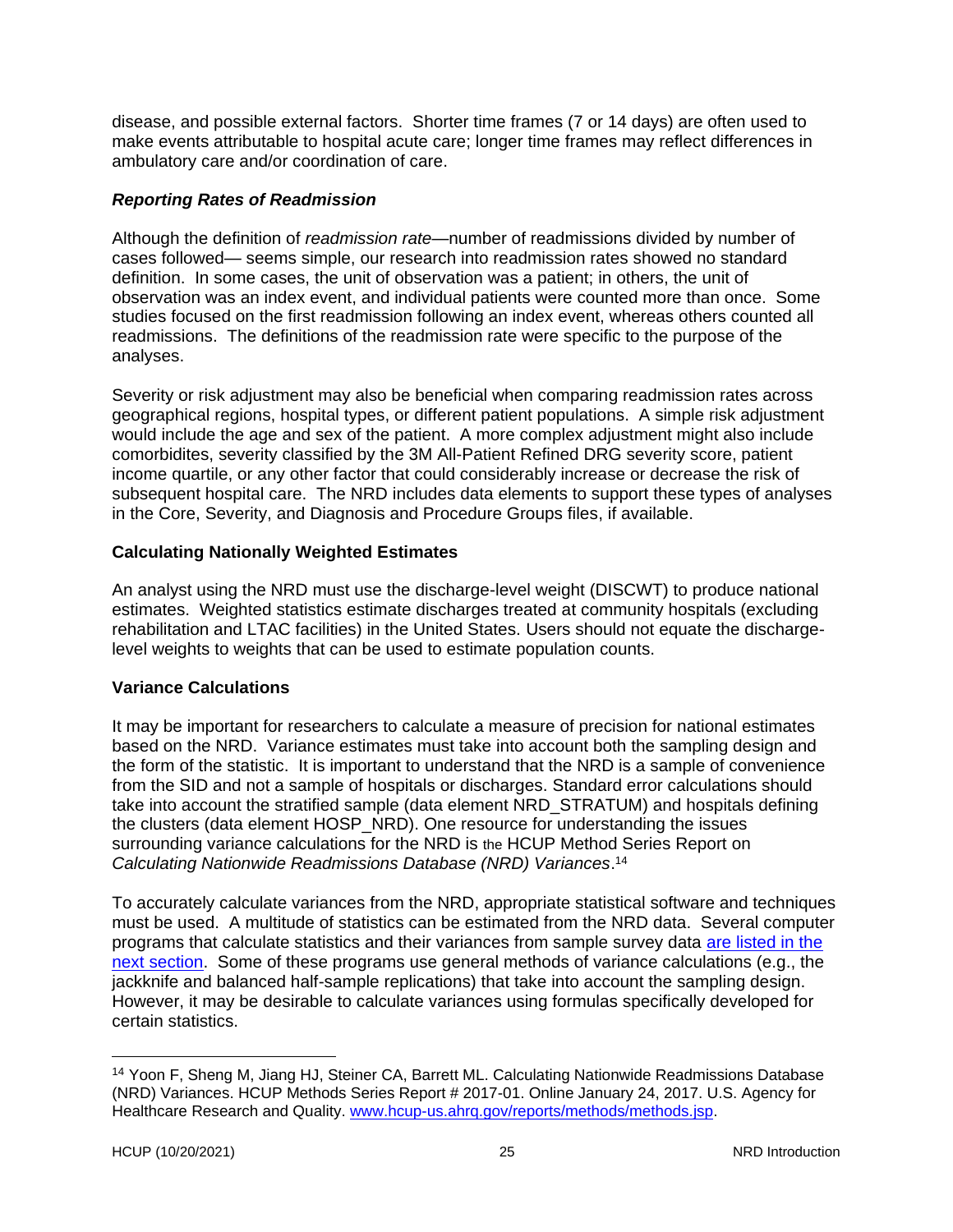disease, and possible external factors. Shorter time frames (7 or 14 days) are often used to make events attributable to hospital acute care; longer time frames may reflect differences in ambulatory care and/or coordination of care.

### *Reporting Rates of Readmission*

Although the definition of *readmission rate*—number of readmissions divided by number of cases followed— seems simple, our research into readmission rates showed no standard definition. In some cases, the unit of observation was a patient; in others, the unit of observation was an index event, and individual patients were counted more than once. Some studies focused on the first readmission following an index event, whereas others counted all readmissions. The definitions of the readmission rate were specific to the purpose of the analyses.

Severity or risk adjustment may also be beneficial when comparing readmission rates across geographical regions, hospital types, or different patient populations. A simple risk adjustment would include the age and sex of the patient. A more complex adjustment might also include comorbidites, severity classified by the 3M All-Patient Refined DRG severity score, patient income quartile, or any other factor that could considerably increase or decrease the risk of subsequent hospital care. The NRD includes data elements to support these types of analyses in the Core, Severity, and Diagnosis and Procedure Groups files, if available.

## Calculating Nationally Weighted Estimates

An analyst using the NRD must use the discharge-level weight (DISCWT) to produce national estimates. Weighted statistics estimate discharges treated at community hospitals (excluding rehabilitation and LTAC facilities) in the United States. Users should not equate the discharge-level weights to weights that can be used to estimate population counts.

## Variance Calculations

It may be important for researchers to calculate a measure of precision for national estimates based on the NRD. Variance estimates must take into account both the sampling design and the form of the statistic. It is important to understand that the NRD is a sample of convenience from the SID and not a sample of hospitals or discharges. Standard error calculations should take into account the stratified sample (data element NRD_STRATUM) and hospitals defining the clusters (data element HOSP_NRD). One resource for understanding the issues surrounding variance calculations for the NRD is the HCUP Method Series Report on *Calculating Nationwide Readmissions Database (NRD) Variances*.[14]

To accurately calculate variances from the NRD, appropriate statistical software and techniques must be used. A multitude of statistics can be estimated from the NRD data. Several computer programs that calculate statistics and their variances from sample survey data are listed in the next section. Some of these programs use general methods of variance calculations (e.g., the jackknife and balanced half-sample replications) that take into account the sampling design. However, it may be desirable to calculate variances using formulas specifically developed for certain statistics.

---

[14] Yoon F, Sheng M, Jiang HJ, Steiner CA, Barrett ML. Calculating Nationwide Readmissions Database (NRD) Variances. HCUP Methods Series Report # 2017-01. Online January 24, 2017. U.S. Agency for Healthcare Research and Quality. www.hcup-us.ahrq.gov/reports/methods/methods.jsp.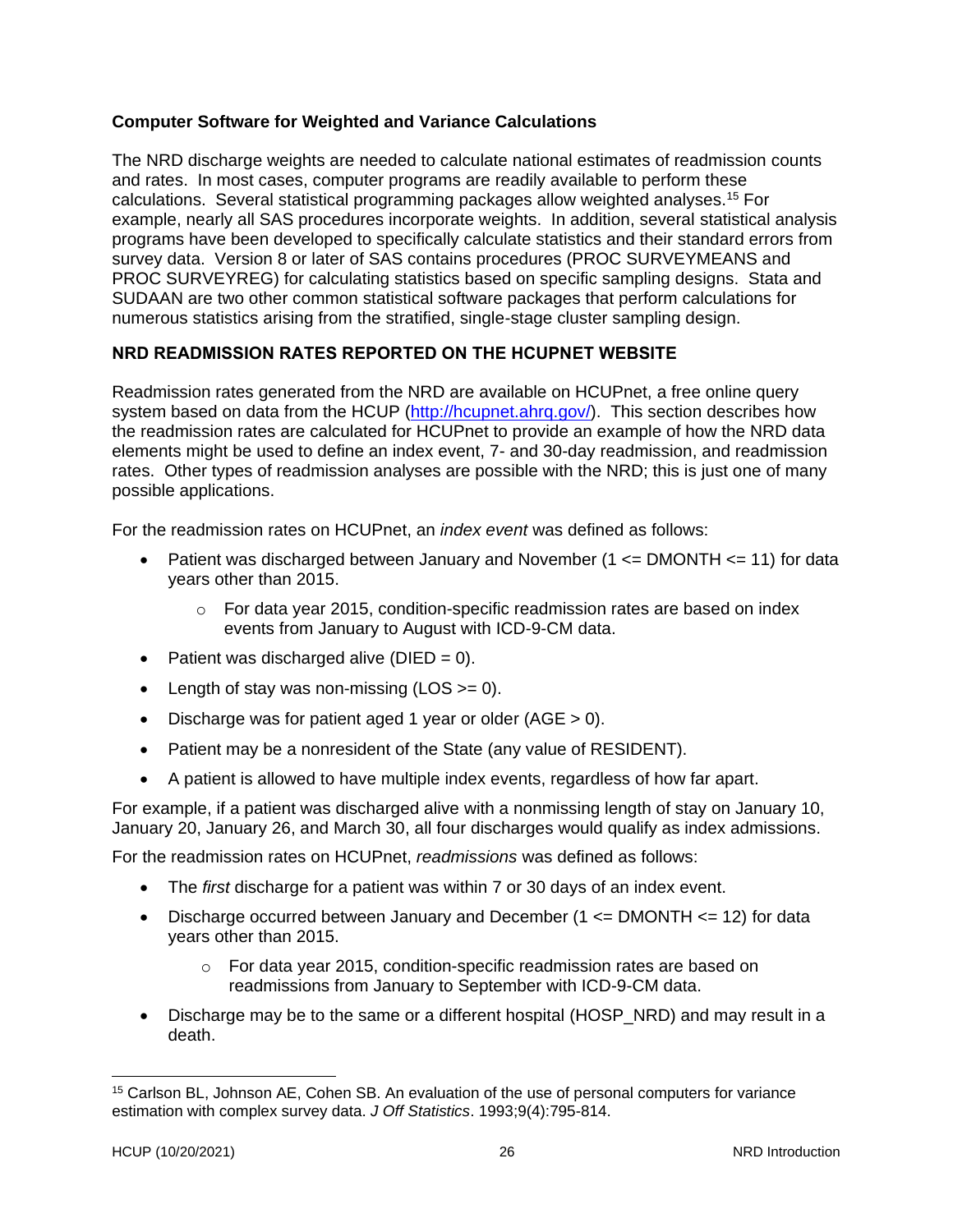### Computer Software for Weighted and Variance Calculations

The NRD discharge weights are needed to calculate national estimates of readmission counts and rates. In most cases, computer programs are readily available to perform these calculations. Several statistical programming packages allow weighted analyses.[15] For example, nearly all SAS procedures incorporate weights. In addition, several statistical analysis programs have been developed to specifically calculate statistics and their standard errors from survey data. Version 8 or later of SAS contains procedures (PROC SURVEYMEANS and PROC SURVEYREG) for calculating statistics based on specific sampling designs. Stata and SUDAAN are two other common statistical software packages that perform calculations for numerous statistics arising from the stratified, single-stage cluster sampling design.

## NRD READMISSION RATES REPORTED ON THE HCUPNET WEBSITE

Readmission rates generated from the NRD are available on HCUPnet, a free online query system based on data from the HCUP (http://hcupnet.ahrq.gov/). This section describes how the readmission rates are calculated for HCUPnet to provide an example of how the NRD data elements might be used to define an index event, 7- and 30-day readmission, and readmission rates. Other types of readmission analyses are possible with the NRD; this is just one of many possible applications.

For the readmission rates on HCUPnet, an *index event* was defined as follows:

- Patient was discharged between January and November (1 <= DMONTH <= 11) for data years other than 2015.
  - For data year 2015, condition-specific readmission rates are based on index events from January to August with ICD-9-CM data.
- Patient was discharged alive (DIED = 0).
- Length of stay was non-missing (LOS >= 0).
- Discharge was for patient aged 1 year or older (AGE > 0).
- Patient may be a nonresident of the State (any value of RESIDENT).
- A patient is allowed to have multiple index events, regardless of how far apart.

For example, if a patient was discharged alive with a nonmissing length of stay on January 10, January 20, January 26, and March 30, all four discharges would qualify as index admissions.

For the readmission rates on HCUPnet, *readmissions* was defined as follows:

- The *first* discharge for a patient was within 7 or 30 days of an index event.
- Discharge occurred between January and December (1 <= DMONTH <= 12) for data years other than 2015.
  - For data year 2015, condition-specific readmission rates are based on readmissions from January to September with ICD-9-CM data.
- Discharge may be to the same or a different hospital (HOSP_NRD) and may result in a death.

---

[15] Carlson BL, Johnson AE, Cohen SB. An evaluation of the use of personal computers for variance estimation with complex survey data. *J Off Statistics*. 1993;9(4):795-814.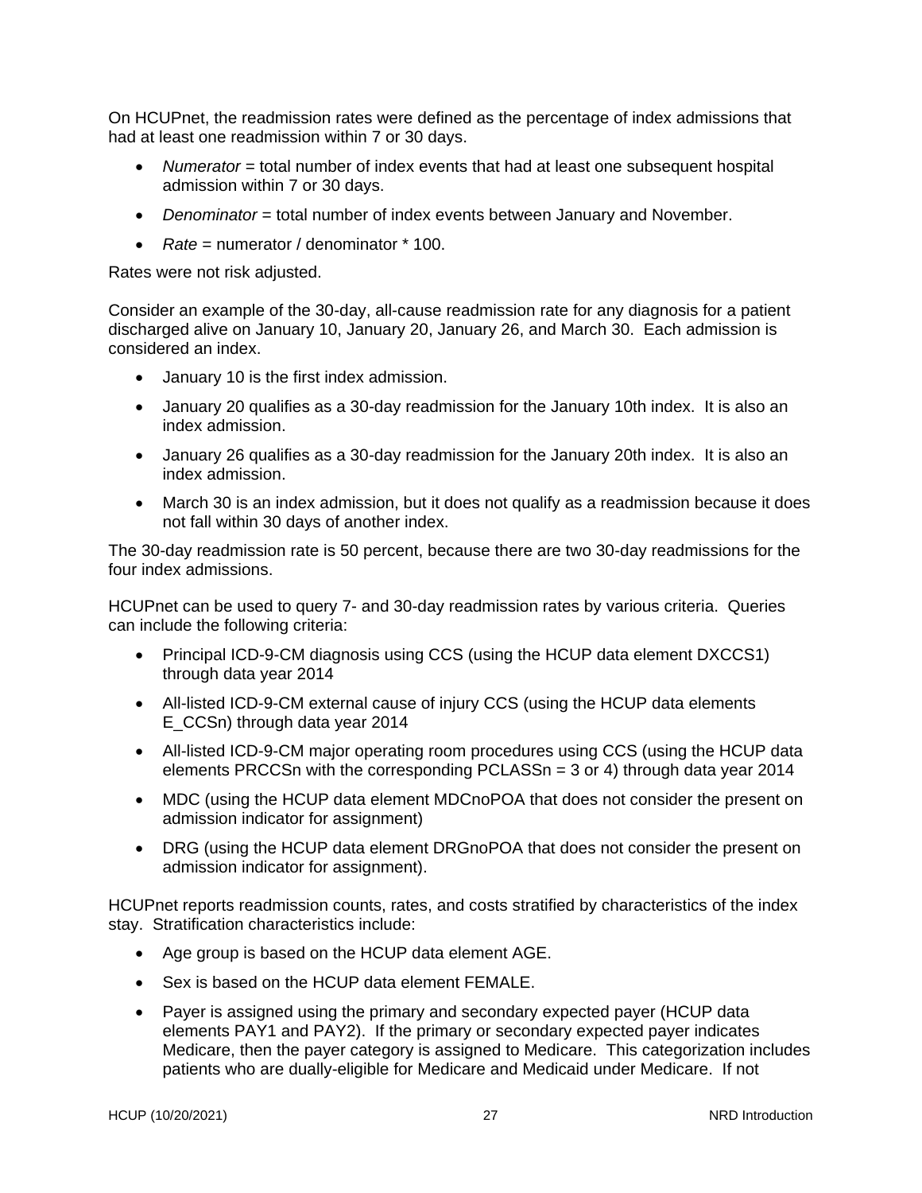On HCUPnet, the readmission rates were defined as the percentage of index admissions that had at least one readmission within 7 or 30 days.

- *Numerator* = total number of index events that had at least one subsequent hospital admission within 7 or 30 days.
- *Denominator* = total number of index events between January and November.
- *Rate* = numerator / denominator * 100.

Rates were not risk adjusted.

Consider an example of the 30-day, all-cause readmission rate for any diagnosis for a patient discharged alive on January 10, January 20, January 26, and March 30. Each admission is considered an index.

- January 10 is the first index admission.
- January 20 qualifies as a 30-day readmission for the January 10th index. It is also an index admission.
- January 26 qualifies as a 30-day readmission for the January 20th index. It is also an index admission.
- March 30 is an index admission, but it does not qualify as a readmission because it does not fall within 30 days of another index.

The 30-day readmission rate is 50 percent, because there are two 30-day readmissions for the four index admissions.

HCUPnet can be used to query 7- and 30-day readmission rates by various criteria. Queries can include the following criteria:

- Principal ICD-9-CM diagnosis using CCS (using the HCUP data element DXCCS1) through data year 2014
- All-listed ICD-9-CM external cause of injury CCS (using the HCUP data elements E_CCSn) through data year 2014
- All-listed ICD-9-CM major operating room procedures using CCS (using the HCUP data elements PRCCSn with the corresponding PCLASSn = 3 or 4) through data year 2014
- MDC (using the HCUP data element MDCnoPOA that does not consider the present on admission indicator for assignment)
- DRG (using the HCUP data element DRGnoPOA that does not consider the present on admission indicator for assignment).

HCUPnet reports readmission counts, rates, and costs stratified by characteristics of the index stay. Stratification characteristics include:

- Age group is based on the HCUP data element AGE.
- Sex is based on the HCUP data element FEMALE.
- Payer is assigned using the primary and secondary expected payer (HCUP data elements PAY1 and PAY2). If the primary or secondary expected payer indicates Medicare, then the payer category is assigned to Medicare. This categorization includes patients who are dually-eligible for Medicare and Medicaid under Medicare. If not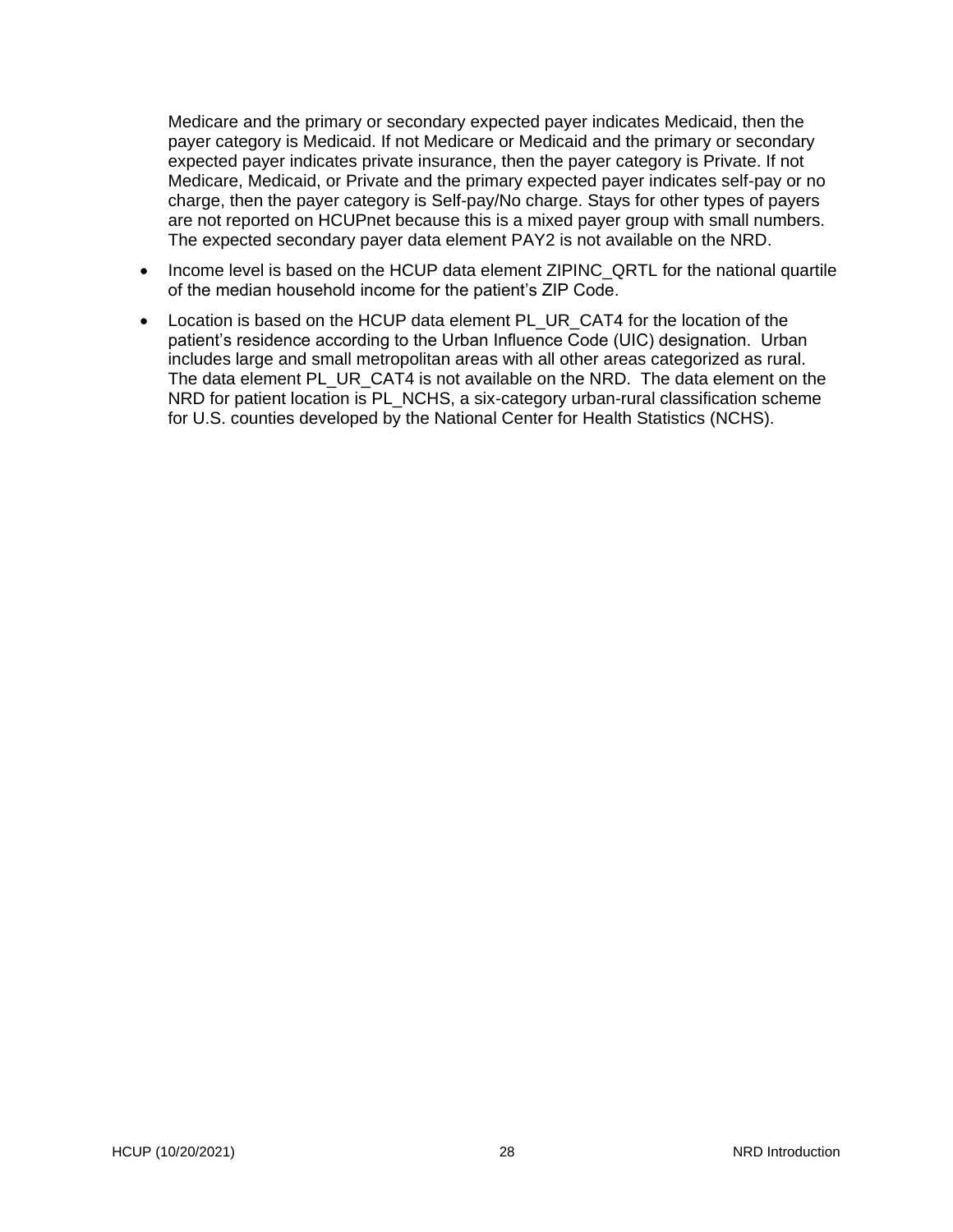Medicare and the primary or secondary expected payer indicates Medicaid, then the payer category is Medicaid. If not Medicare or Medicaid and the primary or secondary expected payer indicates private insurance, then the payer category is Private. If not Medicare, Medicaid, or Private and the primary expected payer indicates self-pay or no charge, then the payer category is Self-pay/No charge. Stays for other types of payers are not reported on HCUPnet because this is a mixed payer group with small numbers. The expected secondary payer data element PAY2 is not available on the NRD.

- Income level is based on the HCUP data element ZIPINC_QRTL for the national quartile of the median household income for the patient's ZIP Code.
- Location is based on the HCUP data element PL_UR_CAT4 for the location of the patient's residence according to the Urban Influence Code (UIC) designation. Urban includes large and small metropolitan areas with all other areas categorized as rural. The data element PL_UR_CAT4 is not available on the NRD. The data element on the NRD for patient location is PL_NCHS, a six-category urban-rural classification scheme for U.S. counties developed by the National Center for Health Statistics (NCHS).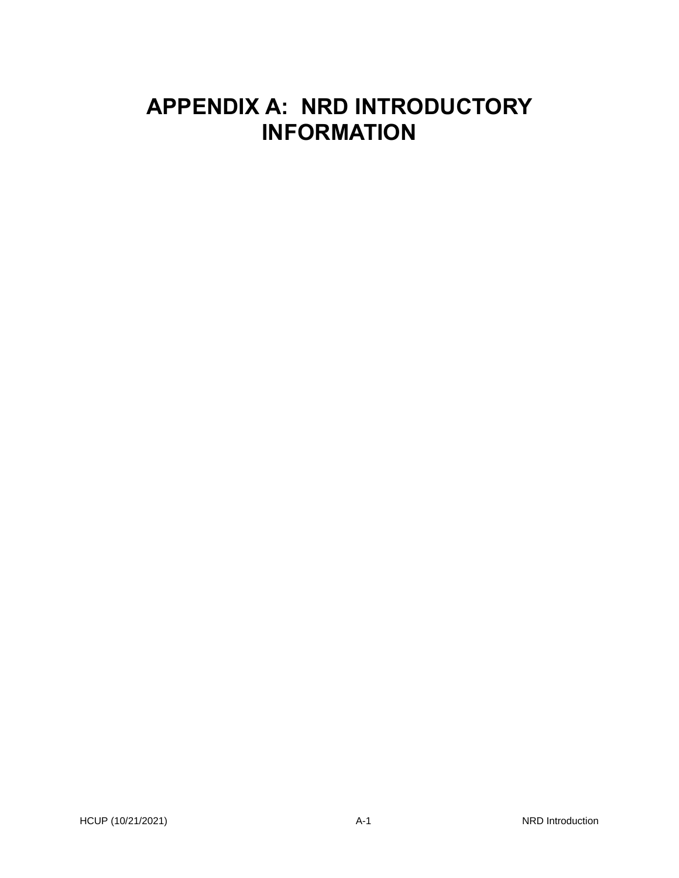# APPENDIX A: NRD INTRODUCTORY INFORMATION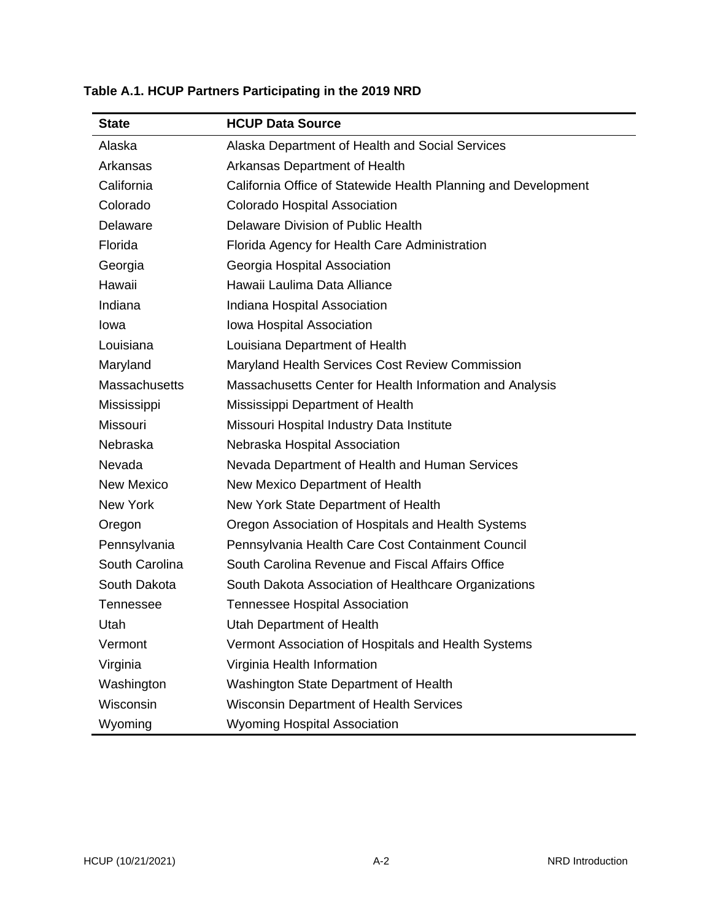**Table A.1. HCUP Partners Participating in the 2019 NRD**

| State | HCUP Data Source |
|---|---|
| Alaska | Alaska Department of Health and Social Services |
| Arkansas | Arkansas Department of Health |
| California | California Office of Statewide Health Planning and Development |
| Colorado | Colorado Hospital Association |
| Delaware | Delaware Division of Public Health |
| Florida | Florida Agency for Health Care Administration |
| Georgia | Georgia Hospital Association |
| Hawaii | Hawaii Laulima Data Alliance |
| Indiana | Indiana Hospital Association |
| Iowa | Iowa Hospital Association |
| Louisiana | Louisiana Department of Health |
| Maryland | Maryland Health Services Cost Review Commission |
| Massachusetts | Massachusetts Center for Health Information and Analysis |
| Mississippi | Mississippi Department of Health |
| Missouri | Missouri Hospital Industry Data Institute |
| Nebraska | Nebraska Hospital Association |
| Nevada | Nevada Department of Health and Human Services |
| New Mexico | New Mexico Department of Health |
| New York | New York State Department of Health |
| Oregon | Oregon Association of Hospitals and Health Systems |
| Pennsylvania | Pennsylvania Health Care Cost Containment Council |
| South Carolina | South Carolina Revenue and Fiscal Affairs Office |
| South Dakota | South Dakota Association of Healthcare Organizations |
| Tennessee | Tennessee Hospital Association |
| Utah | Utah Department of Health |
| Vermont | Vermont Association of Hospitals and Health Systems |
| Virginia | Virginia Health Information |
| Washington | Washington State Department of Health |
| Wisconsin | Wisconsin Department of Health Services |
| Wyoming | Wyoming Hospital Association |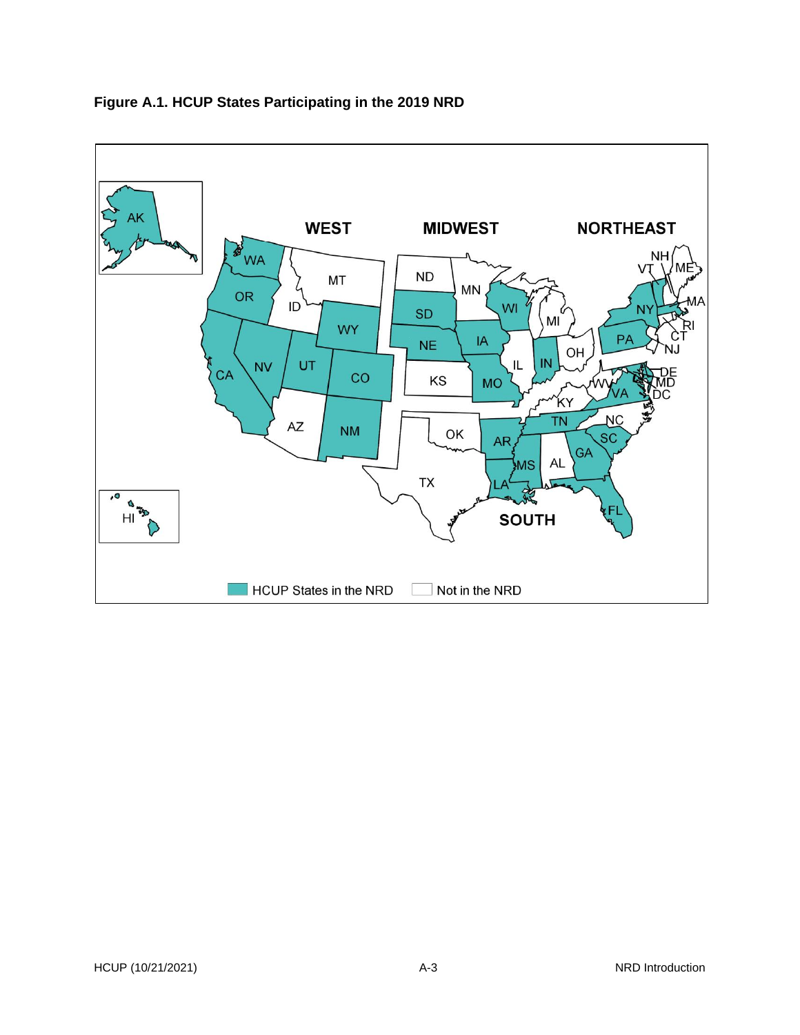**Figure A.1. HCUP States Participating in the 2019 NRD**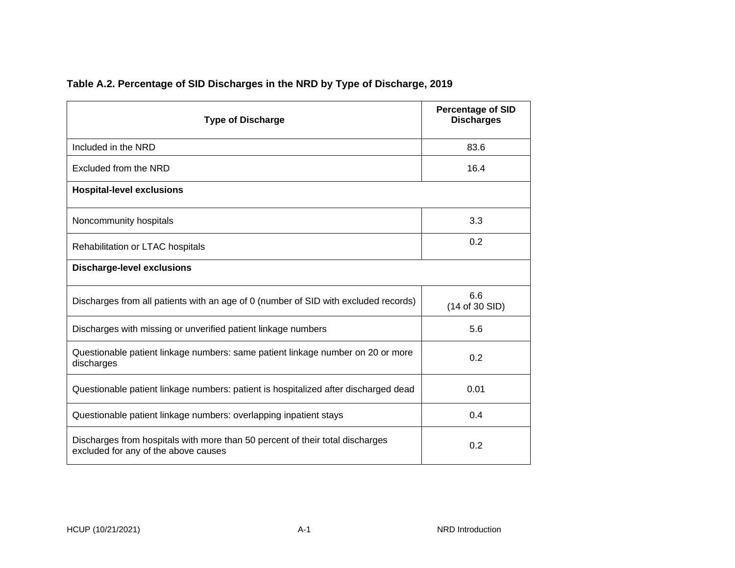### Table A.2. Percentage of SID Discharges in the NRD by Type of Discharge, 2019

| Type of Discharge | Percentage of SID Discharges |
|---|---|
| Included in the NRD | 83.6 |
| Excluded from the NRD | 16.4 |
| **Hospital-level exclusions** | |
| Noncommunity hospitals | 3.3 |
| Rehabilitation or LTAC hospitals | 0.2 |
| **Discharge-level exclusions** | |
| Discharges from all patients with an age of 0 (number of SID with excluded records) | 6.6 (14 of 30 SID) |
| Discharges with missing or unverified patient linkage numbers | 5.6 |
| Questionable patient linkage numbers: same patient linkage number on 20 or more discharges | 0.2 |
| Questionable patient linkage numbers: patient is hospitalized after discharged dead | 0.01 |
| Questionable patient linkage numbers: overlapping inpatient stays | 0.4 |
| Discharges from hospitals with more than 50 percent of their total discharges excluded for any of the above causes | 0.2 |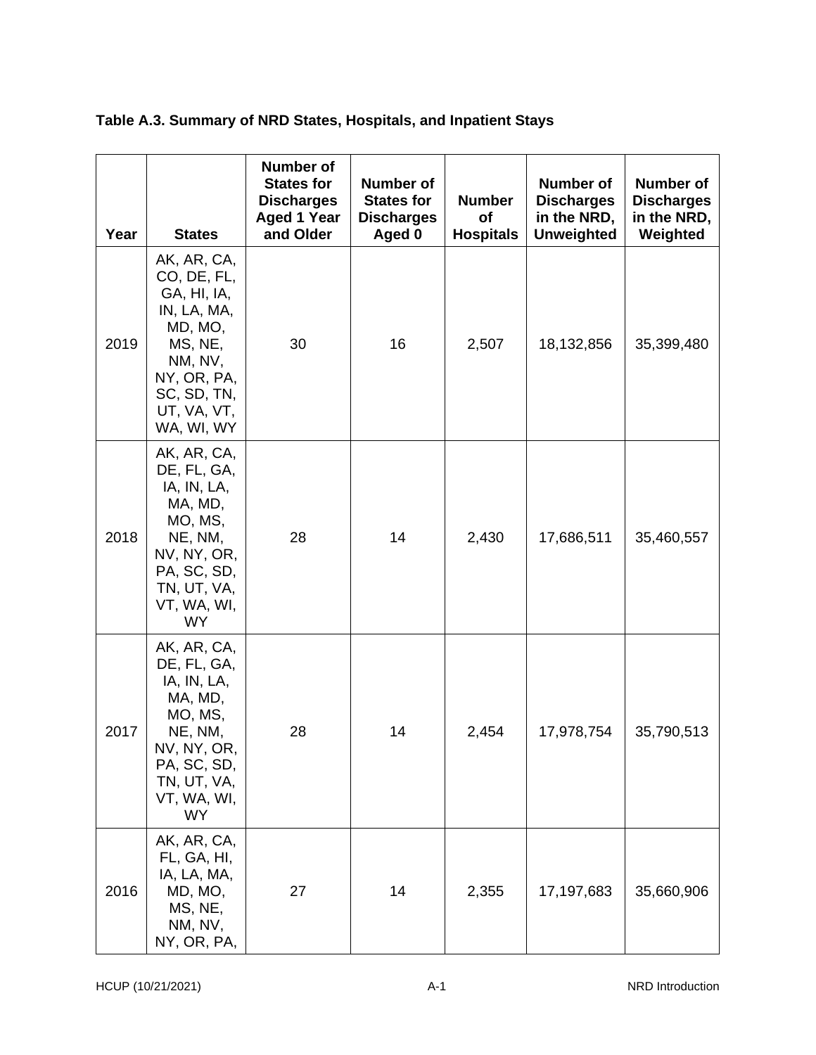**Table A.3. Summary of NRD States, Hospitals, and Inpatient Stays**

| Year | States | Number of States for Discharges Aged 1 Year and Older | Number of States for Discharges Aged 0 | Number of Hospitals | Number of Discharges in the NRD, Unweighted | Number of Discharges in the NRD, Weighted |
|---|---|---|---|---|---|---|
| 2019 | AK, AR, CA, CO, DE, FL, GA, HI, IA, IN, LA, MA, MD, MO, MS, NE, NM, NV, NY, OR, PA, SC, SD, TN, UT, VA, VT, WA, WI, WY | 30 | 16 | 2,507 | 18,132,856 | 35,399,480 |
| 2018 | AK, AR, CA, DE, FL, GA, IA, IN, LA, MA, MD, MO, MS, NE, NM, NV, NY, OR, PA, SC, SD, TN, UT, VA, VT, WA, WI, WY | 28 | 14 | 2,430 | 17,686,511 | 35,460,557 |
| 2017 | AK, AR, CA, DE, FL, GA, IA, IN, LA, MA, MD, MO, MS, NE, NM, NV, NY, OR, PA, SC, SD, TN, UT, VA, VT, WA, WI, WY | 28 | 14 | 2,454 | 17,978,754 | 35,790,513 |
| 2016 | AK, AR, CA, FL, GA, HI, IA, LA, MA, MD, MO, MS, NE, NM, NV, NY, OR, PA, | 27 | 14 | 2,355 | 17,197,683 | 35,660,906 |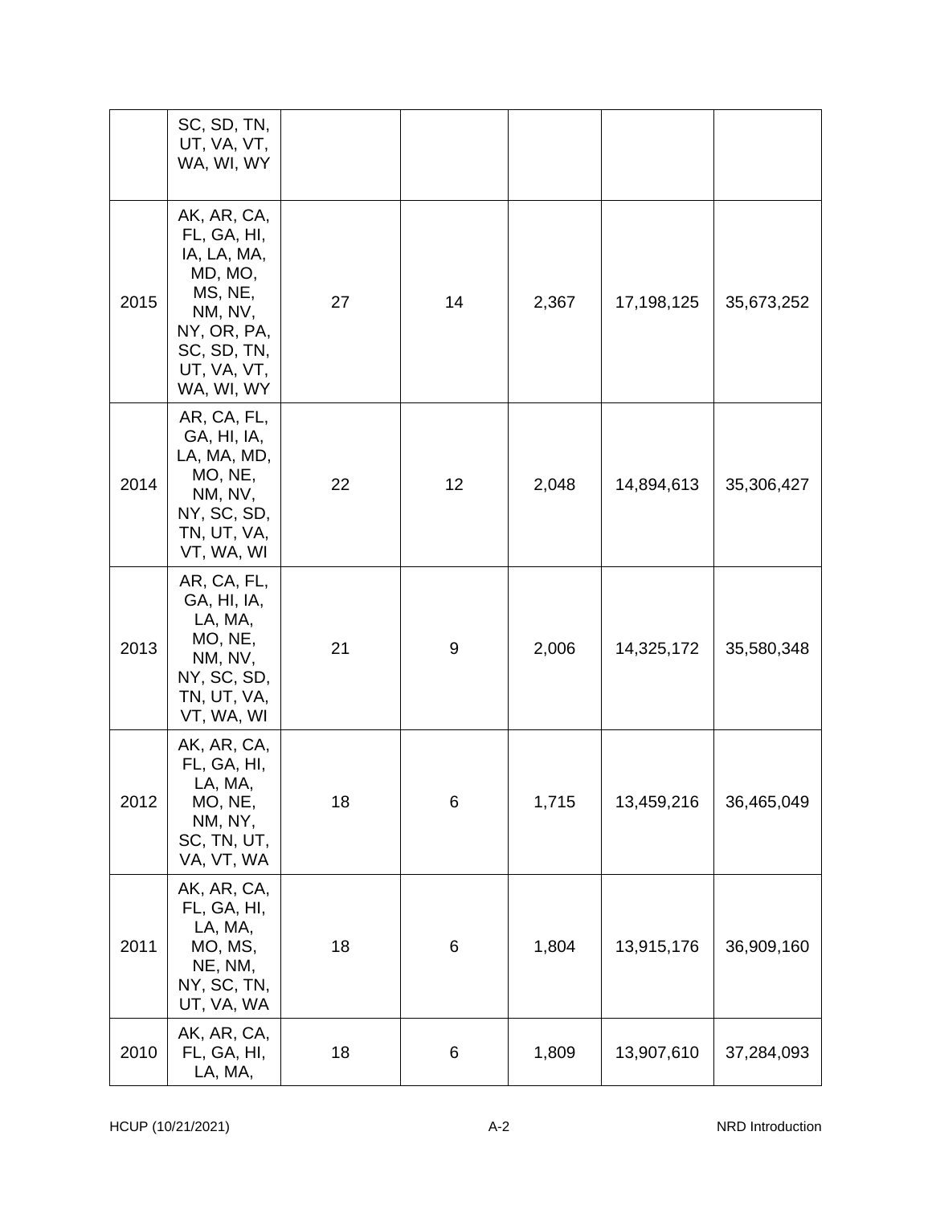|  |  |  |  |  |  |  |
|---|---|---|---|---|---|---|
|  | SC, SD, TN, UT, VA, VT, WA, WI, WY |  |  |  |  |  |
| 2015 | AK, AR, CA, FL, GA, HI, IA, LA, MA, MD, MO, MS, NE, NM, NV, NY, OR, PA, SC, SD, TN, UT, VA, VT, WA, WI, WY | 27 | 14 | 2,367 | 17,198,125 | 35,673,252 |
| 2014 | AR, CA, FL, GA, HI, IA, LA, MA, MD, MO, NE, NM, NV, NY, SC, SD, TN, UT, VA, VT, WA, WI | 22 | 12 | 2,048 | 14,894,613 | 35,306,427 |
| 2013 | AR, CA, FL, GA, HI, IA, LA, MA, MO, NE, NM, NV, NY, SC, SD, TN, UT, VA, VT, WA, WI | 21 | 9 | 2,006 | 14,325,172 | 35,580,348 |
| 2012 | AK, AR, CA, FL, GA, HI, LA, MA, MO, NE, NM, NY, SC, TN, UT, VA, VT, WA | 18 | 6 | 1,715 | 13,459,216 | 36,465,049 |
| 2011 | AK, AR, CA, FL, GA, HI, LA, MA, MO, MS, NE, NM, NY, SC, TN, UT, VA, WA | 18 | 6 | 1,804 | 13,915,176 | 36,909,160 |
| 2010 | AK, AR, CA, FL, GA, HI, LA, MA, | 18 | 6 | 1,809 | 13,907,610 | 37,284,093 |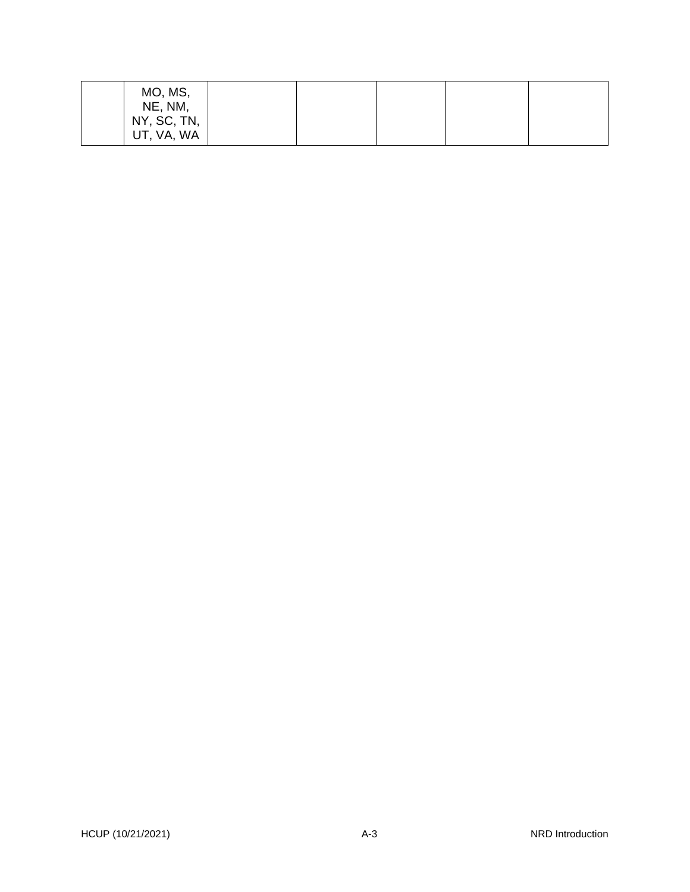| | | | | | | |
|---|---|---|---|---|---|---|
| | MO, MS, NE, NM, NY, SC, TN, UT, VA, WA | | | | | |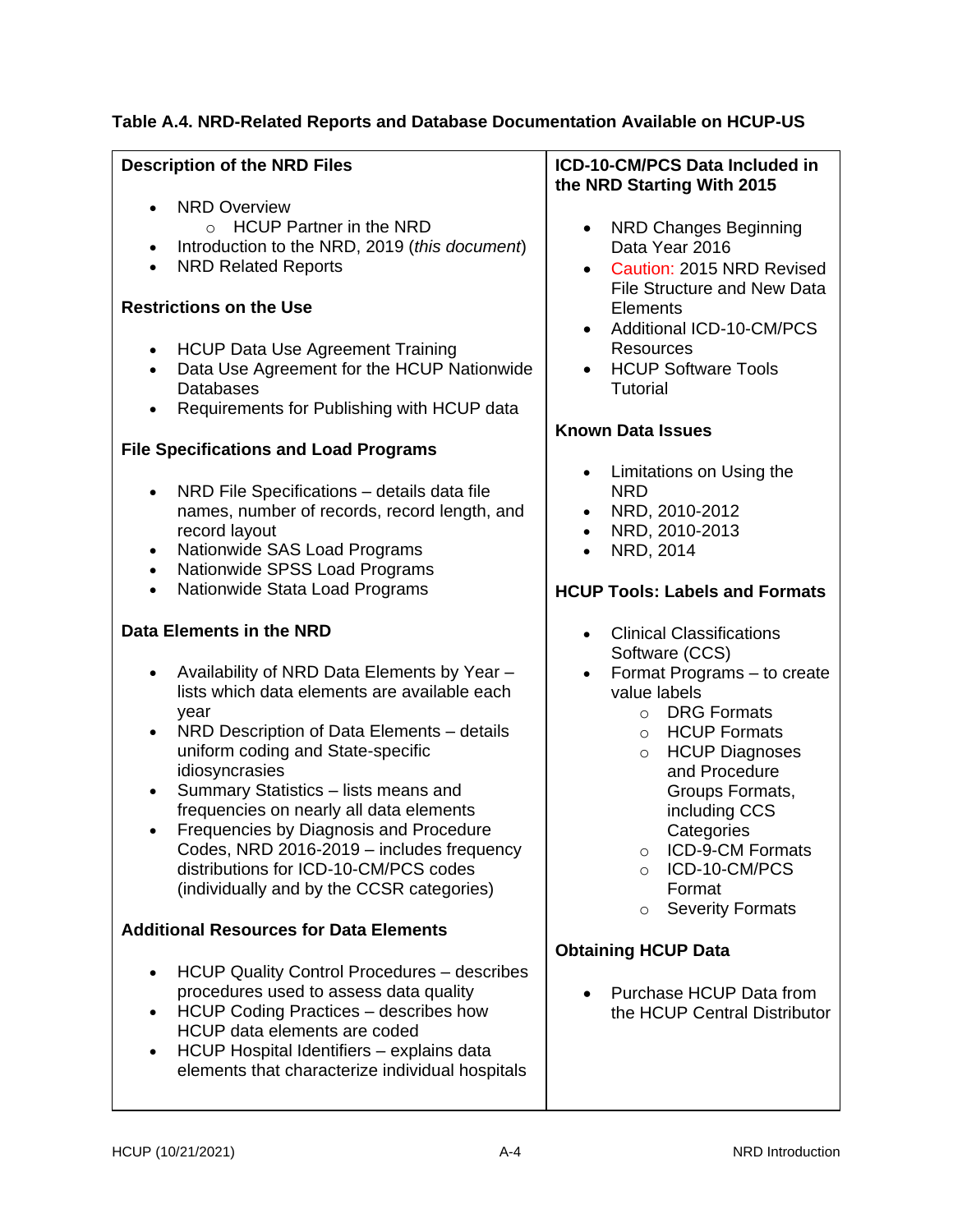**Table A.4. NRD-Related Reports and Database Documentation Available on HCUP-US**

**Description of the NRD Files**

- NRD Overview
    - HCUP Partner in the NRD
- Introduction to the NRD, 2019 (*this document*)
- NRD Related Reports

**Restrictions on the Use**

- HCUP Data Use Agreement Training
- Data Use Agreement for the HCUP Nationwide Databases
- Requirements for Publishing with HCUP data

**File Specifications and Load Programs**

- NRD File Specifications – details data file names, number of records, record length, and record layout
- Nationwide SAS Load Programs
- Nationwide SPSS Load Programs
- Nationwide Stata Load Programs

**Data Elements in the NRD**

- Availability of NRD Data Elements by Year – lists which data elements are available each year
- NRD Description of Data Elements – details uniform coding and State-specific idiosyncrasies
- Summary Statistics – lists means and frequencies on nearly all data elements
- Frequencies by Diagnosis and Procedure Codes, NRD 2016-2019 – includes frequency distributions for ICD-10-CM/PCS codes (individually and by the CCSR categories)

**Additional Resources for Data Elements**

- HCUP Quality Control Procedures – describes procedures used to assess data quality
- HCUP Coding Practices – describes how HCUP data elements are coded
- HCUP Hospital Identifiers – explains data elements that characterize individual hospitals

**ICD-10-CM/PCS Data Included in the NRD Starting With 2015**

- NRD Changes Beginning Data Year 2016
- Caution: 2015 NRD Revised File Structure and New Data Elements
- Additional ICD-10-CM/PCS Resources
- HCUP Software Tools Tutorial

**Known Data Issues**

- Limitations on Using the NRD
- NRD, 2010-2012
- NRD, 2010-2013
- NRD, 2014

**HCUP Tools: Labels and Formats**

- Clinical Classifications Software (CCS)
- Format Programs – to create value labels
    - DRG Formats
    - HCUP Formats
    - HCUP Diagnoses and Procedure Groups Formats, including CCS Categories
    - ICD-9-CM Formats
    - ICD-10-CM/PCS Format
    - Severity Formats

**Obtaining HCUP Data**

- Purchase HCUP Data from the HCUP Central Distributor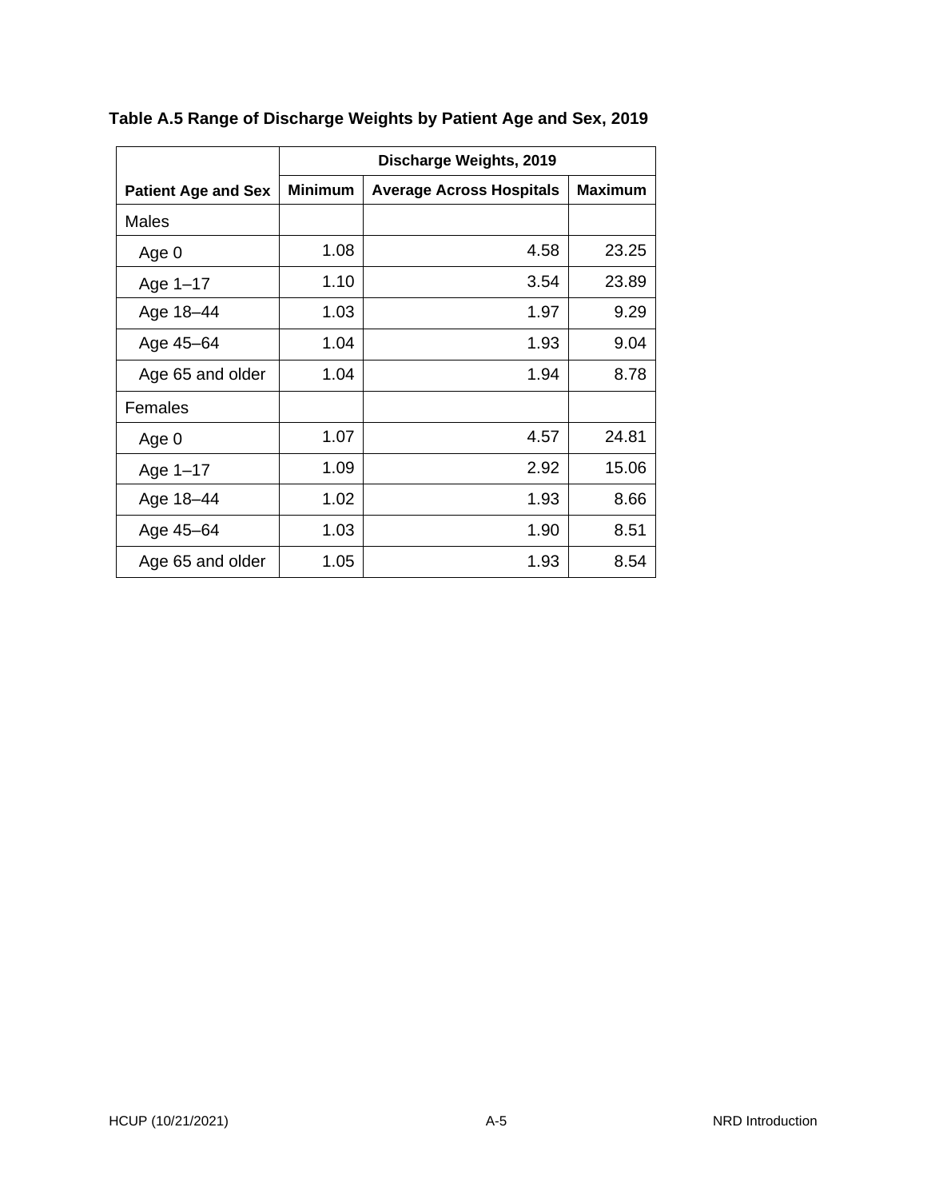**Table A.5 Range of Discharge Weights by Patient Age and Sex, 2019**

| | Discharge Weights, 2019 | | |
|---|---|---|---|
| **Patient Age and Sex** | **Minimum** | **Average Across Hospitals** | **Maximum** |
| Males | | | |
| Age 0 | 1.08 | 4.58 | 23.25 |
| Age 1–17 | 1.10 | 3.54 | 23.89 |
| Age 18–44 | 1.03 | 1.97 | 9.29 |
| Age 45–64 | 1.04 | 1.93 | 9.04 |
| Age 65 and older | 1.04 | 1.94 | 8.78 |
| Females | | | |
| Age 0 | 1.07 | 4.57 | 24.81 |
| Age 1–17 | 1.09 | 2.92 | 15.06 |
| Age 18–44 | 1.02 | 1.93 | 8.66 |
| Age 45–64 | 1.03 | 1.90 | 8.51 |
| Age 65 and older | 1.05 | 1.93 | 8.54 |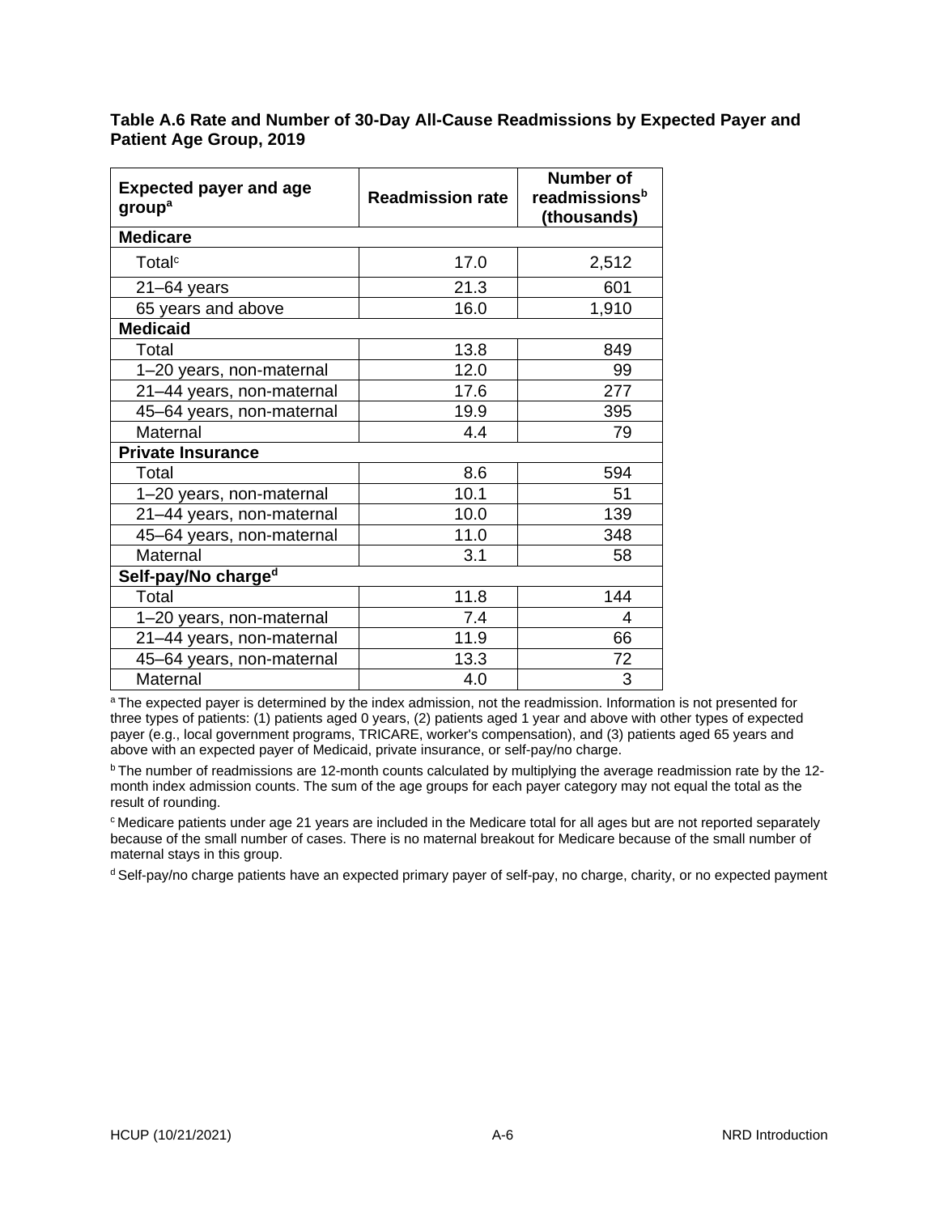**Table A.6 Rate and Number of 30-Day All-Cause Readmissions by Expected Payer and Patient Age Group, 2019**

| Expected payer and age group[a] | Readmission rate | Number of readmissions[b] (thousands) |
|---|---|---|
| **Medicare** | | |
| Total[c] | 17.0 | 2,512 |
| 21–64 years | 21.3 | 601 |
| 65 years and above | 16.0 | 1,910 |
| **Medicaid** | | |
| Total | 13.8 | 849 |
| 1–20 years, non-maternal | 12.0 | 99 |
| 21–44 years, non-maternal | 17.6 | 277 |
| 45–64 years, non-maternal | 19.9 | 395 |
| Maternal | 4.4 | 79 |
| **Private Insurance** | | |
| Total | 8.6 | 594 |
| 1–20 years, non-maternal | 10.1 | 51 |
| 21–44 years, non-maternal | 10.0 | 139 |
| 45–64 years, non-maternal | 11.0 | 348 |
| Maternal | 3.1 | 58 |
| **Self-pay/No charge[d]** | | |
| Total | 11.8 | 144 |
| 1–20 years, non-maternal | 7.4 | 4 |
| 21–44 years, non-maternal | 11.9 | 66 |
| 45–64 years, non-maternal | 13.3 | 72 |
| Maternal | 4.0 | 3 |

[a] The expected payer is determined by the index admission, not the readmission. Information is not presented for three types of patients: (1) patients aged 0 years, (2) patients aged 1 year and above with other types of expected payer (e.g., local government programs, TRICARE, worker's compensation), and (3) patients aged 65 years and above with an expected payer of Medicaid, private insurance, or self-pay/no charge.

[b] The number of readmissions are 12-month counts calculated by multiplying the average readmission rate by the 12-month index admission counts. The sum of the age groups for each payer category may not equal the total as the result of rounding.

[c] Medicare patients under age 21 years are included in the Medicare total for all ages but are not reported separately because of the small number of cases. There is no maternal breakout for Medicare because of the small number of maternal stays in this group.

[d] Self-pay/no charge patients have an expected primary payer of self-pay, no charge, charity, or no expected payment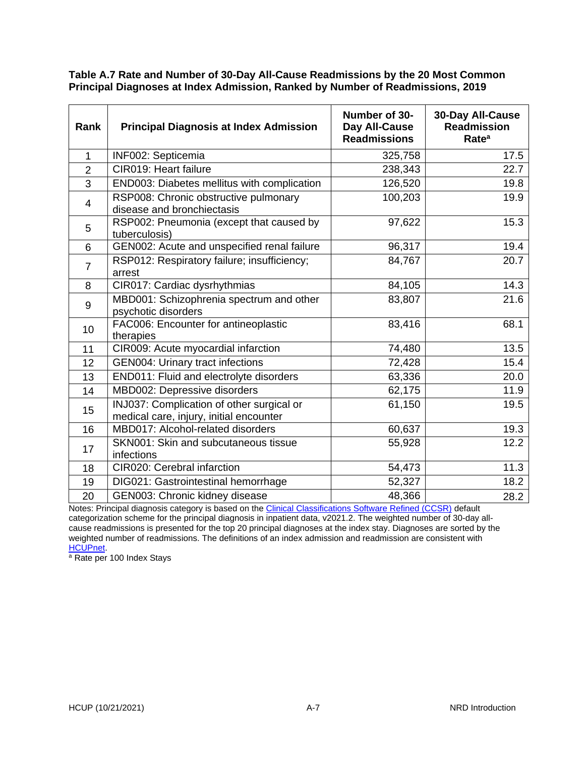**Table A.7 Rate and Number of 30-Day All-Cause Readmissions by the 20 Most Common Principal Diagnoses at Index Admission, Ranked by Number of Readmissions, 2019**

| Rank | Principal Diagnosis at Index Admission | Number of 30-Day All-Cause Readmissions | 30-Day All-Cause Readmission Rate[a] |
|---|---|---|---|
| 1 | INF002: Septicemia | 325,758 | 17.5 |
| 2 | CIR019: Heart failure | 238,343 | 22.7 |
| 3 | END003: Diabetes mellitus with complication | 126,520 | 19.8 |
| 4 | RSP008: Chronic obstructive pulmonary disease and bronchiectasis | 100,203 | 19.9 |
| 5 | RSP002: Pneumonia (except that caused by tuberculosis) | 97,622 | 15.3 |
| 6 | GEN002: Acute and unspecified renal failure | 96,317 | 19.4 |
| 7 | RSP012: Respiratory failure; insufficiency; arrest | 84,767 | 20.7 |
| 8 | CIR017: Cardiac dysrhythmias | 84,105 | 14.3 |
| 9 | MBD001: Schizophrenia spectrum and other psychotic disorders | 83,807 | 21.6 |
| 10 | FAC006: Encounter for antineoplastic therapies | 83,416 | 68.1 |
| 11 | CIR009: Acute myocardial infarction | 74,480 | 13.5 |
| 12 | GEN004: Urinary tract infections | 72,428 | 15.4 |
| 13 | END011: Fluid and electrolyte disorders | 63,336 | 20.0 |
| 14 | MBD002: Depressive disorders | 62,175 | 11.9 |
| 15 | INJ037: Complication of other surgical or medical care, injury, initial encounter | 61,150 | 19.5 |
| 16 | MBD017: Alcohol-related disorders | 60,637 | 19.3 |
| 17 | SKN001: Skin and subcutaneous tissue infections | 55,928 | 12.2 |
| 18 | CIR020: Cerebral infarction | 54,473 | 11.3 |
| 19 | DIG021: Gastrointestinal hemorrhage | 52,327 | 18.2 |
| 20 | GEN003: Chronic kidney disease | 48,366 | 28.2 |

Notes: Principal diagnosis category is based on the Clinical Classifications Software Refined (CCSR) default categorization scheme for the principal diagnosis in inpatient data, v2021.2. The weighted number of 30-day all-cause readmissions is presented for the top 20 principal diagnoses at the index stay. Diagnoses are sorted by the weighted number of readmissions. The definitions of an index admission and readmission are consistent with HCUPnet.

[a] Rate per 100 Index Stays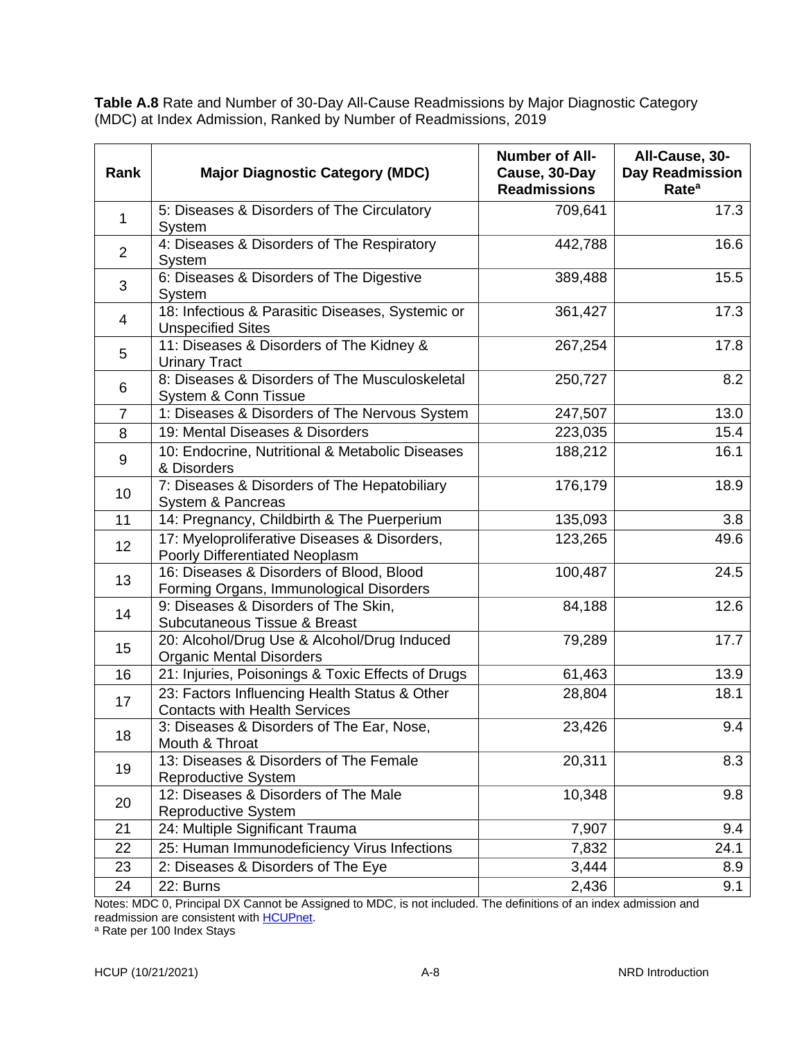**Table A.8** Rate and Number of 30-Day All-Cause Readmissions by Major Diagnostic Category (MDC) at Index Admission, Ranked by Number of Readmissions, 2019

| Rank | Major Diagnostic Category (MDC) | Number of All-Cause, 30-Day Readmissions | All-Cause, 30-Day Readmission Rate[a] |
|---|---|---|---|
| 1 | 5: Diseases & Disorders of The Circulatory System | 709,641 | 17.3 |
| 2 | 4: Diseases & Disorders of The Respiratory System | 442,788 | 16.6 |
| 3 | 6: Diseases & Disorders of The Digestive System | 389,488 | 15.5 |
| 4 | 18: Infectious & Parasitic Diseases, Systemic or Unspecified Sites | 361,427 | 17.3 |
| 5 | 11: Diseases & Disorders of The Kidney & Urinary Tract | 267,254 | 17.8 |
| 6 | 8: Diseases & Disorders of The Musculoskeletal System & Conn Tissue | 250,727 | 8.2 |
| 7 | 1: Diseases & Disorders of The Nervous System | 247,507 | 13.0 |
| 8 | 19: Mental Diseases & Disorders | 223,035 | 15.4 |
| 9 | 10: Endocrine, Nutritional & Metabolic Diseases & Disorders | 188,212 | 16.1 |
| 10 | 7: Diseases & Disorders of The Hepatobiliary System & Pancreas | 176,179 | 18.9 |
| 11 | 14: Pregnancy, Childbirth & The Puerperium | 135,093 | 3.8 |
| 12 | 17: Myeloproliferative Diseases & Disorders, Poorly Differentiated Neoplasm | 123,265 | 49.6 |
| 13 | 16: Diseases & Disorders of Blood, Blood Forming Organs, Immunological Disorders | 100,487 | 24.5 |
| 14 | 9: Diseases & Disorders of The Skin, Subcutaneous Tissue & Breast | 84,188 | 12.6 |
| 15 | 20: Alcohol/Drug Use & Alcohol/Drug Induced Organic Mental Disorders | 79,289 | 17.7 |
| 16 | 21: Injuries, Poisonings & Toxic Effects of Drugs | 61,463 | 13.9 |
| 17 | 23: Factors Influencing Health Status & Other Contacts with Health Services | 28,804 | 18.1 |
| 18 | 3: Diseases & Disorders of The Ear, Nose, Mouth & Throat | 23,426 | 9.4 |
| 19 | 13: Diseases & Disorders of The Female Reproductive System | 20,311 | 8.3 |
| 20 | 12: Diseases & Disorders of The Male Reproductive System | 10,348 | 9.8 |
| 21 | 24: Multiple Significant Trauma | 7,907 | 9.4 |
| 22 | 25: Human Immunodeficiency Virus Infections | 7,832 | 24.1 |
| 23 | 2: Diseases & Disorders of The Eye | 3,444 | 8.9 |
| 24 | 22: Burns | 2,436 | 9.1 |

Notes: MDC 0, Principal DX Cannot be Assigned to MDC, is not included. The definitions of an index admission and readmission are consistent with HCUPnet.

[a] Rate per 100 Index Stays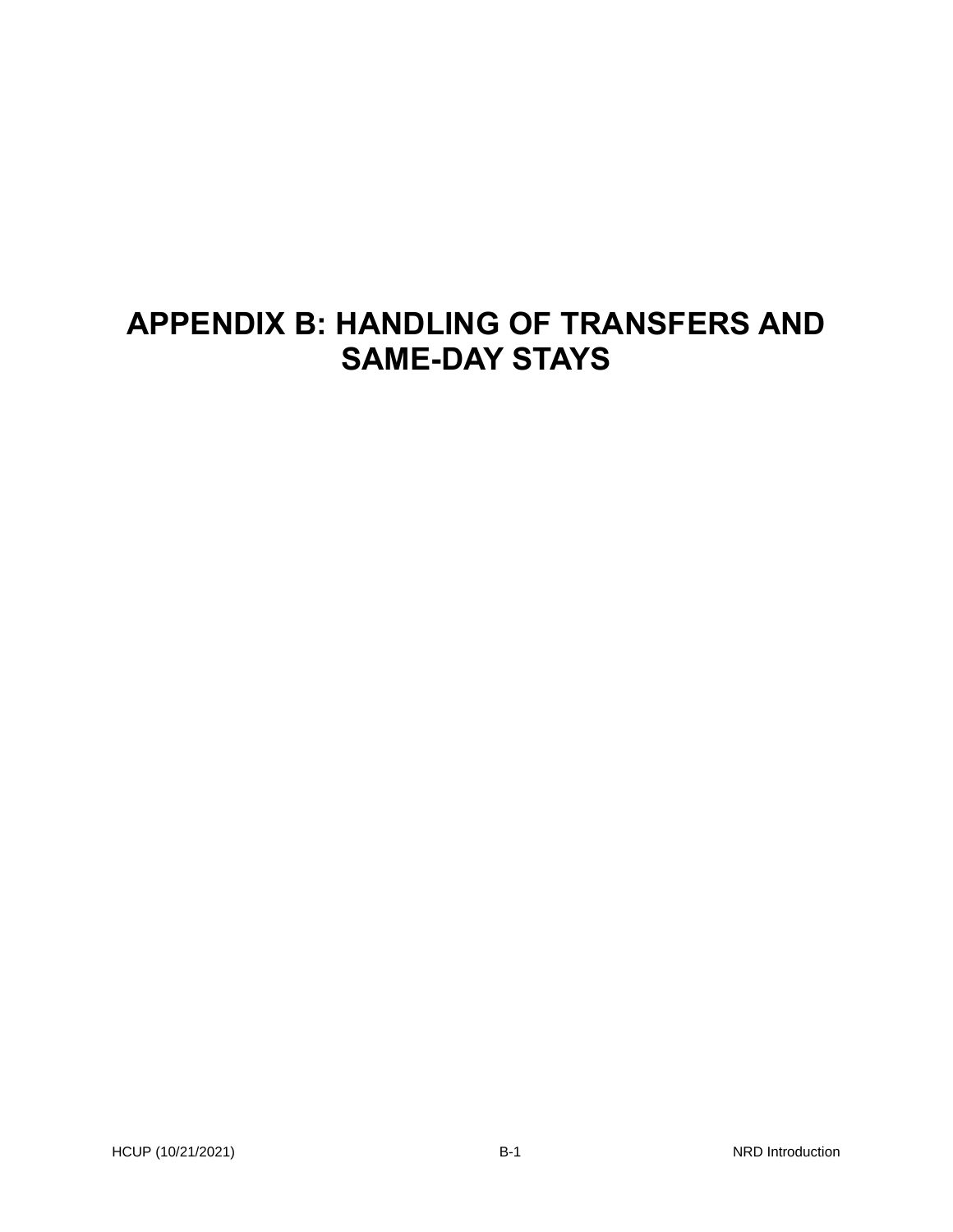# APPENDIX B: HANDLING OF TRANSFERS AND SAME-DAY STAYS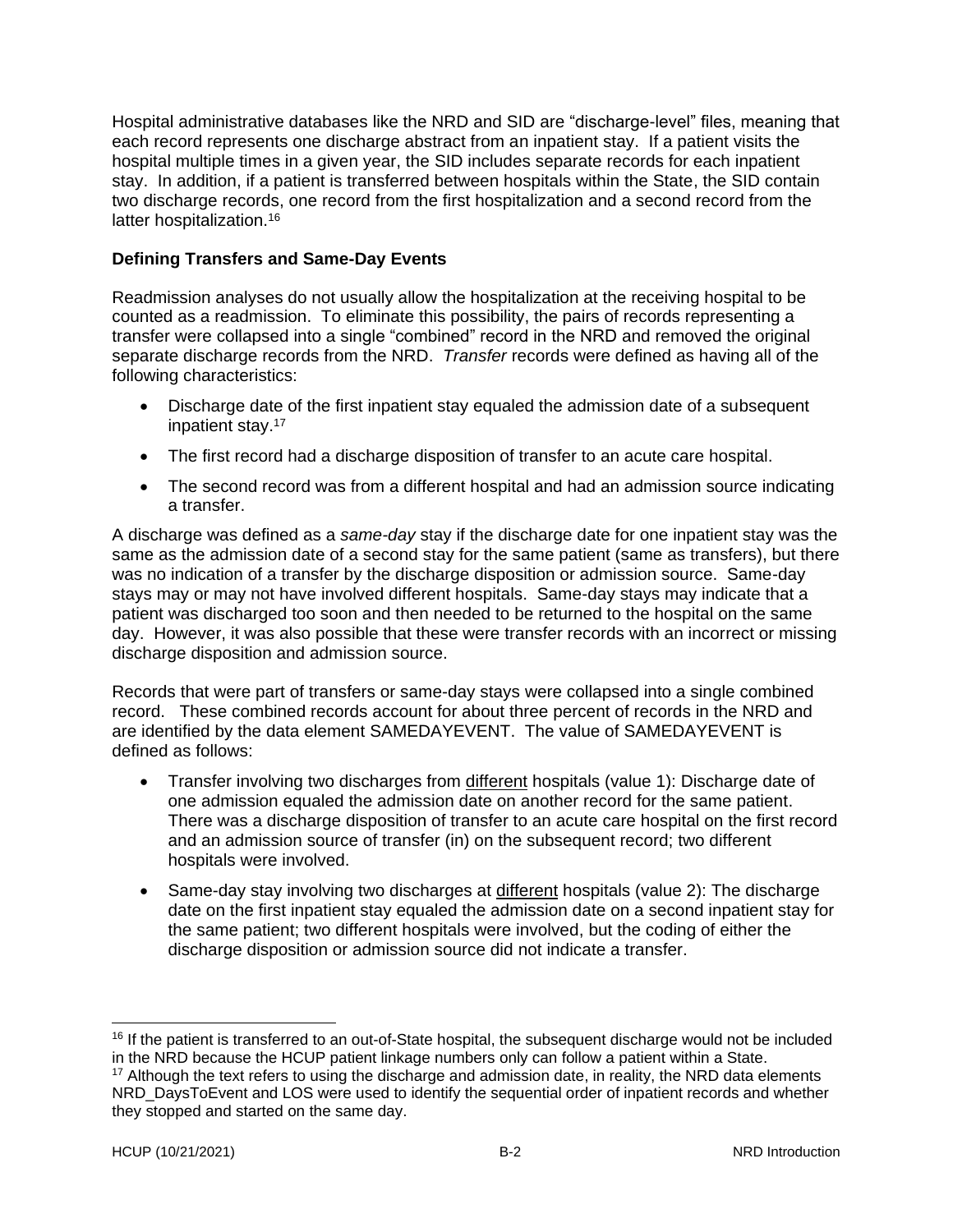Hospital administrative databases like the NRD and SID are “discharge-level” files, meaning that each record represents one discharge abstract from an inpatient stay. If a patient visits the hospital multiple times in a given year, the SID includes separate records for each inpatient stay. In addition, if a patient is transferred between hospitals within the State, the SID contain two discharge records, one record from the first hospitalization and a second record from the latter hospitalization.[16]

### Defining Transfers and Same-Day Events

Readmission analyses do not usually allow the hospitalization at the receiving hospital to be counted as a readmission. To eliminate this possibility, the pairs of records representing a transfer were collapsed into a single “combined” record in the NRD and removed the original separate discharge records from the NRD. *Transfer* records were defined as having all of the following characteristics:

- Discharge date of the first inpatient stay equaled the admission date of a subsequent inpatient stay.[17]
- The first record had a discharge disposition of transfer to an acute care hospital.
- The second record was from a different hospital and had an admission source indicating a transfer.

A discharge was defined as a *same-day* stay if the discharge date for one inpatient stay was the same as the admission date of a second stay for the same patient (same as transfers), but there was no indication of a transfer by the discharge disposition or admission source. Same-day stays may or may not have involved different hospitals. Same-day stays may indicate that a patient was discharged too soon and then needed to be returned to the hospital on the same day. However, it was also possible that these were transfer records with an incorrect or missing discharge disposition and admission source.

Records that were part of transfers or same-day stays were collapsed into a single combined record. These combined records account for about three percent of records in the NRD and are identified by the data element SAMEDAYEVENT. The value of SAMEDAYEVENT is defined as follows:

- Transfer involving two discharges from <u>different</u> hospitals (value 1): Discharge date of one admission equaled the admission date on another record for the same patient. There was a discharge disposition of transfer to an acute care hospital on the first record and an admission source of transfer (in) on the subsequent record; two different hospitals were involved.
- Same-day stay involving two discharges at <u>different</u> hospitals (value 2): The discharge date on the first inpatient stay equaled the admission date on a second inpatient stay for the same patient; two different hospitals were involved, but the coding of either the discharge disposition or admission source did not indicate a transfer.

---

[16] If the patient is transferred to an out-of-State hospital, the subsequent discharge would not be included in the NRD because the HCUP patient linkage numbers only can follow a patient within a State.

[17] Although the text refers to using the discharge and admission date, in reality, the NRD data elements NRD_DaysToEvent and LOS were used to identify the sequential order of inpatient records and whether they stopped and started on the same day.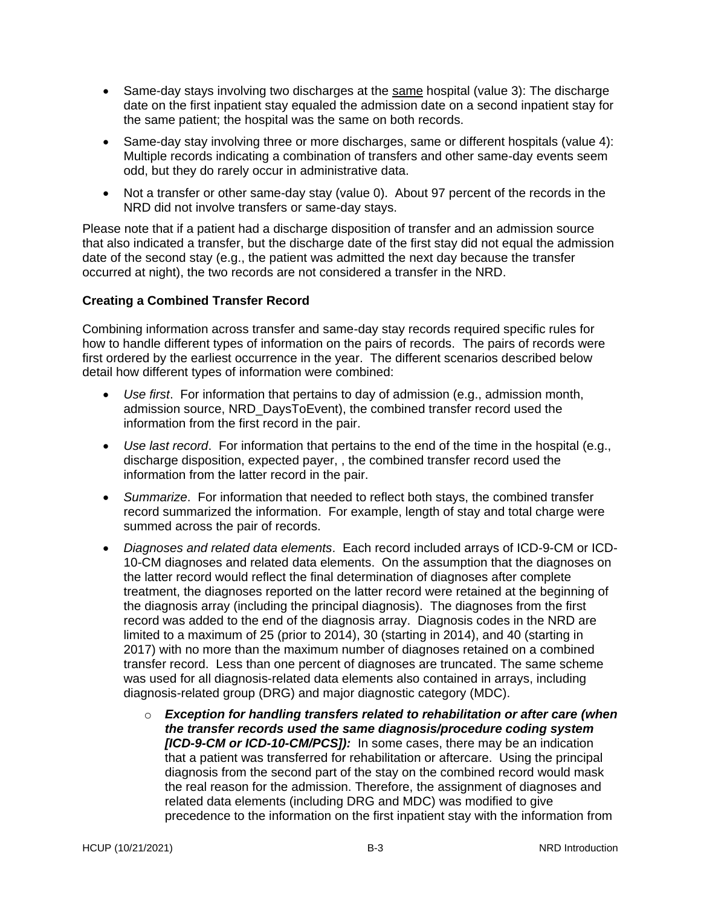- Same-day stays involving two discharges at the same hospital (value 3): The discharge date on the first inpatient stay equaled the admission date on a second inpatient stay for the same patient; the hospital was the same on both records.
- Same-day stay involving three or more discharges, same or different hospitals (value 4): Multiple records indicating a combination of transfers and other same-day events seem odd, but they do rarely occur in administrative data.
- Not a transfer or other same-day stay (value 0). About 97 percent of the records in the NRD did not involve transfers or same-day stays.

Please note that if a patient had a discharge disposition of transfer and an admission source that also indicated a transfer, but the discharge date of the first stay did not equal the admission date of the second stay (e.g., the patient was admitted the next day because the transfer occurred at night), the two records are not considered a transfer in the NRD.

**Creating a Combined Transfer Record**

Combining information across transfer and same-day stay records required specific rules for how to handle different types of information on the pairs of records. The pairs of records were first ordered by the earliest occurrence in the year. The different scenarios described below detail how different types of information were combined:

- *Use first*. For information that pertains to day of admission (e.g., admission month, admission source, NRD_DaysToEvent), the combined transfer record used the information from the first record in the pair.
- *Use last record*. For information that pertains to the end of the time in the hospital (e.g., discharge disposition, expected payer, , the combined transfer record used the information from the latter record in the pair.
- *Summarize*. For information that needed to reflect both stays, the combined transfer record summarized the information. For example, length of stay and total charge were summed across the pair of records.
- *Diagnoses and related data elements*. Each record included arrays of ICD-9-CM or ICD-10-CM diagnoses and related data elements. On the assumption that the diagnoses on the latter record would reflect the final determination of diagnoses after complete treatment, the diagnoses reported on the latter record were retained at the beginning of the diagnosis array (including the principal diagnosis). The diagnoses from the first record was added to the end of the diagnosis array. Diagnosis codes in the NRD are limited to a maximum of 25 (prior to 2014), 30 (starting in 2014), and 40 (starting in 2017) with no more than the maximum number of diagnoses retained on a combined transfer record. Less than one percent of diagnoses are truncated. The same scheme was used for all diagnosis-related data elements also contained in arrays, including diagnosis-related group (DRG) and major diagnostic category (MDC).
    - ***Exception for handling transfers related to rehabilitation or after care (when the transfer records used the same diagnosis/procedure coding system [ICD-9-CM or ICD-10-CM/PCS]):*** In some cases, there may be an indication that a patient was transferred for rehabilitation or aftercare. Using the principal diagnosis from the second part of the stay on the combined record would mask the real reason for the admission. Therefore, the assignment of diagnoses and related data elements (including DRG and MDC) was modified to give precedence to the information on the first inpatient stay with the information from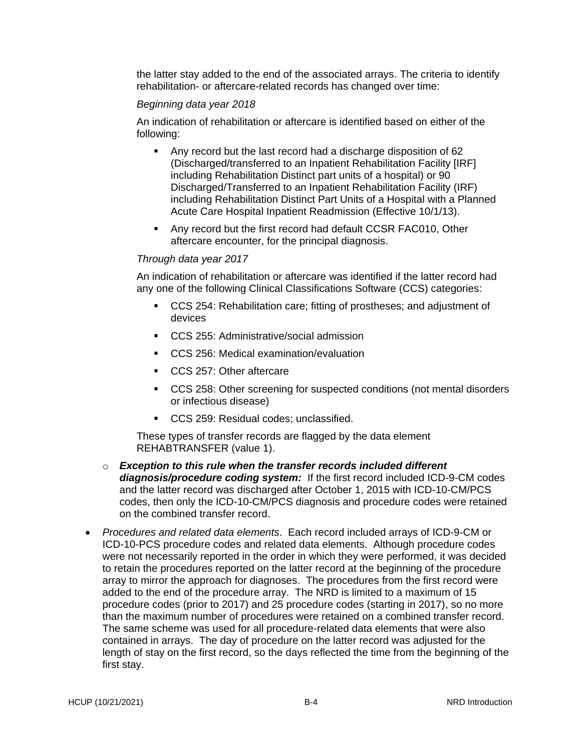the latter stay added to the end of the associated arrays. The criteria to identify rehabilitation- or aftercare-related records has changed over time:

*Beginning data year 2018*

An indication of rehabilitation or aftercare is identified based on either of the following:

- Any record but the last record had a discharge disposition of 62 (Discharged/transferred to an Inpatient Rehabilitation Facility [IRF] including Rehabilitation Distinct part units of a hospital) or 90 Discharged/Transferred to an Inpatient Rehabilitation Facility (IRF) including Rehabilitation Distinct Part Units of a Hospital with a Planned Acute Care Hospital Inpatient Readmission (Effective 10/1/13).
- Any record but the first record had default CCSR FAC010, Other aftercare encounter, for the principal diagnosis.

*Through data year 2017*

An indication of rehabilitation or aftercare was identified if the latter record had any one of the following Clinical Classifications Software (CCS) categories:

- CCS 254: Rehabilitation care; fitting of prostheses; and adjustment of devices
- CCS 255: Administrative/social admission
- CCS 256: Medical examination/evaluation
- CCS 257: Other aftercare
- CCS 258: Other screening for suspected conditions (not mental disorders or infectious disease)
- CCS 259: Residual codes; unclassified.

These types of transfer records are flagged by the data element REHABTRANSFER (value 1).

- ***Exception to this rule when the transfer records included different diagnosis/procedure coding system:*** If the first record included ICD-9-CM codes and the latter record was discharged after October 1, 2015 with ICD-10-CM/PCS codes, then only the ICD-10-CM/PCS diagnosis and procedure codes were retained on the combined transfer record.

- *Procedures and related data elements*. Each record included arrays of ICD-9-CM or ICD-10-PCS procedure codes and related data elements. Although procedure codes were not necessarily reported in the order in which they were performed, it was decided to retain the procedures reported on the latter record at the beginning of the procedure array to mirror the approach for diagnoses. The procedures from the first record were added to the end of the procedure array. The NRD is limited to a maximum of 15 procedure codes (prior to 2017) and 25 procedure codes (starting in 2017), so no more than the maximum number of procedures were retained on a combined transfer record. The same scheme was used for all procedure-related data elements that were also contained in arrays. The day of procedure on the latter record was adjusted for the length of stay on the first record, so the days reflected the time from the beginning of the first stay.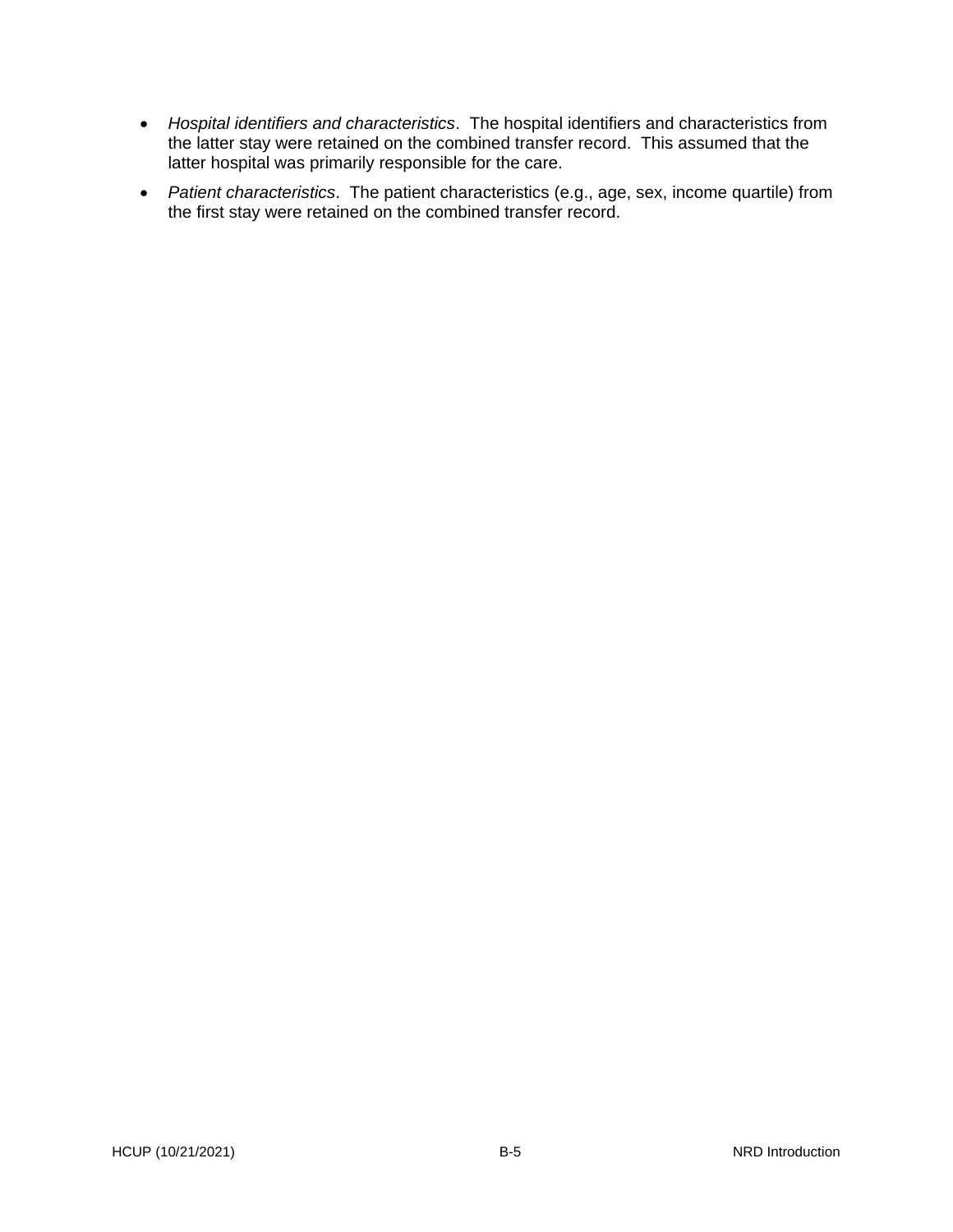- *Hospital identifiers and characteristics*. The hospital identifiers and characteristics from the latter stay were retained on the combined transfer record. This assumed that the latter hospital was primarily responsible for the care.
- *Patient characteristics*. The patient characteristics (e.g., age, sex, income quartile) from the first stay were retained on the combined transfer record.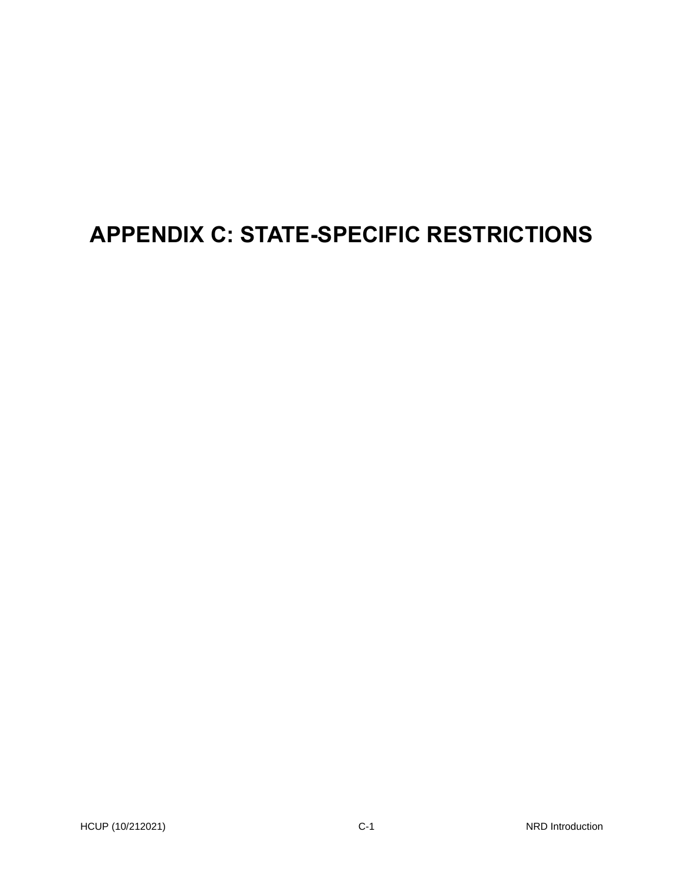# APPENDIX C: STATE-SPECIFIC RESTRICTIONS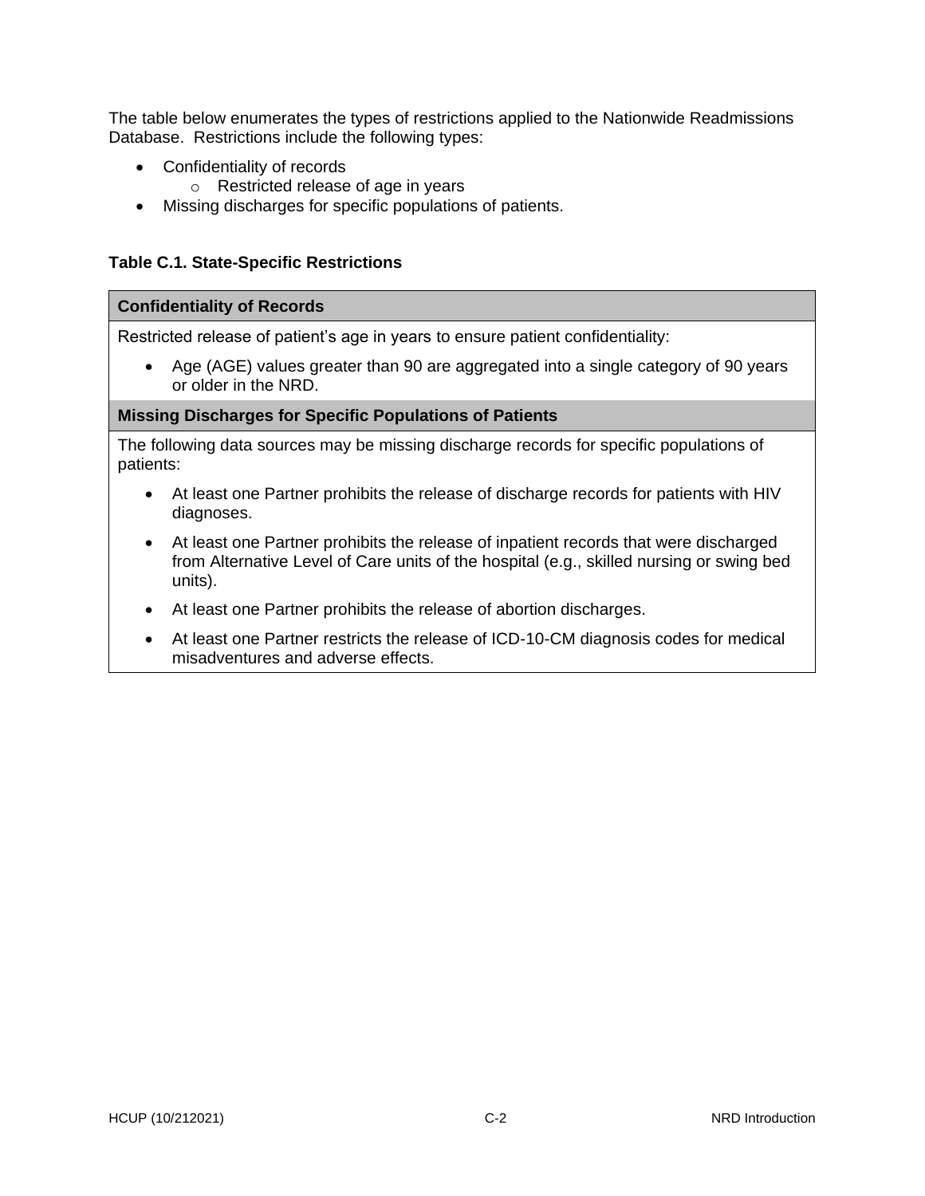The table below enumerates the types of restrictions applied to the Nationwide Readmissions Database. Restrictions include the following types:

- Confidentiality of records
  - Restricted release of age in years
- Missing discharges for specific populations of patients.

**Table C.1. State-Specific Restrictions**

| **Confidentiality of Records** |
|---|
| Restricted release of patient's age in years to ensure patient confidentiality:<br>• Age (AGE) values greater than 90 are aggregated into a single category of 90 years or older in the NRD. |
| **Missing Discharges for Specific Populations of Patients** |
| The following data sources may be missing discharge records for specific populations of patients:<br>• At least one Partner prohibits the release of discharge records for patients with HIV diagnoses.<br>• At least one Partner prohibits the release of inpatient records that were discharged from Alternative Level of Care units of the hospital (e.g., skilled nursing or swing bed units).<br>• At least one Partner prohibits the release of abortion discharges.<br>• At least one Partner restricts the release of ICD-10-CM diagnosis codes for medical misadventures and adverse effects. |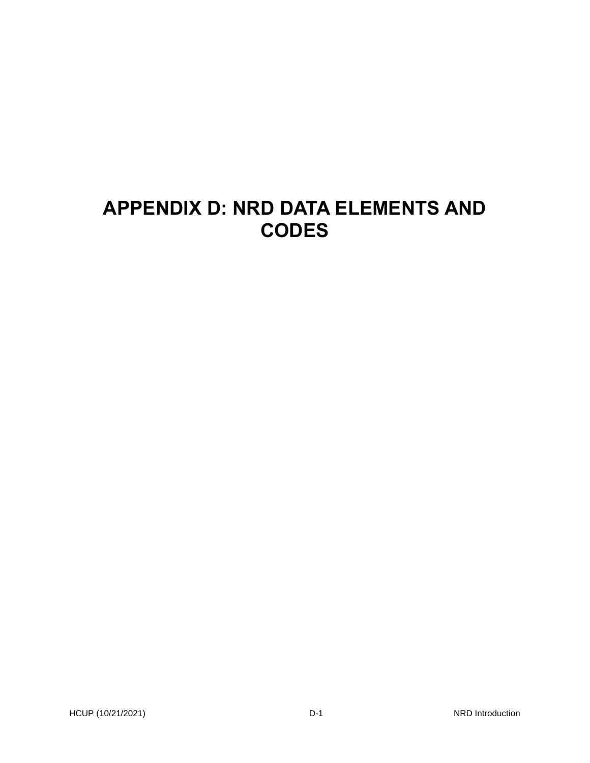# APPENDIX D: NRD DATA ELEMENTS AND CODES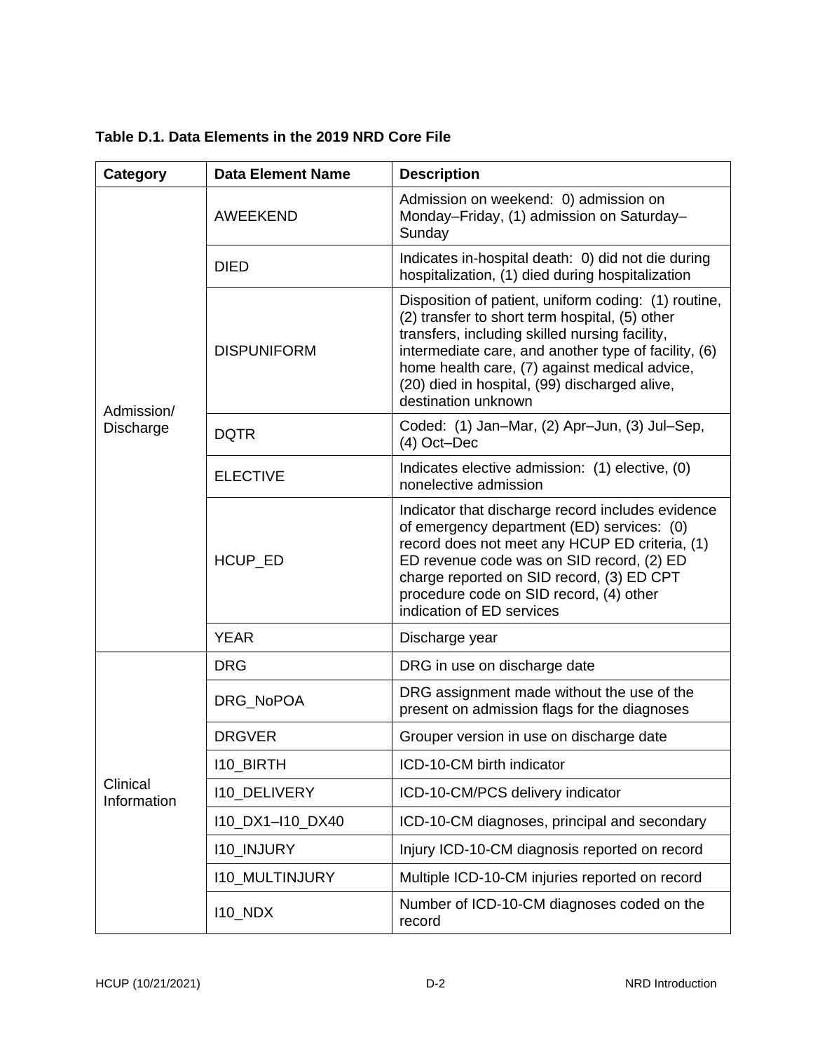**Table D.1. Data Elements in the 2019 NRD Core File**

| Category | Data Element Name | Description |
|---|---|---|
| Admission/ Discharge | AWEEKEND | Admission on weekend: 0) admission on Monday–Friday, (1) admission on Saturday–Sunday |
| | DIED | Indicates in-hospital death: 0) did not die during hospitalization, (1) died during hospitalization |
| | DISPUNIFORM | Disposition of patient, uniform coding: (1) routine, (2) transfer to short term hospital, (5) other transfers, including skilled nursing facility, intermediate care, and another type of facility, (6) home health care, (7) against medical advice, (20) died in hospital, (99) discharged alive, destination unknown |
| | DQTR | Coded: (1) Jan–Mar, (2) Apr–Jun, (3) Jul–Sep, (4) Oct–Dec |
| | ELECTIVE | Indicates elective admission: (1) elective, (0) nonelective admission |
| | HCUP_ED | Indicator that discharge record includes evidence of emergency department (ED) services: (0) record does not meet any HCUP ED criteria, (1) ED revenue code was on SID record, (2) ED charge reported on SID record, (3) ED CPT procedure code on SID record, (4) other indication of ED services |
| | YEAR | Discharge year |
| Clinical Information | DRG | DRG in use on discharge date |
| | DRG_NoPOA | DRG assignment made without the use of the present on admission flags for the diagnoses |
| | DRGVER | Grouper version in use on discharge date |
| | I10_BIRTH | ICD-10-CM birth indicator |
| | I10_DELIVERY | ICD-10-CM/PCS delivery indicator |
| | I10_DX1–I10_DX40 | ICD-10-CM diagnoses, principal and secondary |
| | I10_INJURY | Injury ICD-10-CM diagnosis reported on record |
| | I10_MULTINJURY | Multiple ICD-10-CM injuries reported on record |
| | I10_NDX | Number of ICD-10-CM diagnoses coded on the record |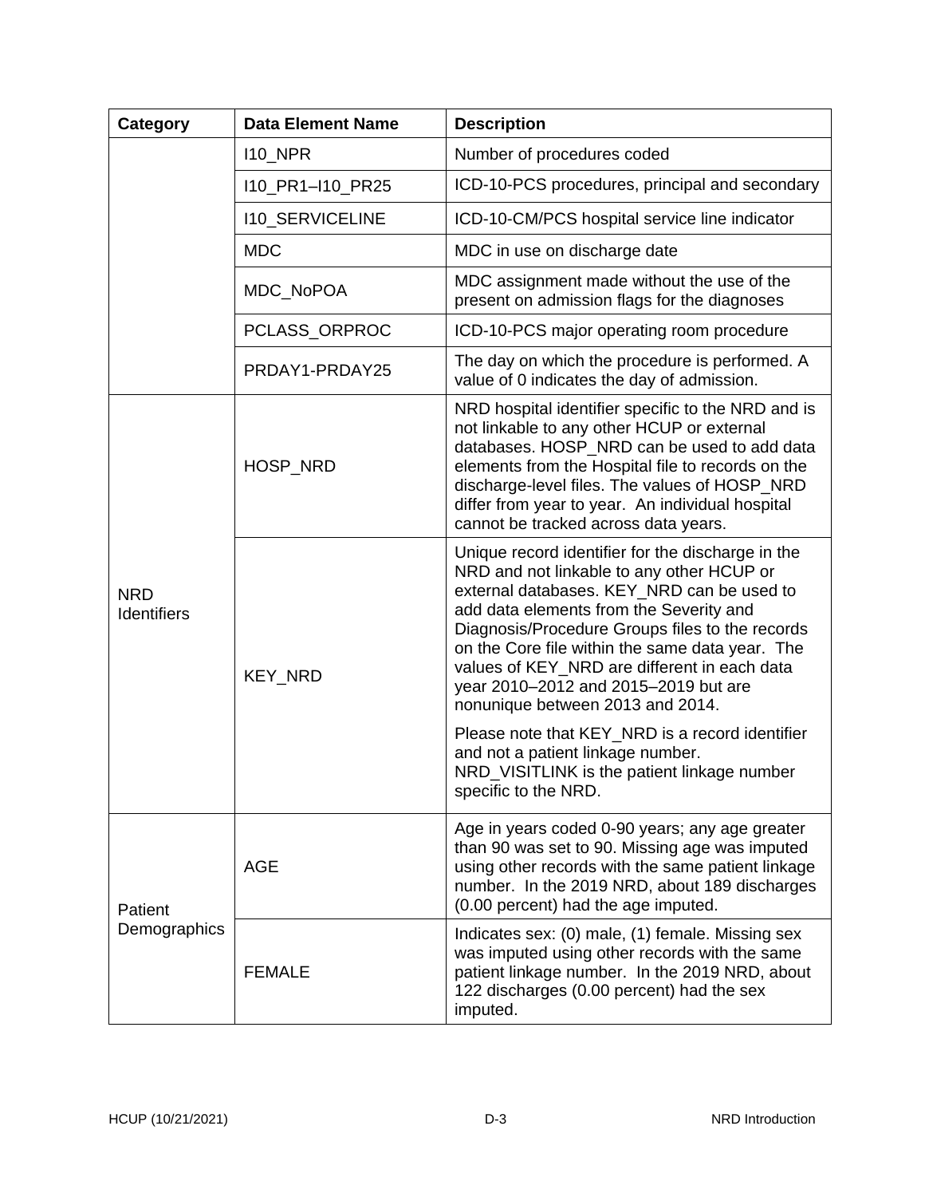| Category | Data Element Name | Description |
|---|---|---|
| | I10_NPR | Number of procedures coded |
| | I10_PR1–I10_PR25 | ICD-10-PCS procedures, principal and secondary |
| | I10_SERVICELINE | ICD-10-CM/PCS hospital service line indicator |
| | MDC | MDC in use on discharge date |
| | MDC_NoPOA | MDC assignment made without the use of the present on admission flags for the diagnoses |
| | PCLASS_ORPROC | ICD-10-PCS major operating room procedure |
| | PRDAY1-PRDAY25 | The day on which the procedure is performed. A value of 0 indicates the day of admission. |
| NRD Identifiers | HOSP_NRD | NRD hospital identifier specific to the NRD and is not linkable to any other HCUP or external databases. HOSP_NRD can be used to add data elements from the Hospital file to records on the discharge-level files. The values of HOSP_NRD differ from year to year. An individual hospital cannot be tracked across data years. |
| | KEY_NRD | Unique record identifier for the discharge in the NRD and not linkable to any other HCUP or external databases. KEY_NRD can be used to add data elements from the Severity and Diagnosis/Procedure Groups files to the records on the Core file within the same data year. The values of KEY_NRD are different in each data year 2010–2012 and 2015–2019 but are nonunique between 2013 and 2014. <br><br> Please note that KEY_NRD is a record identifier and not a patient linkage number. NRD_VISITLINK is the patient linkage number specific to the NRD. |
| Patient Demographics | AGE | Age in years coded 0-90 years; any age greater than 90 was set to 90. Missing age was imputed using other records with the same patient linkage number. In the 2019 NRD, about 189 discharges (0.00 percent) had the age imputed. |
| | FEMALE | Indicates sex: (0) male, (1) female. Missing sex was imputed using other records with the same patient linkage number. In the 2019 NRD, about 122 discharges (0.00 percent) had the sex imputed. |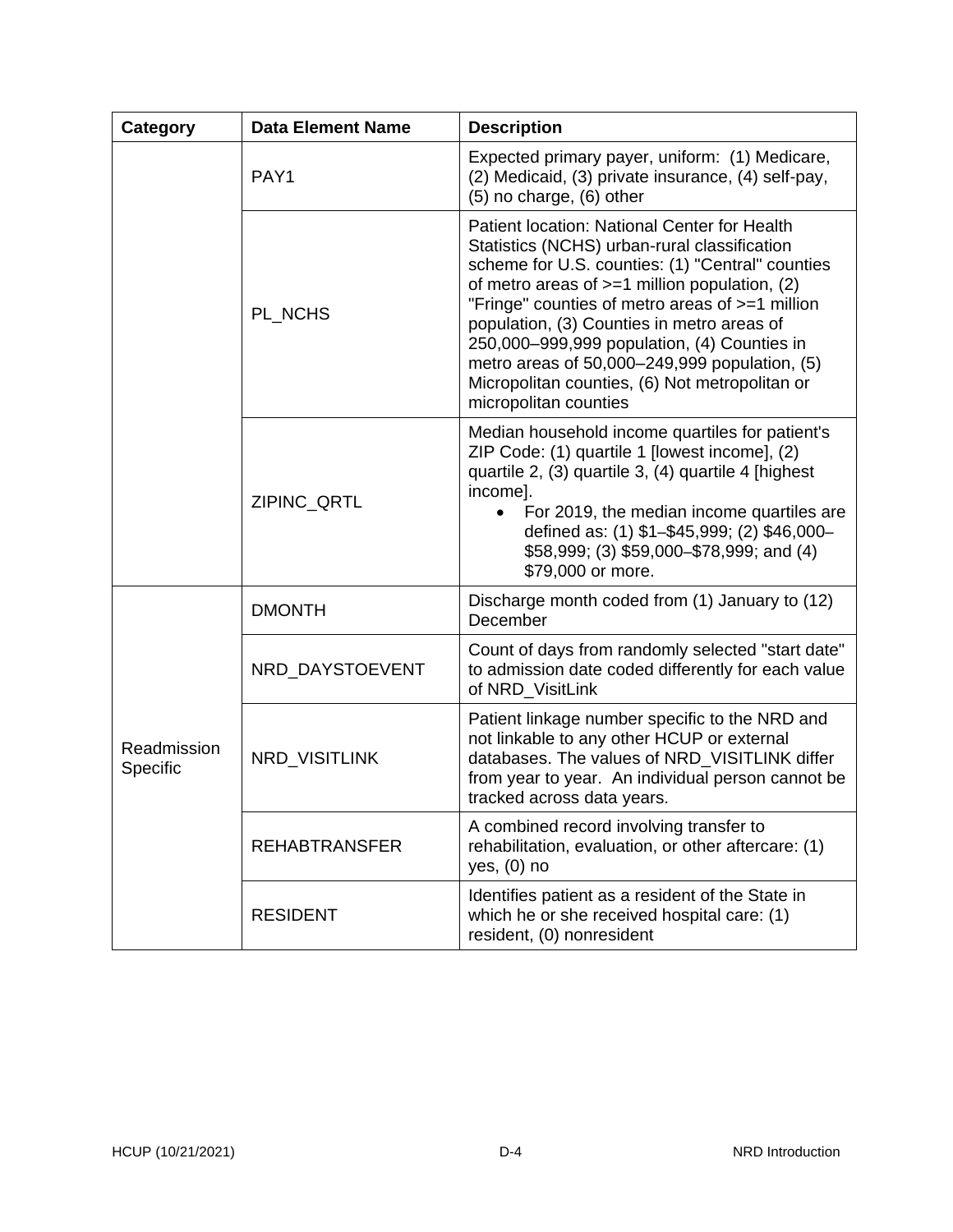| Category | Data Element Name | Description |
| --- | --- | --- |
| | PAY1 | Expected primary payer, uniform: (1) Medicare, (2) Medicaid, (3) private insurance, (4) self-pay, (5) no charge, (6) other |
| | PL_NCHS | Patient location: National Center for Health Statistics (NCHS) urban-rural classification scheme for U.S. counties: (1) "Central" counties of metro areas of >=1 million population, (2) "Fringe" counties of metro areas of >=1 million population, (3) Counties in metro areas of 250,000–999,999 population, (4) Counties in metro areas of 50,000–249,999 population, (5) Micropolitan counties, (6) Not metropolitan or micropolitan counties |
| | ZIPINC_QRTL | Median household income quartiles for patient's ZIP Code: (1) quartile 1 [lowest income], (2) quartile 2, (3) quartile 3, (4) quartile 4 [highest income].<br>• For 2019, the median income quartiles are defined as: (1) $1–$45,999; (2) $46,000–$58,999; (3) $59,000–$78,999; and (4) $79,000 or more. |
| Readmission Specific | DMONTH | Discharge month coded from (1) January to (12) December |
| | NRD_DAYSTOEVENT | Count of days from randomly selected "start date" to admission date coded differently for each value of NRD_VisitLink |
| | NRD_VISITLINK | Patient linkage number specific to the NRD and not linkable to any other HCUP or external databases. The values of NRD_VISITLINK differ from year to year. An individual person cannot be tracked across data years. |
| | REHABTRANSFER | A combined record involving transfer to rehabilitation, evaluation, or other aftercare: (1) yes, (0) no |
| | RESIDENT | Identifies patient as a resident of the State in which he or she received hospital care: (1) resident, (0) nonresident |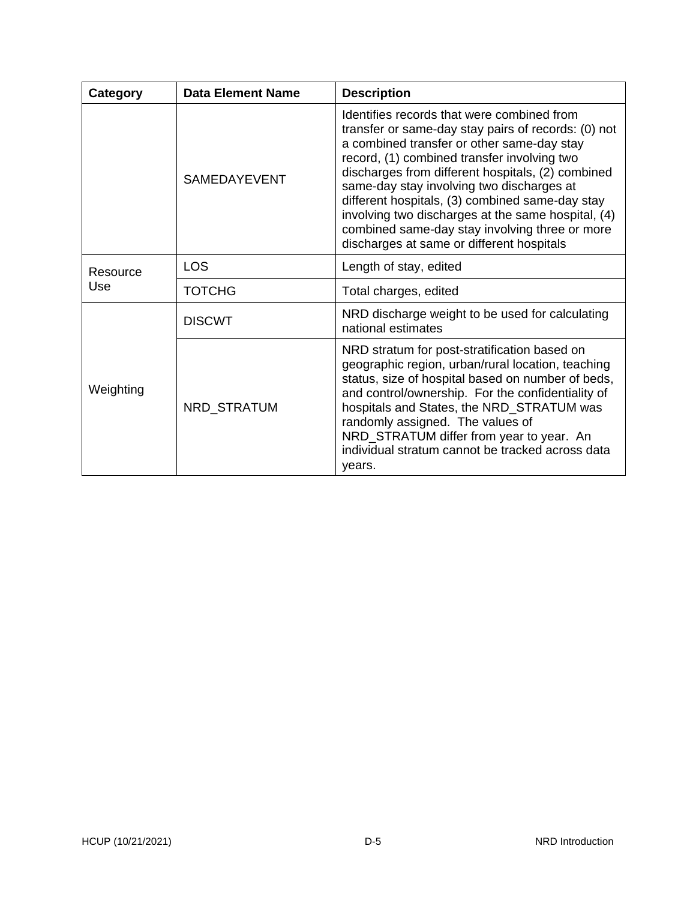| Category | Data Element Name | Description |
|---|---|---|
| | SAMEDAYEVENT | Identifies records that were combined from transfer or same-day stay pairs of records: (0) not a combined transfer or other same-day stay record, (1) combined transfer involving two discharges from different hospitals, (2) combined same-day stay involving two discharges at different hospitals, (3) combined same-day stay involving two discharges at the same hospital, (4) combined same-day stay involving three or more discharges at same or different hospitals |
| Resource Use | LOS | Length of stay, edited |
| | TOTCHG | Total charges, edited |
| Weighting | DISCWT | NRD discharge weight to be used for calculating national estimates |
| | NRD_STRATUM | NRD stratum for post-stratification based on geographic region, urban/rural location, teaching status, size of hospital based on number of beds, and control/ownership. For the confidentiality of hospitals and States, the NRD_STRATUM was randomly assigned. The values of NRD_STRATUM differ from year to year. An individual stratum cannot be tracked across data years. |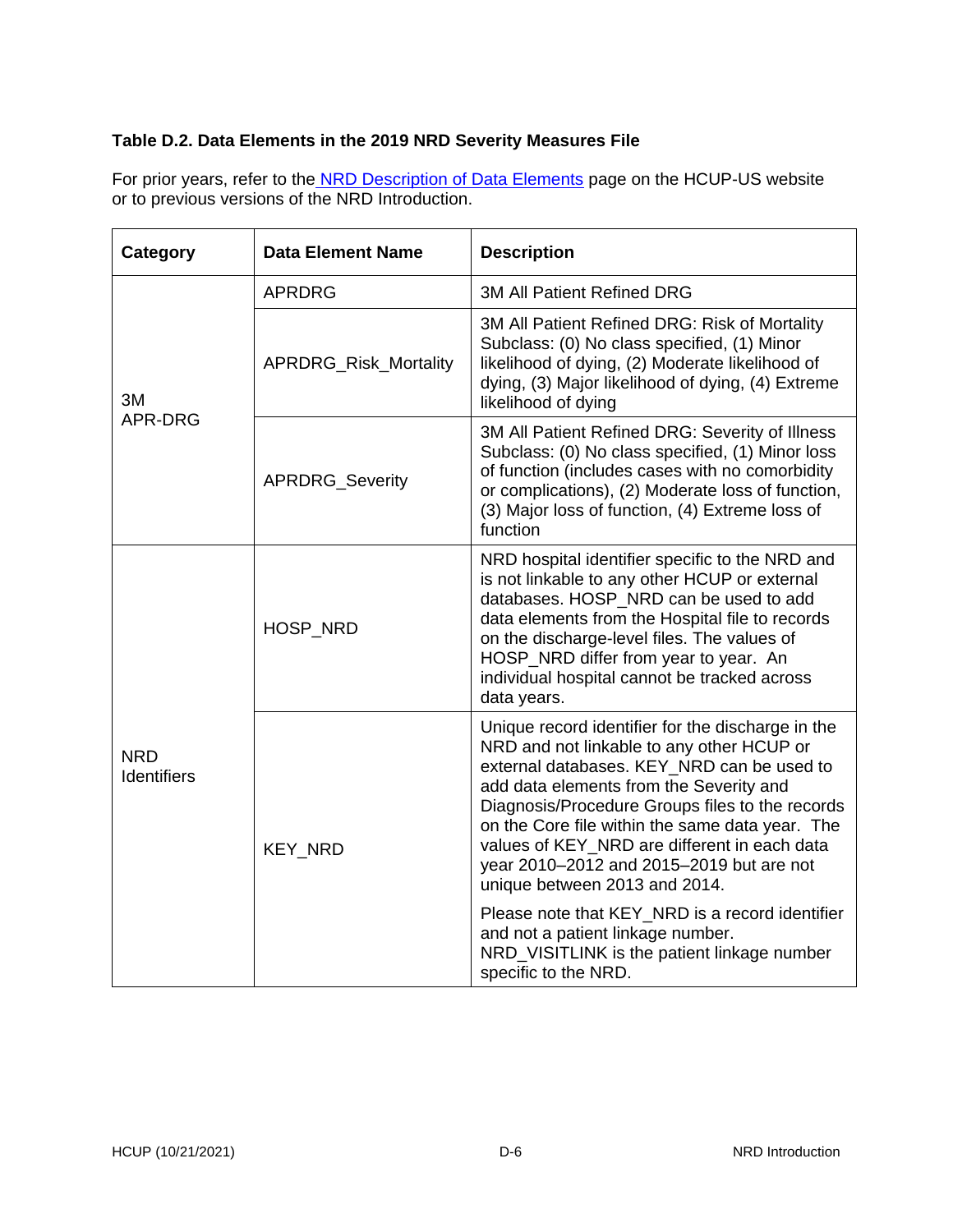**Table D.2. Data Elements in the 2019 NRD Severity Measures File**

For prior years, refer to the NRD Description of Data Elements page on the HCUP-US website or to previous versions of the NRD Introduction.

| Category | Data Element Name | Description |
|---|---|---|
| 3M APR-DRG | APRDRG | 3M All Patient Refined DRG |
| | APRDRG_Risk_Mortality | 3M All Patient Refined DRG: Risk of Mortality Subclass: (0) No class specified, (1) Minor likelihood of dying, (2) Moderate likelihood of dying, (3) Major likelihood of dying, (4) Extreme likelihood of dying |
| | APRDRG_Severity | 3M All Patient Refined DRG: Severity of Illness Subclass: (0) No class specified, (1) Minor loss of function (includes cases with no comorbidity or complications), (2) Moderate loss of function, (3) Major loss of function, (4) Extreme loss of function |
| NRD Identifiers | HOSP_NRD | NRD hospital identifier specific to the NRD and is not linkable to any other HCUP or external databases. HOSP_NRD can be used to add data elements from the Hospital file to records on the discharge-level files. The values of HOSP_NRD differ from year to year. An individual hospital cannot be tracked across data years. |
| | KEY_NRD | Unique record identifier for the discharge in the NRD and not linkable to any other HCUP or external databases. KEY_NRD can be used to add data elements from the Severity and Diagnosis/Procedure Groups files to the records on the Core file within the same data year. The values of KEY_NRD are different in each data year 2010–2012 and 2015–2019 but are not unique between 2013 and 2014. <br><br> Please note that KEY_NRD is a record identifier and not a patient linkage number. NRD_VISITLINK is the patient linkage number specific to the NRD. |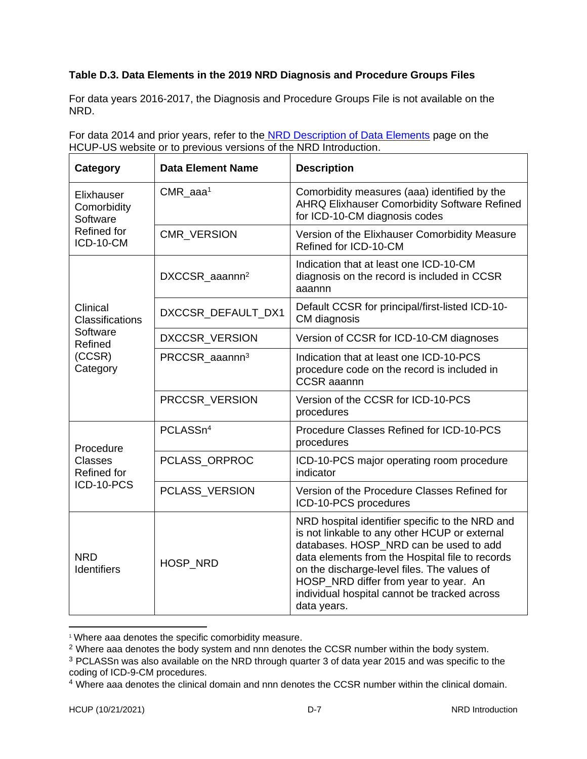**Table D.3. Data Elements in the 2019 NRD Diagnosis and Procedure Groups Files**

For data years 2016-2017, the Diagnosis and Procedure Groups File is not available on the NRD.

For data 2014 and prior years, refer to the [NRD Description of Data Elements](#) page on the HCUP-US website or to previous versions of the NRD Introduction.

| Category | Data Element Name | Description |
|---|---|---|
| Elixhauser Comorbidity Software Refined for ICD-10-CM | CMR_aaa[1] | Comorbidity measures (aaa) identified by the AHRQ Elixhauser Comorbidity Software Refined for ICD-10-CM diagnosis codes |
| | CMR_VERSION | Version of the Elixhauser Comorbidity Measure Refined for ICD-10-CM |
| Clinical Classifications Software Refined (CCSR) Category | DXCCSR_aaannn[2] | Indication that at least one ICD-10-CM diagnosis on the record is included in CCSR aaannn |
| | DXCCSR_DEFAULT_DX1 | Default CCSR for principal/first-listed ICD-10-CM diagnosis |
| | DXCCSR_VERSION | Version of CCSR for ICD-10-CM diagnoses |
| | PRCCSR_aaannn[3] | Indication that at least one ICD-10-PCS procedure code on the record is included in CCSR aaannn |
| | PRCCSR_VERSION | Version of the CCSR for ICD-10-PCS procedures |
| Procedure Classes Refined for ICD-10-PCS | PCLASSn[4] | Procedure Classes Refined for ICD-10-PCS procedures |
| | PCLASS_ORPROC | ICD-10-PCS major operating room procedure indicator |
| | PCLASS_VERSION | Version of the Procedure Classes Refined for ICD-10-PCS procedures |
| NRD Identifiers | HOSP_NRD | NRD hospital identifier specific to the NRD and is not linkable to any other HCUP or external databases. HOSP_NRD can be used to add data elements from the Hospital file to records on the discharge-level files. The values of HOSP_NRD differ from year to year. An individual hospital cannot be tracked across data years. |

[1] Where aaa denotes the specific comorbidity measure.

[2] Where aaa denotes the body system and nnn denotes the CCSR number within the body system.

[3] PCLASSn was also available on the NRD through quarter 3 of data year 2015 and was specific to the coding of ICD-9-CM procedures.

[4] Where aaa denotes the clinical domain and nnn denotes the CCSR number within the clinical domain.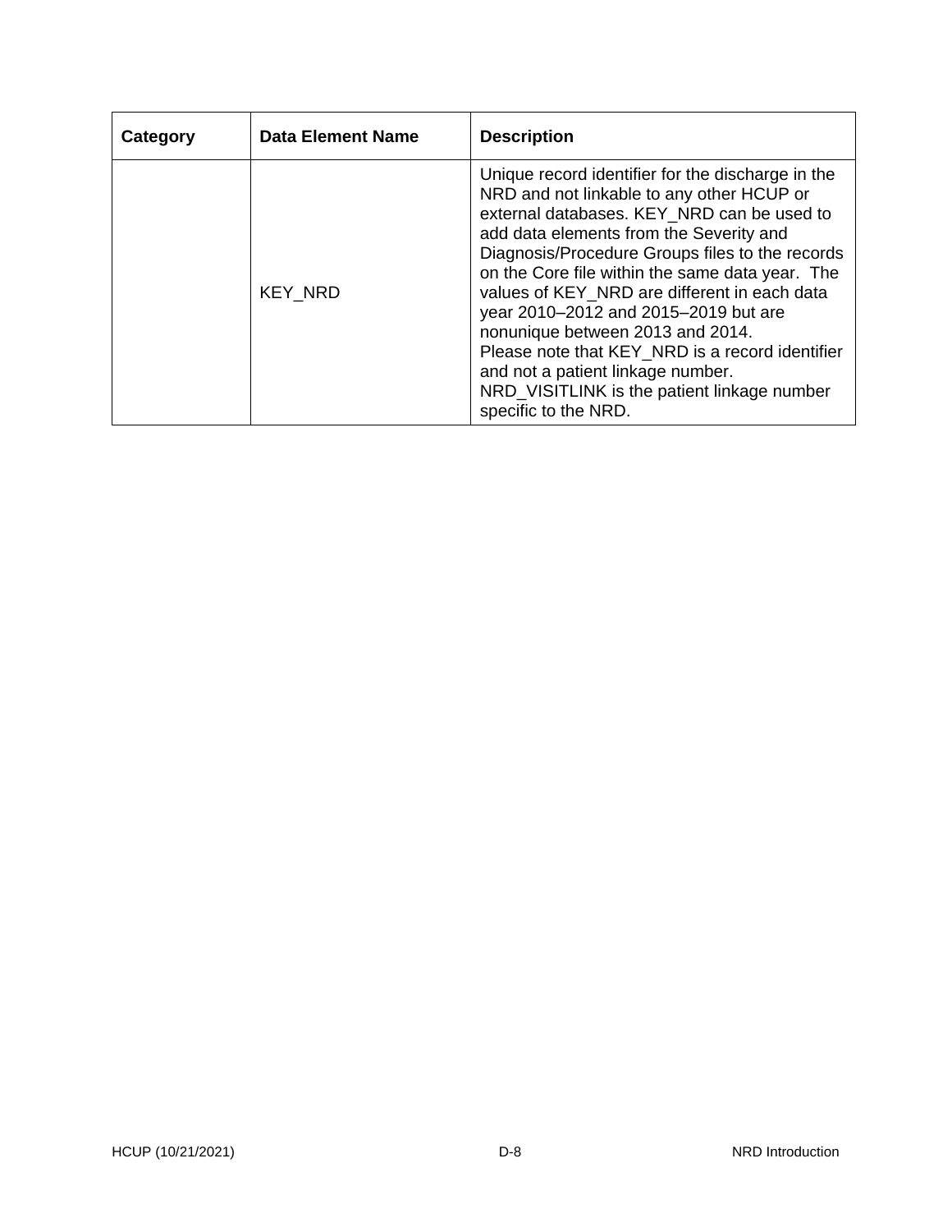| Category | Data Element Name | Description |
|---|---|---|
| | KEY_NRD | Unique record identifier for the discharge in the NRD and not linkable to any other HCUP or external databases. KEY_NRD can be used to add data elements from the Severity and Diagnosis/Procedure Groups files to the records on the Core file within the same data year. The values of KEY_NRD are different in each data year 2010–2012 and 2015–2019 but are nonunique between 2013 and 2014.<br>Please note that KEY_NRD is a record identifier and not a patient linkage number. NRD_VISITLINK is the patient linkage number specific to the NRD. |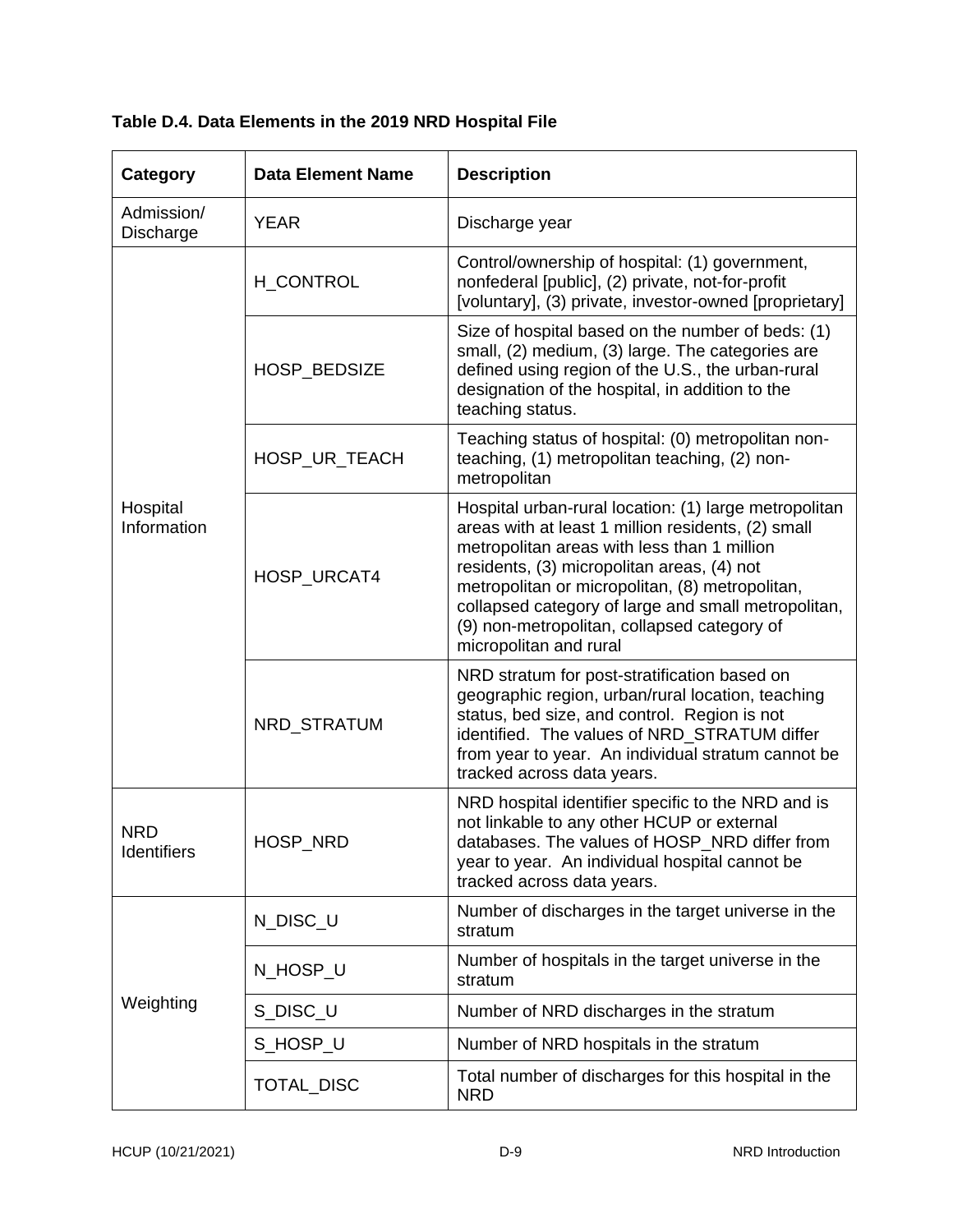**Table D.4. Data Elements in the 2019 NRD Hospital File**

| Category | Data Element Name | Description |
|---|---|---|
| Admission/ Discharge | YEAR | Discharge year |
| Hospital Information | H_CONTROL | Control/ownership of hospital: (1) government, nonfederal [public], (2) private, not-for-profit [voluntary], (3) private, investor-owned [proprietary] |
| | HOSP_BEDSIZE | Size of hospital based on the number of beds: (1) small, (2) medium, (3) large. The categories are defined using region of the U.S., the urban-rural designation of the hospital, in addition to the teaching status. |
| | HOSP_UR_TEACH | Teaching status of hospital: (0) metropolitan non-teaching, (1) metropolitan teaching, (2) non-metropolitan |
| | HOSP_URCAT4 | Hospital urban-rural location: (1) large metropolitan areas with at least 1 million residents, (2) small metropolitan areas with less than 1 million residents, (3) micropolitan areas, (4) not metropolitan or micropolitan, (8) metropolitan, collapsed category of large and small metropolitan, (9) non-metropolitan, collapsed category of micropolitan and rural |
| | NRD_STRATUM | NRD stratum for post-stratification based on geographic region, urban/rural location, teaching status, bed size, and control. Region is not identified. The values of NRD_STRATUM differ from year to year. An individual stratum cannot be tracked across data years. |
| NRD Identifiers | HOSP_NRD | NRD hospital identifier specific to the NRD and is not linkable to any other HCUP or external databases. The values of HOSP_NRD differ from year to year. An individual hospital cannot be tracked across data years. |
| Weighting | N_DISC_U | Number of discharges in the target universe in the stratum |
| | N_HOSP_U | Number of hospitals in the target universe in the stratum |
| | S_DISC_U | Number of NRD discharges in the stratum |
| | S_HOSP_U | Number of NRD hospitals in the stratum |
| | TOTAL_DISC | Total number of discharges for this hospital in the NRD |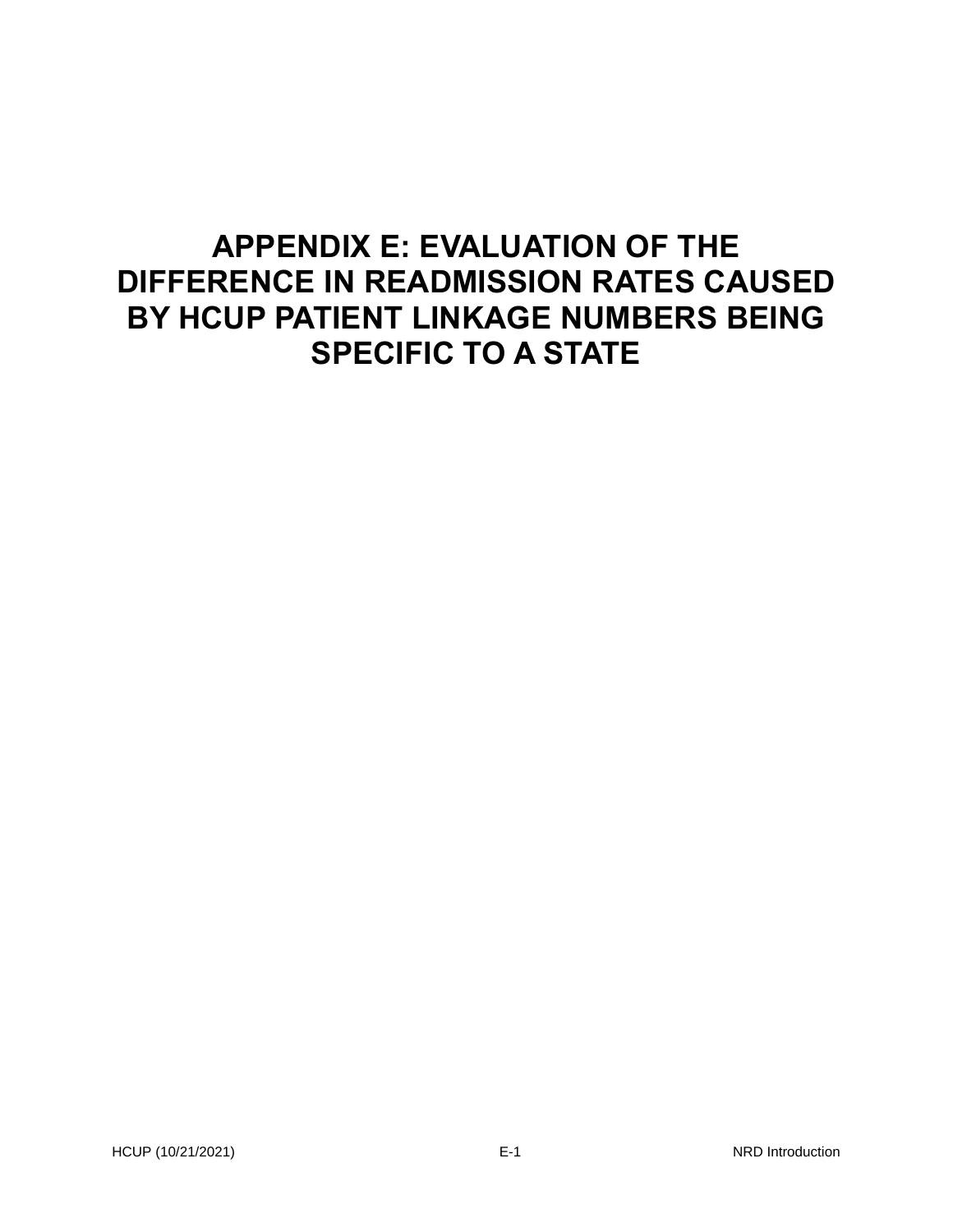# APPENDIX E: EVALUATION OF THE DIFFERENCE IN READMISSION RATES CAUSED BY HCUP PATIENT LINKAGE NUMBERS BEING SPECIFIC TO A STATE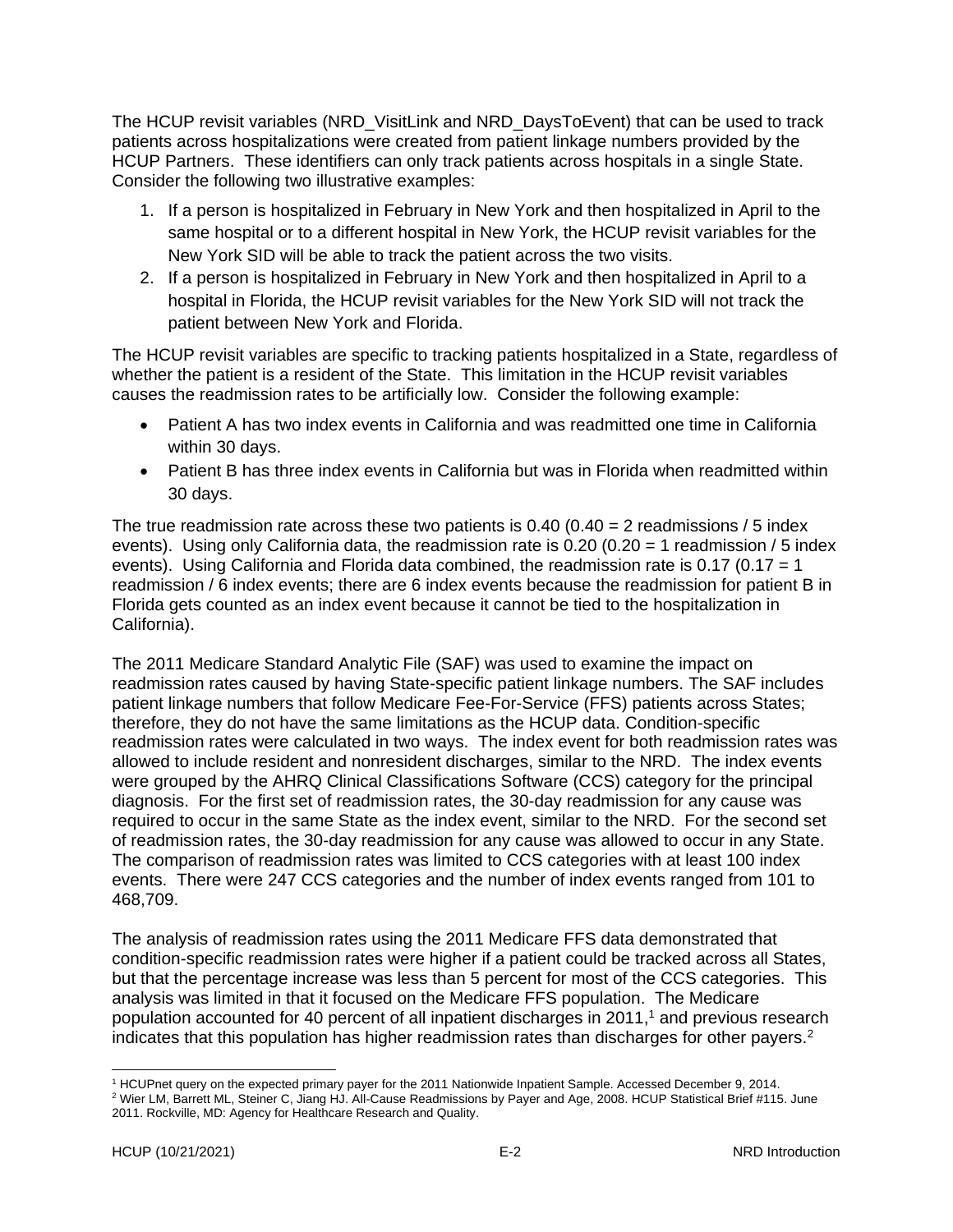The HCUP revisit variables (NRD_VisitLink and NRD_DaysToEvent) that can be used to track patients across hospitalizations were created from patient linkage numbers provided by the HCUP Partners. These identifiers can only track patients across hospitals in a single State. Consider the following two illustrative examples:

1. If a person is hospitalized in February in New York and then hospitalized in April to the same hospital or to a different hospital in New York, the HCUP revisit variables for the New York SID will be able to track the patient across the two visits.
2. If a person is hospitalized in February in New York and then hospitalized in April to a hospital in Florida, the HCUP revisit variables for the New York SID will not track the patient between New York and Florida.

The HCUP revisit variables are specific to tracking patients hospitalized in a State, regardless of whether the patient is a resident of the State. This limitation in the HCUP revisit variables causes the readmission rates to be artificially low. Consider the following example:

- Patient A has two index events in California and was readmitted one time in California within 30 days.
- Patient B has three index events in California but was in Florida when readmitted within 30 days.

The true readmission rate across these two patients is 0.40 (0.40 = 2 readmissions / 5 index events). Using only California data, the readmission rate is 0.20 (0.20 = 1 readmission / 5 index events). Using California and Florida data combined, the readmission rate is 0.17 (0.17 = 1 readmission / 6 index events; there are 6 index events because the readmission for patient B in Florida gets counted as an index event because it cannot be tied to the hospitalization in California).

The 2011 Medicare Standard Analytic File (SAF) was used to examine the impact on readmission rates caused by having State-specific patient linkage numbers. The SAF includes patient linkage numbers that follow Medicare Fee-For-Service (FFS) patients across States; therefore, they do not have the same limitations as the HCUP data. Condition-specific readmission rates were calculated in two ways. The index event for both readmission rates was allowed to include resident and nonresident discharges, similar to the NRD. The index events were grouped by the AHRQ Clinical Classifications Software (CCS) category for the principal diagnosis. For the first set of readmission rates, the 30-day readmission for any cause was required to occur in the same State as the index event, similar to the NRD. For the second set of readmission rates, the 30-day readmission for any cause was allowed to occur in any State. The comparison of readmission rates was limited to CCS categories with at least 100 index events. There were 247 CCS categories and the number of index events ranged from 101 to 468,709.

The analysis of readmission rates using the 2011 Medicare FFS data demonstrated that condition-specific readmission rates were higher if a patient could be tracked across all States, but that the percentage increase was less than 5 percent for most of the CCS categories. This analysis was limited in that it focused on the Medicare FFS population. The Medicare population accounted for 40 percent of all inpatient discharges in 2011,[1] and previous research indicates that this population has higher readmission rates than discharges for other payers.[2]

[1] HCUPnet query on the expected primary payer for the 2011 Nationwide Inpatient Sample. Accessed December 9, 2014.

[2] Wier LM, Barrett ML, Steiner C, Jiang HJ. All-Cause Readmissions by Payer and Age, 2008. HCUP Statistical Brief #115. June 2011. Rockville, MD: Agency for Healthcare Research and Quality.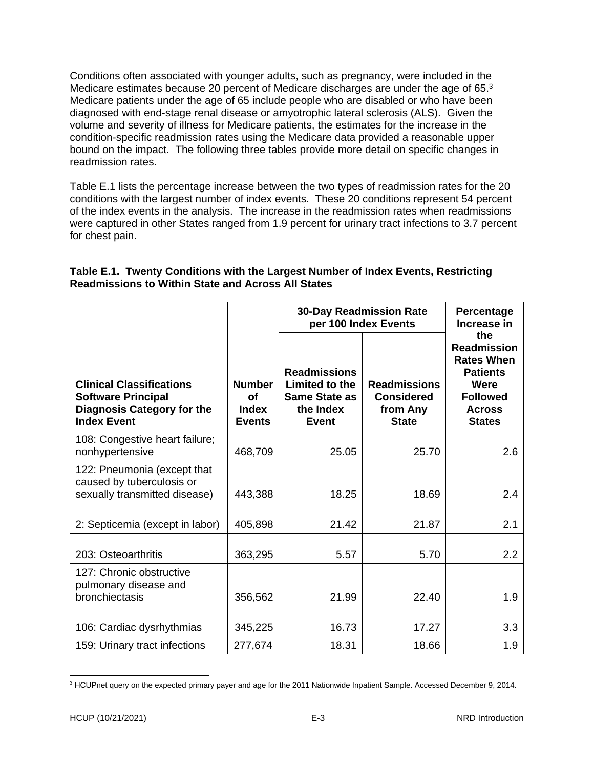Conditions often associated with younger adults, such as pregnancy, were included in the Medicare estimates because 20 percent of Medicare discharges are under the age of 65.[3] Medicare patients under the age of 65 include people who are disabled or who have been diagnosed with end-stage renal disease or amyotrophic lateral sclerosis (ALS). Given the volume and severity of illness for Medicare patients, the estimates for the increase in the condition-specific readmission rates using the Medicare data provided a reasonable upper bound on the impact. The following three tables provide more detail on specific changes in readmission rates.

Table E.1 lists the percentage increase between the two types of readmission rates for the 20 conditions with the largest number of index events. These 20 conditions represent 54 percent of the index events in the analysis. The increase in the readmission rates when readmissions were captured in other States ranged from 1.9 percent for urinary tract infections to 3.7 percent for chest pain.

**Table E.1. Twenty Conditions with the Largest Number of Index Events, Restricting Readmissions to Within State and Across All States**

| | | 30-Day Readmission Rate per 100 Index Events | | |
|---|---|---|---|---|
| **Clinical Classifications Software Principal Diagnosis Category for the Index Event** | **Number of Index Events** | **Readmissions Limited to the Same State as the Index Event** | **Readmissions Considered from Any State** | **Percentage Increase in the Readmission Rates When Patients Were Followed Across States** |
| 108: Congestive heart failure; nonhypertensive | 468,709 | 25.05 | 25.70 | 2.6 |
| 122: Pneumonia (except that caused by tuberculosis or sexually transmitted disease) | 443,388 | 18.25 | 18.69 | 2.4 |
| 2: Septicemia (except in labor) | 405,898 | 21.42 | 21.87 | 2.1 |
| 203: Osteoarthritis | 363,295 | 5.57 | 5.70 | 2.2 |
| 127: Chronic obstructive pulmonary disease and bronchiectasis | 356,562 | 21.99 | 22.40 | 1.9 |
| 106: Cardiac dysrhythmias | 345,225 | 16.73 | 17.27 | 3.3 |
| 159: Urinary tract infections | 277,674 | 18.31 | 18.66 | 1.9 |

[3] HCUPnet query on the expected primary payer and age for the 2011 Nationwide Inpatient Sample. Accessed December 9, 2014.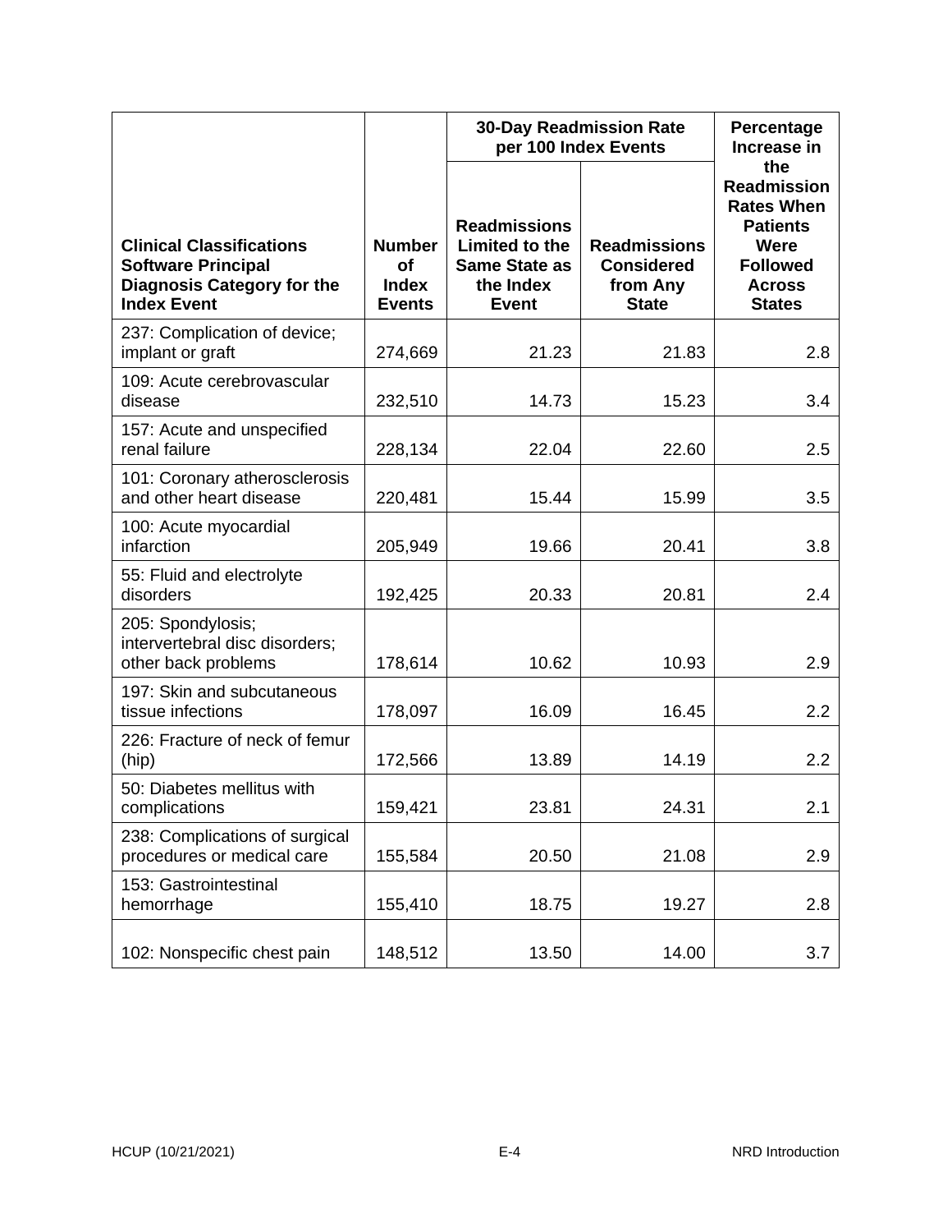| Clinical Classifications Software Principal Diagnosis Category for the Index Event | Number of Index Events | 30-Day Readmission Rate per 100 Index Events | | Percentage Increase in the Readmission Rates When Patients Were Followed Across States |
|---|---|---|---|---|
| | | Readmissions Limited to the Same State as the Index Event | Readmissions Considered from Any State | |
| 237: Complication of device; implant or graft | 274,669 | 21.23 | 21.83 | 2.8 |
| 109: Acute cerebrovascular disease | 232,510 | 14.73 | 15.23 | 3.4 |
| 157: Acute and unspecified renal failure | 228,134 | 22.04 | 22.60 | 2.5 |
| 101: Coronary atherosclerosis and other heart disease | 220,481 | 15.44 | 15.99 | 3.5 |
| 100: Acute myocardial infarction | 205,949 | 19.66 | 20.41 | 3.8 |
| 55: Fluid and electrolyte disorders | 192,425 | 20.33 | 20.81 | 2.4 |
| 205: Spondylosis; intervertebral disc disorders; other back problems | 178,614 | 10.62 | 10.93 | 2.9 |
| 197: Skin and subcutaneous tissue infections | 178,097 | 16.09 | 16.45 | 2.2 |
| 226: Fracture of neck of femur (hip) | 172,566 | 13.89 | 14.19 | 2.2 |
| 50: Diabetes mellitus with complications | 159,421 | 23.81 | 24.31 | 2.1 |
| 238: Complications of surgical procedures or medical care | 155,584 | 20.50 | 21.08 | 2.9 |
| 153: Gastrointestinal hemorrhage | 155,410 | 18.75 | 19.27 | 2.8 |
| 102: Nonspecific chest pain | 148,512 | 13.50 | 14.00 | 3.7 |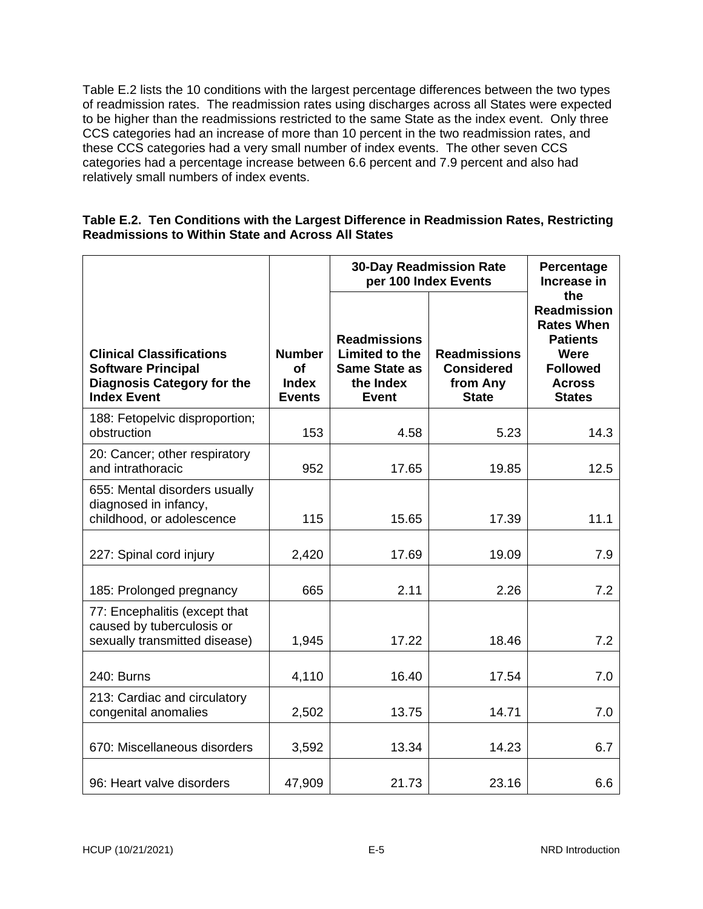Table E.2 lists the 10 conditions with the largest percentage differences between the two types of readmission rates. The readmission rates using discharges across all States were expected to be higher than the readmissions restricted to the same State as the index event. Only three CCS categories had an increase of more than 10 percent in the two readmission rates, and these CCS categories had a very small number of index events. The other seven CCS categories had a percentage increase between 6.6 percent and 7.9 percent and also had relatively small numbers of index events.

**Table E.2. Ten Conditions with the Largest Difference in Readmission Rates, Restricting Readmissions to Within State and Across All States**

| Clinical Classifications Software Principal Diagnosis Category for the Index Event | Number of Index Events | 30-Day Readmission Rate per 100 Index Events | | Percentage Increase in the Readmission Rates When Patients Were Followed Across States |
|---|---|---|---|---|
| | | Readmissions Limited to the Same State as the Index Event | Readmissions Considered from Any State | |
| 188: Fetopelvic disproportion; obstruction | 153 | 4.58 | 5.23 | 14.3 |
| 20: Cancer; other respiratory and intrathoracic | 952 | 17.65 | 19.85 | 12.5 |
| 655: Mental disorders usually diagnosed in infancy, childhood, or adolescence | 115 | 15.65 | 17.39 | 11.1 |
| 227: Spinal cord injury | 2,420 | 17.69 | 19.09 | 7.9 |
| 185: Prolonged pregnancy | 665 | 2.11 | 2.26 | 7.2 |
| 77: Encephalitis (except that caused by tuberculosis or sexually transmitted disease) | 1,945 | 17.22 | 18.46 | 7.2 |
| 240: Burns | 4,110 | 16.40 | 17.54 | 7.0 |
| 213: Cardiac and circulatory congenital anomalies | 2,502 | 13.75 | 14.71 | 7.0 |
| 670: Miscellaneous disorders | 3,592 | 13.34 | 14.23 | 6.7 |
| 96: Heart valve disorders | 47,909 | 21.73 | 23.16 | 6.6 |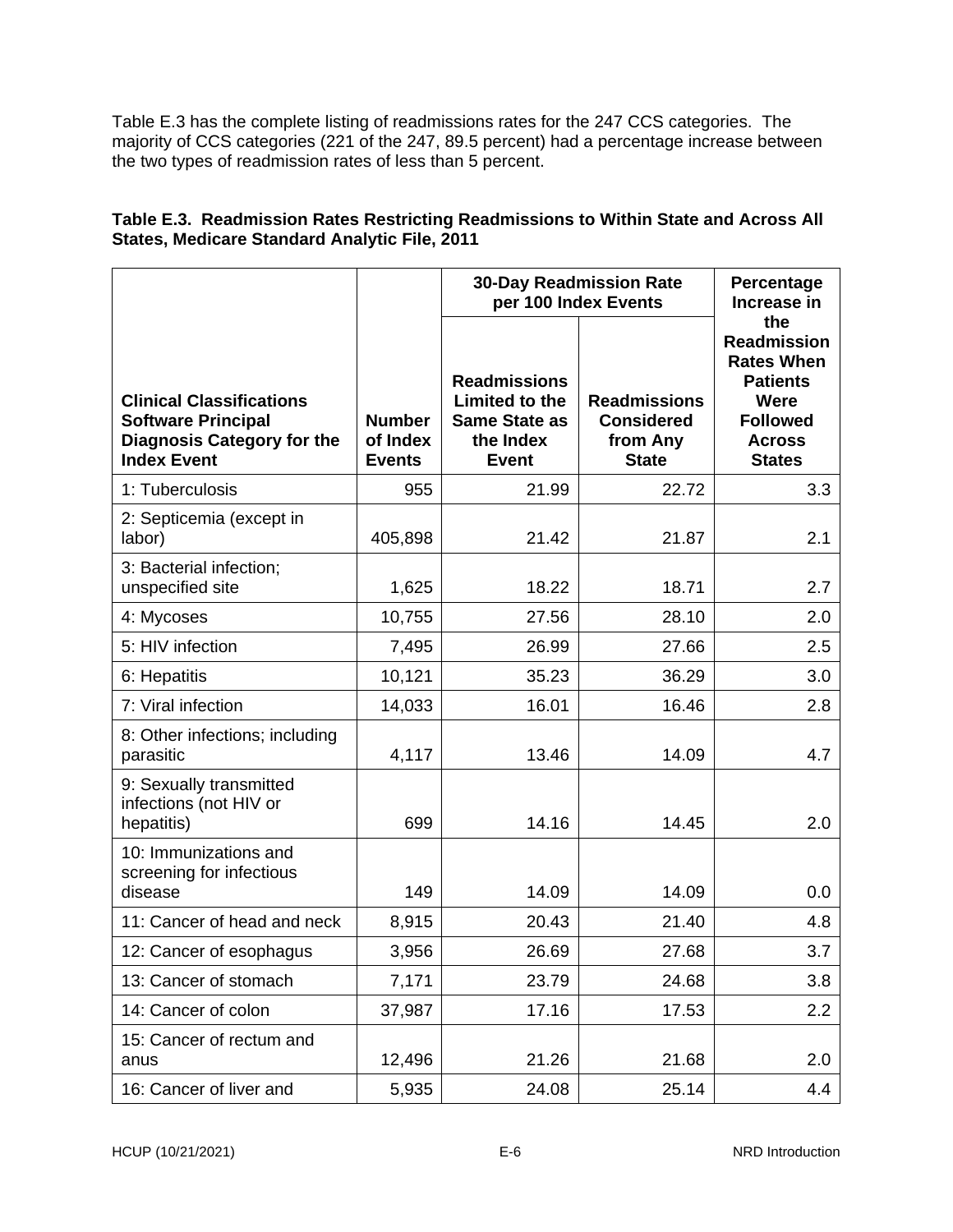Table E.3 has the complete listing of readmissions rates for the 247 CCS categories. The majority of CCS categories (221 of the 247, 89.5 percent) had a percentage increase between the two types of readmission rates of less than 5 percent.

**Table E.3. Readmission Rates Restricting Readmissions to Within State and Across All States, Medicare Standard Analytic File, 2011**

| Clinical Classifications Software Principal Diagnosis Category for the Index Event | Number of Index Events | 30-Day Readmission Rate per 100 Index Events | | Percentage Increase in the Readmission Rates When Patients Were Followed Across States |
|---|---|---|---|---|
| | | Readmissions Limited to the Same State as the Index Event | Readmissions Considered from Any State | |
| 1: Tuberculosis | 955 | 21.99 | 22.72 | 3.3 |
| 2: Septicemia (except in labor) | 405,898 | 21.42 | 21.87 | 2.1 |
| 3: Bacterial infection; unspecified site | 1,625 | 18.22 | 18.71 | 2.7 |
| 4: Mycoses | 10,755 | 27.56 | 28.10 | 2.0 |
| 5: HIV infection | 7,495 | 26.99 | 27.66 | 2.5 |
| 6: Hepatitis | 10,121 | 35.23 | 36.29 | 3.0 |
| 7: Viral infection | 14,033 | 16.01 | 16.46 | 2.8 |
| 8: Other infections; including parasitic | 4,117 | 13.46 | 14.09 | 4.7 |
| 9: Sexually transmitted infections (not HIV or hepatitis) | 699 | 14.16 | 14.45 | 2.0 |
| 10: Immunizations and screening for infectious disease | 149 | 14.09 | 14.09 | 0.0 |
| 11: Cancer of head and neck | 8,915 | 20.43 | 21.40 | 4.8 |
| 12: Cancer of esophagus | 3,956 | 26.69 | 27.68 | 3.7 |
| 13: Cancer of stomach | 7,171 | 23.79 | 24.68 | 3.8 |
| 14: Cancer of colon | 37,987 | 17.16 | 17.53 | 2.2 |
| 15: Cancer of rectum and anus | 12,496 | 21.26 | 21.68 | 2.0 |
| 16: Cancer of liver and | 5,935 | 24.08 | 25.14 | 4.4 |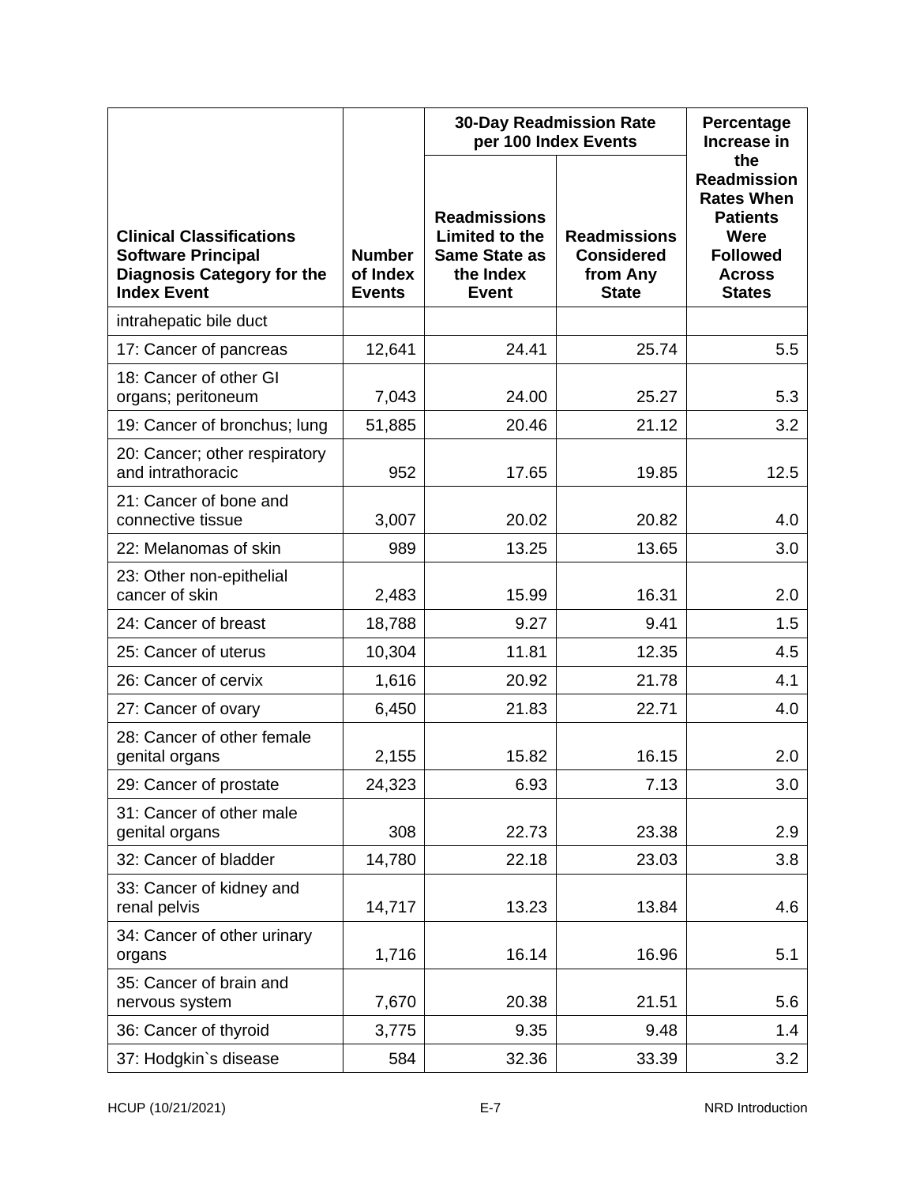| Clinical Classifications Software Principal Diagnosis Category for the Index Event | Number of Index Events | 30-Day Readmission Rate per 100 Index Events | | Percentage Increase in the Readmission Rates When Patients Were Followed Across States |
|---|---|---|---|---|
| | | Readmissions Limited to the Same State as the Index Event | Readmissions Considered from Any State | |
| intrahepatic bile duct | | | | |
| 17: Cancer of pancreas | 12,641 | 24.41 | 25.74 | 5.5 |
| 18: Cancer of other GI organs; peritoneum | 7,043 | 24.00 | 25.27 | 5.3 |
| 19: Cancer of bronchus; lung | 51,885 | 20.46 | 21.12 | 3.2 |
| 20: Cancer; other respiratory and intrathoracic | 952 | 17.65 | 19.85 | 12.5 |
| 21: Cancer of bone and connective tissue | 3,007 | 20.02 | 20.82 | 4.0 |
| 22: Melanomas of skin | 989 | 13.25 | 13.65 | 3.0 |
| 23: Other non-epithelial cancer of skin | 2,483 | 15.99 | 16.31 | 2.0 |
| 24: Cancer of breast | 18,788 | 9.27 | 9.41 | 1.5 |
| 25: Cancer of uterus | 10,304 | 11.81 | 12.35 | 4.5 |
| 26: Cancer of cervix | 1,616 | 20.92 | 21.78 | 4.1 |
| 27: Cancer of ovary | 6,450 | 21.83 | 22.71 | 4.0 |
| 28: Cancer of other female genital organs | 2,155 | 15.82 | 16.15 | 2.0 |
| 29: Cancer of prostate | 24,323 | 6.93 | 7.13 | 3.0 |
| 31: Cancer of other male genital organs | 308 | 22.73 | 23.38 | 2.9 |
| 32: Cancer of bladder | 14,780 | 22.18 | 23.03 | 3.8 |
| 33: Cancer of kidney and renal pelvis | 14,717 | 13.23 | 13.84 | 4.6 |
| 34: Cancer of other urinary organs | 1,716 | 16.14 | 16.96 | 5.1 |
| 35: Cancer of brain and nervous system | 7,670 | 20.38 | 21.51 | 5.6 |
| 36: Cancer of thyroid | 3,775 | 9.35 | 9.48 | 1.4 |
| 37: Hodgkin`s disease | 584 | 32.36 | 33.39 | 3.2 |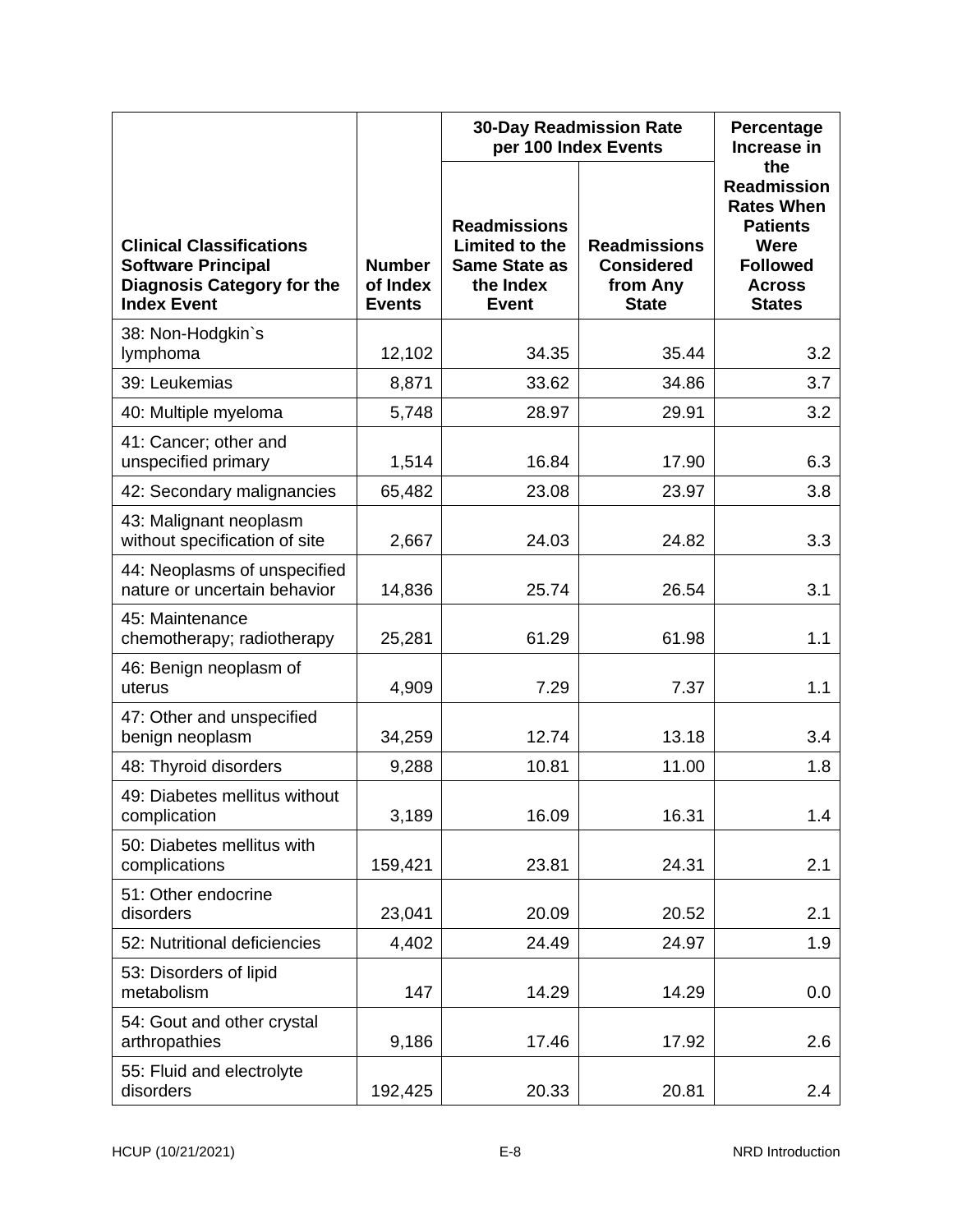| Clinical Classifications Software Principal Diagnosis Category for the Index Event | Number of Index Events | 30-Day Readmission Rate per 100 Index Events | | Percentage Increase in the Readmission Rates When Patients Were Followed Across States |
|---|---|---|---|---|
| | | Readmissions Limited to the Same State as the Index Event | Readmissions Considered from Any State | |
| 38: Non-Hodgkin`s lymphoma | 12,102 | 34.35 | 35.44 | 3.2 |
| 39: Leukemias | 8,871 | 33.62 | 34.86 | 3.7 |
| 40: Multiple myeloma | 5,748 | 28.97 | 29.91 | 3.2 |
| 41: Cancer; other and unspecified primary | 1,514 | 16.84 | 17.90 | 6.3 |
| 42: Secondary malignancies | 65,482 | 23.08 | 23.97 | 3.8 |
| 43: Malignant neoplasm without specification of site | 2,667 | 24.03 | 24.82 | 3.3 |
| 44: Neoplasms of unspecified nature or uncertain behavior | 14,836 | 25.74 | 26.54 | 3.1 |
| 45: Maintenance chemotherapy; radiotherapy | 25,281 | 61.29 | 61.98 | 1.1 |
| 46: Benign neoplasm of uterus | 4,909 | 7.29 | 7.37 | 1.1 |
| 47: Other and unspecified benign neoplasm | 34,259 | 12.74 | 13.18 | 3.4 |
| 48: Thyroid disorders | 9,288 | 10.81 | 11.00 | 1.8 |
| 49: Diabetes mellitus without complication | 3,189 | 16.09 | 16.31 | 1.4 |
| 50: Diabetes mellitus with complications | 159,421 | 23.81 | 24.31 | 2.1 |
| 51: Other endocrine disorders | 23,041 | 20.09 | 20.52 | 2.1 |
| 52: Nutritional deficiencies | 4,402 | 24.49 | 24.97 | 1.9 |
| 53: Disorders of lipid metabolism | 147 | 14.29 | 14.29 | 0.0 |
| 54: Gout and other crystal arthropathies | 9,186 | 17.46 | 17.92 | 2.6 |
| 55: Fluid and electrolyte disorders | 192,425 | 20.33 | 20.81 | 2.4 |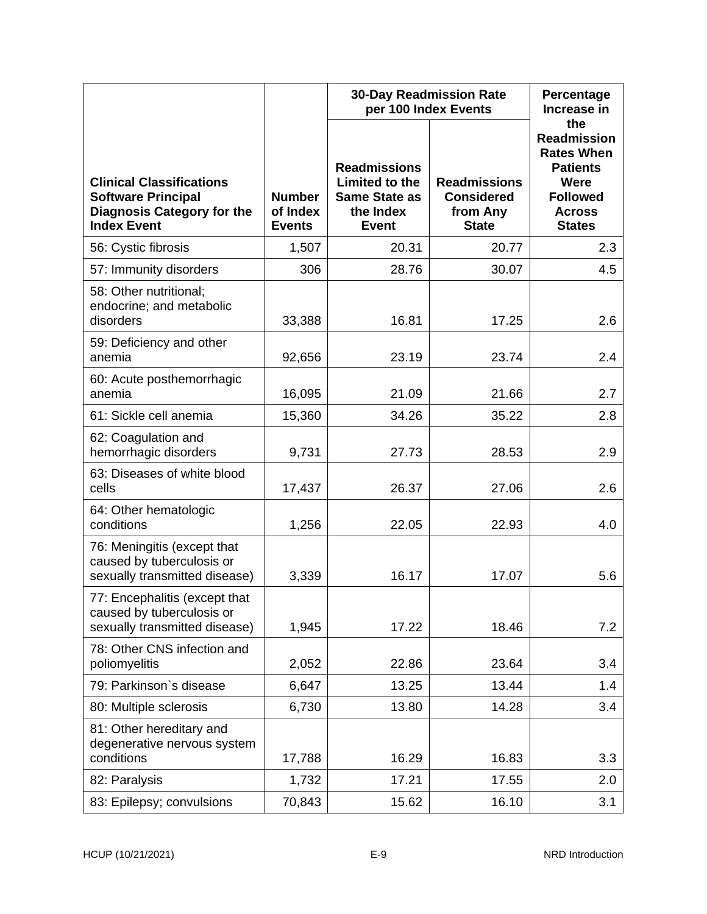| Clinical Classifications Software Principal Diagnosis Category for the Index Event | Number of Index Events | 30-Day Readmission Rate per 100 Index Events | | Percentage Increase in the Readmission Rates When Patients Were Followed Across States |
|---|---|---|---|---|
| | | Readmissions Limited to the Same State as the Index Event | Readmissions Considered from Any State | |
| 56: Cystic fibrosis | 1,507 | 20.31 | 20.77 | 2.3 |
| 57: Immunity disorders | 306 | 28.76 | 30.07 | 4.5 |
| 58: Other nutritional; endocrine; and metabolic disorders | 33,388 | 16.81 | 17.25 | 2.6 |
| 59: Deficiency and other anemia | 92,656 | 23.19 | 23.74 | 2.4 |
| 60: Acute posthemorrhagic anemia | 16,095 | 21.09 | 21.66 | 2.7 |
| 61: Sickle cell anemia | 15,360 | 34.26 | 35.22 | 2.8 |
| 62: Coagulation and hemorrhagic disorders | 9,731 | 27.73 | 28.53 | 2.9 |
| 63: Diseases of white blood cells | 17,437 | 26.37 | 27.06 | 2.6 |
| 64: Other hematologic conditions | 1,256 | 22.05 | 22.93 | 4.0 |
| 76: Meningitis (except that caused by tuberculosis or sexually transmitted disease) | 3,339 | 16.17 | 17.07 | 5.6 |
| 77: Encephalitis (except that caused by tuberculosis or sexually transmitted disease) | 1,945 | 17.22 | 18.46 | 7.2 |
| 78: Other CNS infection and poliomyelitis | 2,052 | 22.86 | 23.64 | 3.4 |
| 79: Parkinson`s disease | 6,647 | 13.25 | 13.44 | 1.4 |
| 80: Multiple sclerosis | 6,730 | 13.80 | 14.28 | 3.4 |
| 81: Other hereditary and degenerative nervous system conditions | 17,788 | 16.29 | 16.83 | 3.3 |
| 82: Paralysis | 1,732 | 17.21 | 17.55 | 2.0 |
| 83: Epilepsy; convulsions | 70,843 | 15.62 | 16.10 | 3.1 |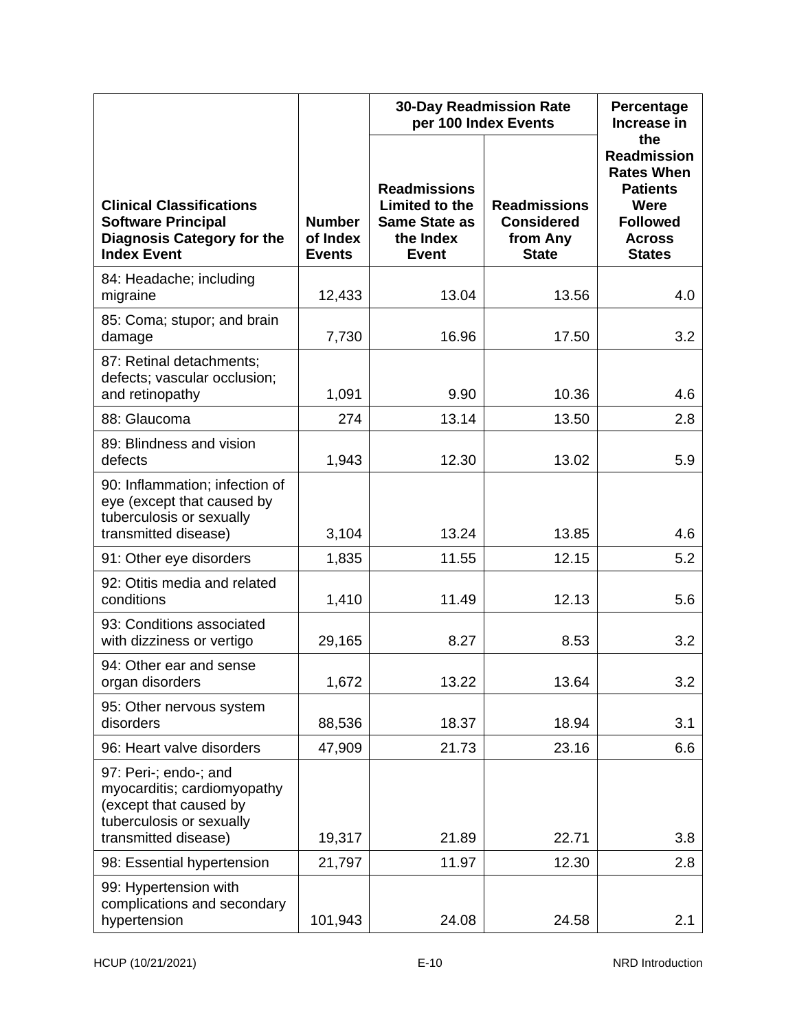| Clinical Classifications Software Principal Diagnosis Category for the Index Event | Number of Index Events | 30-Day Readmission Rate per 100 Index Events | | Percentage Increase in the Readmission Rates When Patients Were Followed Across States |
|---|---|---|---|---|
| | | Readmissions Limited to the Same State as the Index Event | Readmissions Considered from Any State | |
| 84: Headache; including migraine | 12,433 | 13.04 | 13.56 | 4.0 |
| 85: Coma; stupor; and brain damage | 7,730 | 16.96 | 17.50 | 3.2 |
| 87: Retinal detachments; defects; vascular occlusion; and retinopathy | 1,091 | 9.90 | 10.36 | 4.6 |
| 88: Glaucoma | 274 | 13.14 | 13.50 | 2.8 |
| 89: Blindness and vision defects | 1,943 | 12.30 | 13.02 | 5.9 |
| 90: Inflammation; infection of eye (except that caused by tuberculosis or sexually transmitted disease) | 3,104 | 13.24 | 13.85 | 4.6 |
| 91: Other eye disorders | 1,835 | 11.55 | 12.15 | 5.2 |
| 92: Otitis media and related conditions | 1,410 | 11.49 | 12.13 | 5.6 |
| 93: Conditions associated with dizziness or vertigo | 29,165 | 8.27 | 8.53 | 3.2 |
| 94: Other ear and sense organ disorders | 1,672 | 13.22 | 13.64 | 3.2 |
| 95: Other nervous system disorders | 88,536 | 18.37 | 18.94 | 3.1 |
| 96: Heart valve disorders | 47,909 | 21.73 | 23.16 | 6.6 |
| 97: Peri-; endo-; and myocarditis; cardiomyopathy (except that caused by tuberculosis or sexually transmitted disease) | 19,317 | 21.89 | 22.71 | 3.8 |
| 98: Essential hypertension | 21,797 | 11.97 | 12.30 | 2.8 |
| 99: Hypertension with complications and secondary hypertension | 101,943 | 24.08 | 24.58 | 2.1 |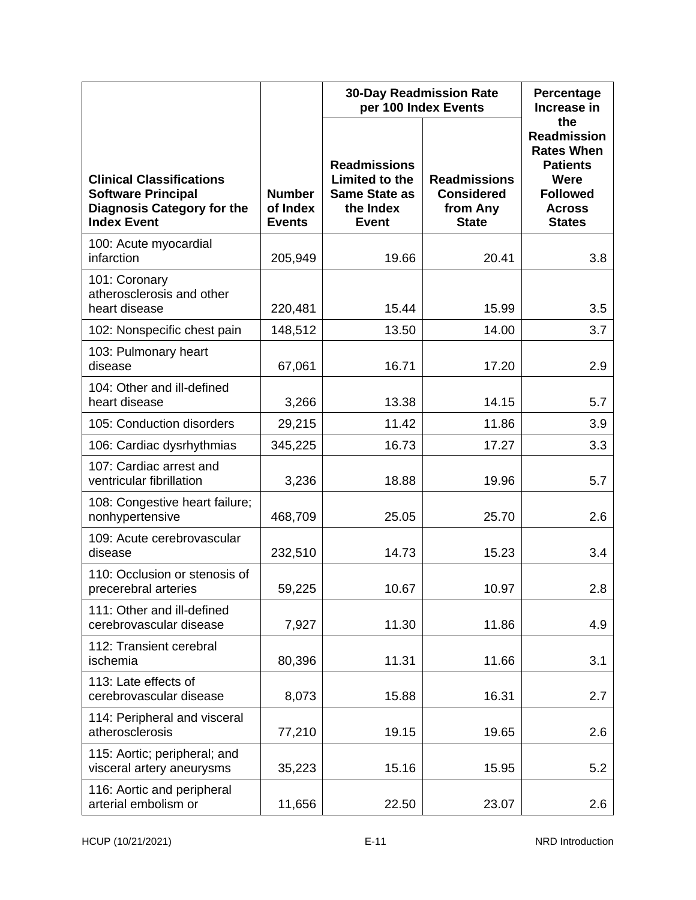| Clinical Classifications Software Principal Diagnosis Category for the Index Event | Number of Index Events | 30-Day Readmission Rate per 100 Index Events | | Percentage Increase in the Readmission Rates When Patients Were Followed Across States |
|---|---|---|---|---|
| | | Readmissions Limited to the Same State as the Index Event | Readmissions Considered from Any State | |
| 100: Acute myocardial infarction | 205,949 | 19.66 | 20.41 | 3.8 |
| 101: Coronary atherosclerosis and other heart disease | 220,481 | 15.44 | 15.99 | 3.5 |
| 102: Nonspecific chest pain | 148,512 | 13.50 | 14.00 | 3.7 |
| 103: Pulmonary heart disease | 67,061 | 16.71 | 17.20 | 2.9 |
| 104: Other and ill-defined heart disease | 3,266 | 13.38 | 14.15 | 5.7 |
| 105: Conduction disorders | 29,215 | 11.42 | 11.86 | 3.9 |
| 106: Cardiac dysrhythmias | 345,225 | 16.73 | 17.27 | 3.3 |
| 107: Cardiac arrest and ventricular fibrillation | 3,236 | 18.88 | 19.96 | 5.7 |
| 108: Congestive heart failure; nonhypertensive | 468,709 | 25.05 | 25.70 | 2.6 |
| 109: Acute cerebrovascular disease | 232,510 | 14.73 | 15.23 | 3.4 |
| 110: Occlusion or stenosis of precerebral arteries | 59,225 | 10.67 | 10.97 | 2.8 |
| 111: Other and ill-defined cerebrovascular disease | 7,927 | 11.30 | 11.86 | 4.9 |
| 112: Transient cerebral ischemia | 80,396 | 11.31 | 11.66 | 3.1 |
| 113: Late effects of cerebrovascular disease | 8,073 | 15.88 | 16.31 | 2.7 |
| 114: Peripheral and visceral atherosclerosis | 77,210 | 19.15 | 19.65 | 2.6 |
| 115: Aortic; peripheral; and visceral artery aneurysms | 35,223 | 15.16 | 15.95 | 5.2 |
| 116: Aortic and peripheral arterial embolism or | 11,656 | 22.50 | 23.07 | 2.6 |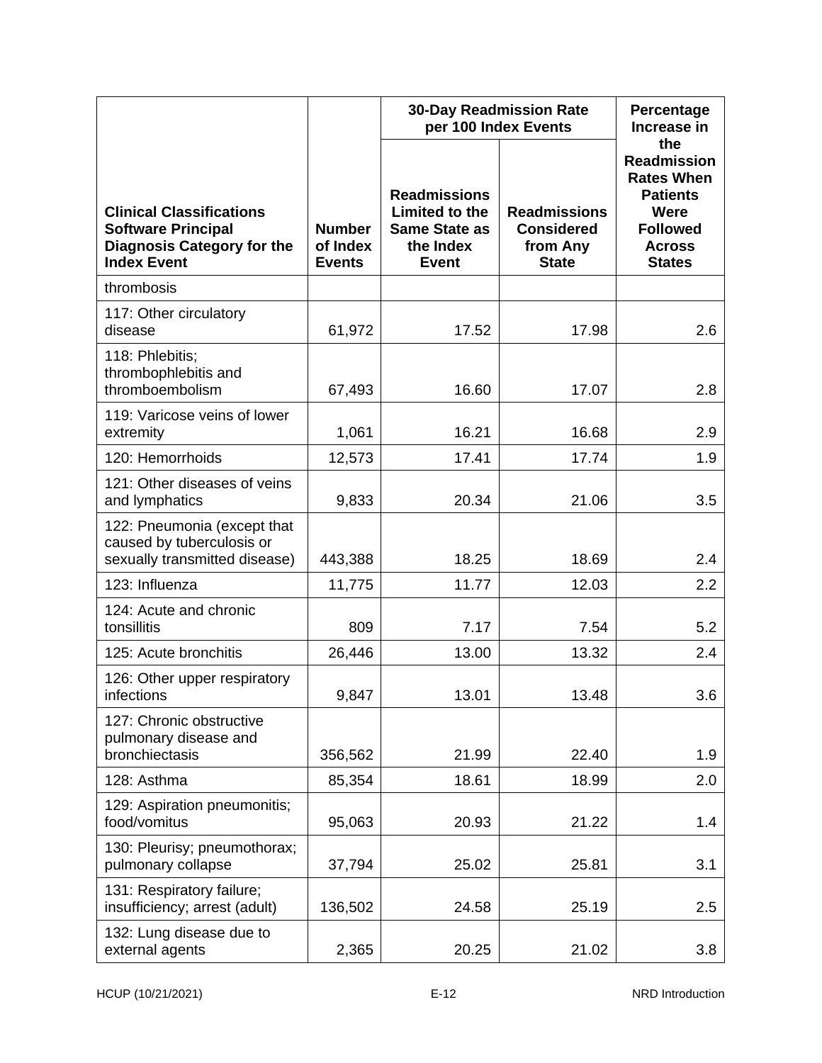| Clinical Classifications Software Principal Diagnosis Category for the Index Event | Number of Index Events | 30-Day Readmission Rate per 100 Index Events | | Percentage Increase in the Readmission Rates When Patients Were Followed Across States |
|---|---|---|---|---|
| | | Readmissions Limited to the Same State as the Index Event | Readmissions Considered from Any State | |
| thrombosis | | | | |
| 117: Other circulatory disease | 61,972 | 17.52 | 17.98 | 2.6 |
| 118: Phlebitis; thrombophlebitis and thromboembolism | 67,493 | 16.60 | 17.07 | 2.8 |
| 119: Varicose veins of lower extremity | 1,061 | 16.21 | 16.68 | 2.9 |
| 120: Hemorrhoids | 12,573 | 17.41 | 17.74 | 1.9 |
| 121: Other diseases of veins and lymphatics | 9,833 | 20.34 | 21.06 | 3.5 |
| 122: Pneumonia (except that caused by tuberculosis or sexually transmitted disease) | 443,388 | 18.25 | 18.69 | 2.4 |
| 123: Influenza | 11,775 | 11.77 | 12.03 | 2.2 |
| 124: Acute and chronic tonsillitis | 809 | 7.17 | 7.54 | 5.2 |
| 125: Acute bronchitis | 26,446 | 13.00 | 13.32 | 2.4 |
| 126: Other upper respiratory infections | 9,847 | 13.01 | 13.48 | 3.6 |
| 127: Chronic obstructive pulmonary disease and bronchiectasis | 356,562 | 21.99 | 22.40 | 1.9 |
| 128: Asthma | 85,354 | 18.61 | 18.99 | 2.0 |
| 129: Aspiration pneumonitis; food/vomitus | 95,063 | 20.93 | 21.22 | 1.4 |
| 130: Pleurisy; pneumothorax; pulmonary collapse | 37,794 | 25.02 | 25.81 | 3.1 |
| 131: Respiratory failure; insufficiency; arrest (adult) | 136,502 | 24.58 | 25.19 | 2.5 |
| 132: Lung disease due to external agents | 2,365 | 20.25 | 21.02 | 3.8 |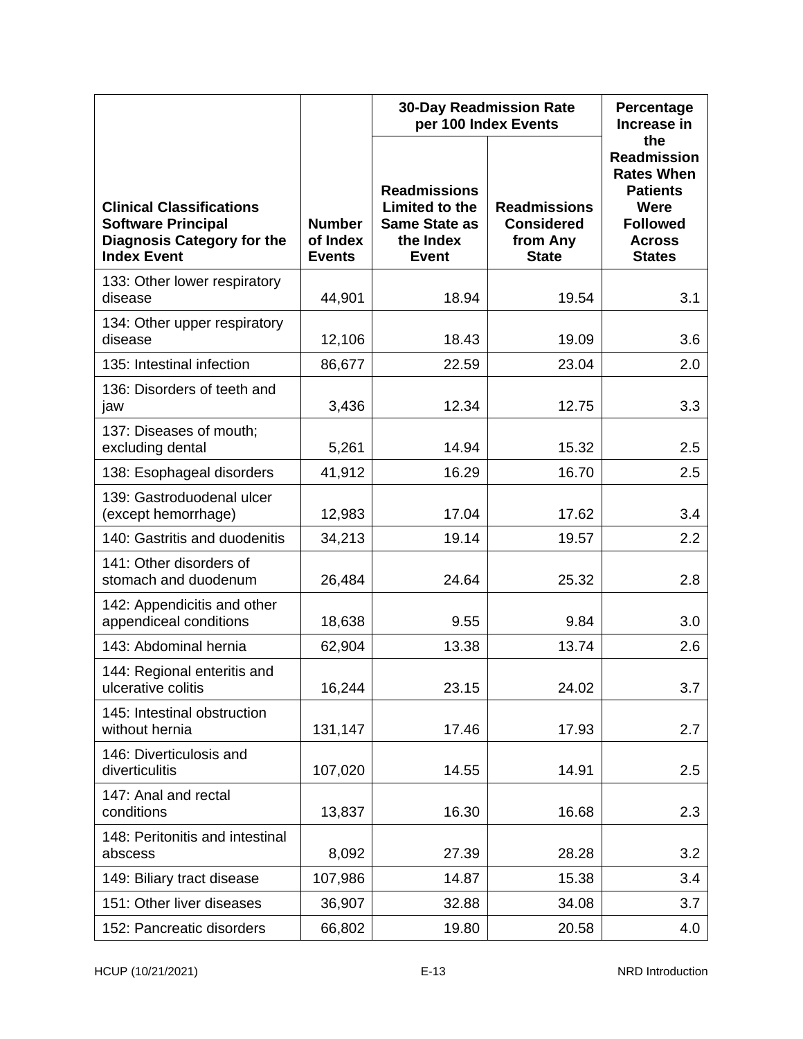| Clinical Classifications Software Principal Diagnosis Category for the Index Event | Number of Index Events | 30-Day Readmission Rate per 100 Index Events | | Percentage Increase in the Readmission Rates When Patients Were Followed Across States |
|---|---|---|---|---|
| | | Readmissions Limited to the Same State as the Index Event | Readmissions Considered from Any State | |
| 133: Other lower respiratory disease | 44,901 | 18.94 | 19.54 | 3.1 |
| 134: Other upper respiratory disease | 12,106 | 18.43 | 19.09 | 3.6 |
| 135: Intestinal infection | 86,677 | 22.59 | 23.04 | 2.0 |
| 136: Disorders of teeth and jaw | 3,436 | 12.34 | 12.75 | 3.3 |
| 137: Diseases of mouth; excluding dental | 5,261 | 14.94 | 15.32 | 2.5 |
| 138: Esophageal disorders | 41,912 | 16.29 | 16.70 | 2.5 |
| 139: Gastroduodenal ulcer (except hemorrhage) | 12,983 | 17.04 | 17.62 | 3.4 |
| 140: Gastritis and duodenitis | 34,213 | 19.14 | 19.57 | 2.2 |
| 141: Other disorders of stomach and duodenum | 26,484 | 24.64 | 25.32 | 2.8 |
| 142: Appendicitis and other appendiceal conditions | 18,638 | 9.55 | 9.84 | 3.0 |
| 143: Abdominal hernia | 62,904 | 13.38 | 13.74 | 2.6 |
| 144: Regional enteritis and ulcerative colitis | 16,244 | 23.15 | 24.02 | 3.7 |
| 145: Intestinal obstruction without hernia | 131,147 | 17.46 | 17.93 | 2.7 |
| 146: Diverticulosis and diverticulitis | 107,020 | 14.55 | 14.91 | 2.5 |
| 147: Anal and rectal conditions | 13,837 | 16.30 | 16.68 | 2.3 |
| 148: Peritonitis and intestinal abscess | 8,092 | 27.39 | 28.28 | 3.2 |
| 149: Biliary tract disease | 107,986 | 14.87 | 15.38 | 3.4 |
| 151: Other liver diseases | 36,907 | 32.88 | 34.08 | 3.7 |
| 152: Pancreatic disorders | 66,802 | 19.80 | 20.58 | 4.0 |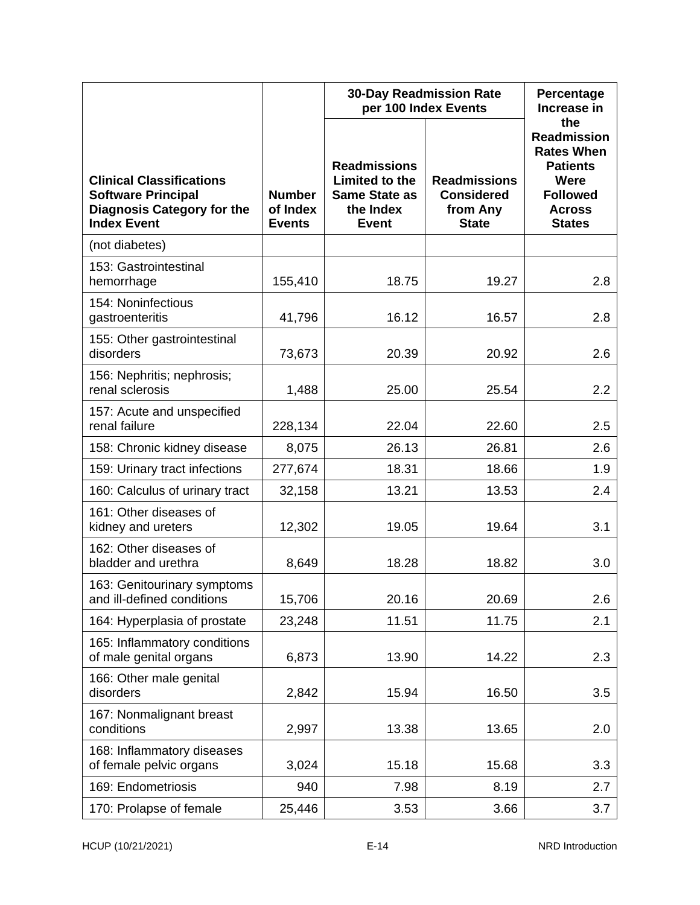| Clinical Classifications Software Principal Diagnosis Category for the Index Event | Number of Index Events | 30-Day Readmission Rate per 100 Index Events | | Percentage Increase in the Readmission Rates When Patients Were Followed Across States |
|---|---|---|---|---|
| | | Readmissions Limited to the Same State as the Index Event | Readmissions Considered from Any State | |
| (not diabetes) | | | | |
| 153: Gastrointestinal hemorrhage | 155,410 | 18.75 | 19.27 | 2.8 |
| 154: Noninfectious gastroenteritis | 41,796 | 16.12 | 16.57 | 2.8 |
| 155: Other gastrointestinal disorders | 73,673 | 20.39 | 20.92 | 2.6 |
| 156: Nephritis; nephrosis; renal sclerosis | 1,488 | 25.00 | 25.54 | 2.2 |
| 157: Acute and unspecified renal failure | 228,134 | 22.04 | 22.60 | 2.5 |
| 158: Chronic kidney disease | 8,075 | 26.13 | 26.81 | 2.6 |
| 159: Urinary tract infections | 277,674 | 18.31 | 18.66 | 1.9 |
| 160: Calculus of urinary tract | 32,158 | 13.21 | 13.53 | 2.4 |
| 161: Other diseases of kidney and ureters | 12,302 | 19.05 | 19.64 | 3.1 |
| 162: Other diseases of bladder and urethra | 8,649 | 18.28 | 18.82 | 3.0 |
| 163: Genitourinary symptoms and ill-defined conditions | 15,706 | 20.16 | 20.69 | 2.6 |
| 164: Hyperplasia of prostate | 23,248 | 11.51 | 11.75 | 2.1 |
| 165: Inflammatory conditions of male genital organs | 6,873 | 13.90 | 14.22 | 2.3 |
| 166: Other male genital disorders | 2,842 | 15.94 | 16.50 | 3.5 |
| 167: Nonmalignant breast conditions | 2,997 | 13.38 | 13.65 | 2.0 |
| 168: Inflammatory diseases of female pelvic organs | 3,024 | 15.18 | 15.68 | 3.3 |
| 169: Endometriosis | 940 | 7.98 | 8.19 | 2.7 |
| 170: Prolapse of female | 25,446 | 3.53 | 3.66 | 3.7 |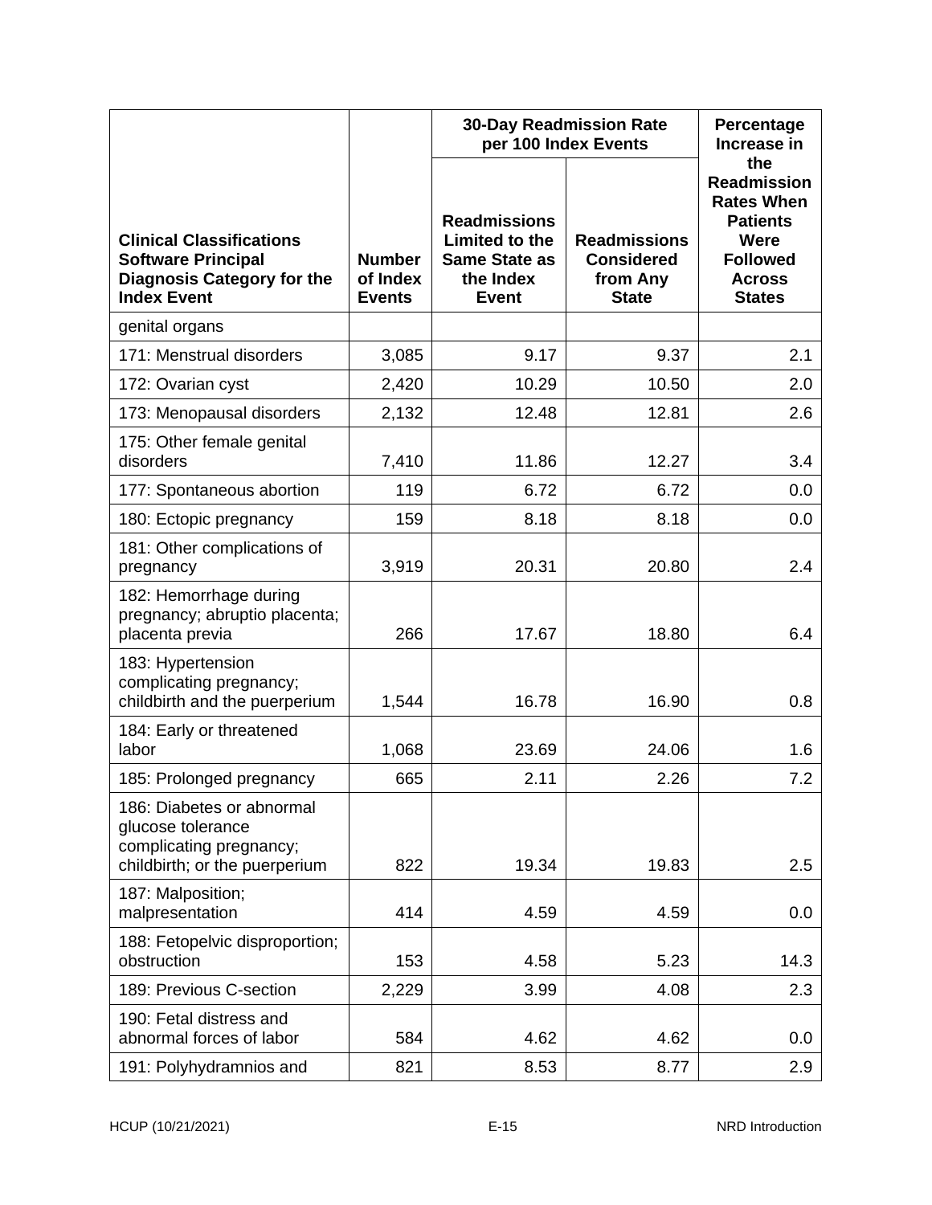| Clinical Classifications Software Principal Diagnosis Category for the Index Event | Number of Index Events | 30-Day Readmission Rate per 100 Index Events | | Percentage Increase in the Readmission Rates When Patients Were Followed Across States |
|---|---|---|---|---|
| | | Readmissions Limited to the Same State as the Index Event | Readmissions Considered from Any State | |
| genital organs | | | | |
| 171: Menstrual disorders | 3,085 | 9.17 | 9.37 | 2.1 |
| 172: Ovarian cyst | 2,420 | 10.29 | 10.50 | 2.0 |
| 173: Menopausal disorders | 2,132 | 12.48 | 12.81 | 2.6 |
| 175: Other female genital disorders | 7,410 | 11.86 | 12.27 | 3.4 |
| 177: Spontaneous abortion | 119 | 6.72 | 6.72 | 0.0 |
| 180: Ectopic pregnancy | 159 | 8.18 | 8.18 | 0.0 |
| 181: Other complications of pregnancy | 3,919 | 20.31 | 20.80 | 2.4 |
| 182: Hemorrhage during pregnancy; abruptio placenta; placenta previa | 266 | 17.67 | 18.80 | 6.4 |
| 183: Hypertension complicating pregnancy; childbirth and the puerperium | 1,544 | 16.78 | 16.90 | 0.8 |
| 184: Early or threatened labor | 1,068 | 23.69 | 24.06 | 1.6 |
| 185: Prolonged pregnancy | 665 | 2.11 | 2.26 | 7.2 |
| 186: Diabetes or abnormal glucose tolerance complicating pregnancy; childbirth; or the puerperium | 822 | 19.34 | 19.83 | 2.5 |
| 187: Malposition; malpresentation | 414 | 4.59 | 4.59 | 0.0 |
| 188: Fetopelvic disproportion; obstruction | 153 | 4.58 | 5.23 | 14.3 |
| 189: Previous C-section | 2,229 | 3.99 | 4.08 | 2.3 |
| 190: Fetal distress and abnormal forces of labor | 584 | 4.62 | 4.62 | 0.0 |
| 191: Polyhydramnios and | 821 | 8.53 | 8.77 | 2.9 |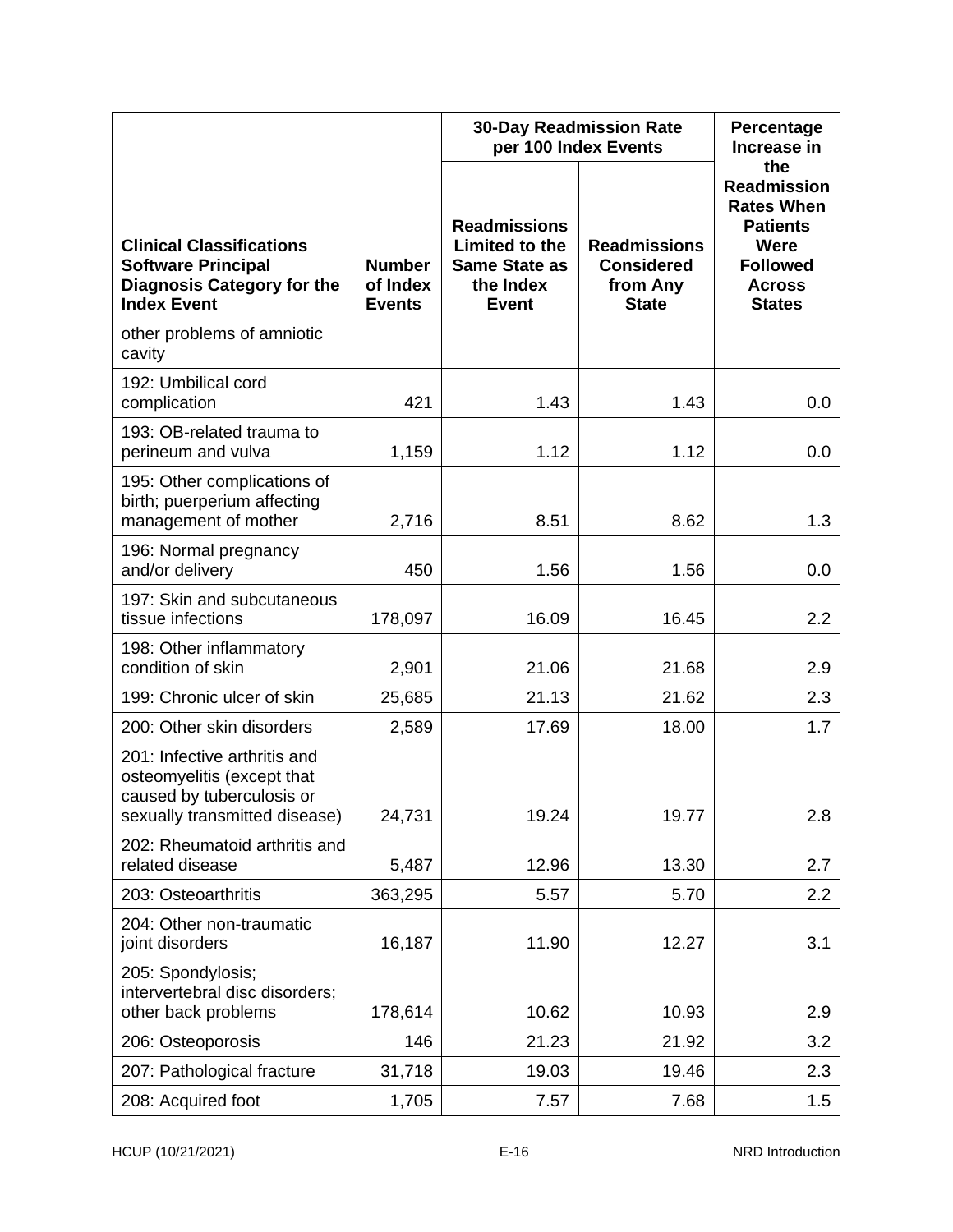| Clinical Classifications Software Principal Diagnosis Category for the Index Event | Number of Index Events | 30-Day Readmission Rate per 100 Index Events | | Percentage Increase in the Readmission Rates When Patients Were Followed Across States |
|---|---|---|---|---|
| | | Readmissions Limited to the Same State as the Index Event | Readmissions Considered from Any State | |
| other problems of amniotic cavity | | | | |
| 192: Umbilical cord complication | 421 | 1.43 | 1.43 | 0.0 |
| 193: OB-related trauma to perineum and vulva | 1,159 | 1.12 | 1.12 | 0.0 |
| 195: Other complications of birth; puerperium affecting management of mother | 2,716 | 8.51 | 8.62 | 1.3 |
| 196: Normal pregnancy and/or delivery | 450 | 1.56 | 1.56 | 0.0 |
| 197: Skin and subcutaneous tissue infections | 178,097 | 16.09 | 16.45 | 2.2 |
| 198: Other inflammatory condition of skin | 2,901 | 21.06 | 21.68 | 2.9 |
| 199: Chronic ulcer of skin | 25,685 | 21.13 | 21.62 | 2.3 |
| 200: Other skin disorders | 2,589 | 17.69 | 18.00 | 1.7 |
| 201: Infective arthritis and osteomyelitis (except that caused by tuberculosis or sexually transmitted disease) | 24,731 | 19.24 | 19.77 | 2.8 |
| 202: Rheumatoid arthritis and related disease | 5,487 | 12.96 | 13.30 | 2.7 |
| 203: Osteoarthritis | 363,295 | 5.57 | 5.70 | 2.2 |
| 204: Other non-traumatic joint disorders | 16,187 | 11.90 | 12.27 | 3.1 |
| 205: Spondylosis; intervertebral disc disorders; other back problems | 178,614 | 10.62 | 10.93 | 2.9 |
| 206: Osteoporosis | 146 | 21.23 | 21.92 | 3.2 |
| 207: Pathological fracture | 31,718 | 19.03 | 19.46 | 2.3 |
| 208: Acquired foot | 1,705 | 7.57 | 7.68 | 1.5 |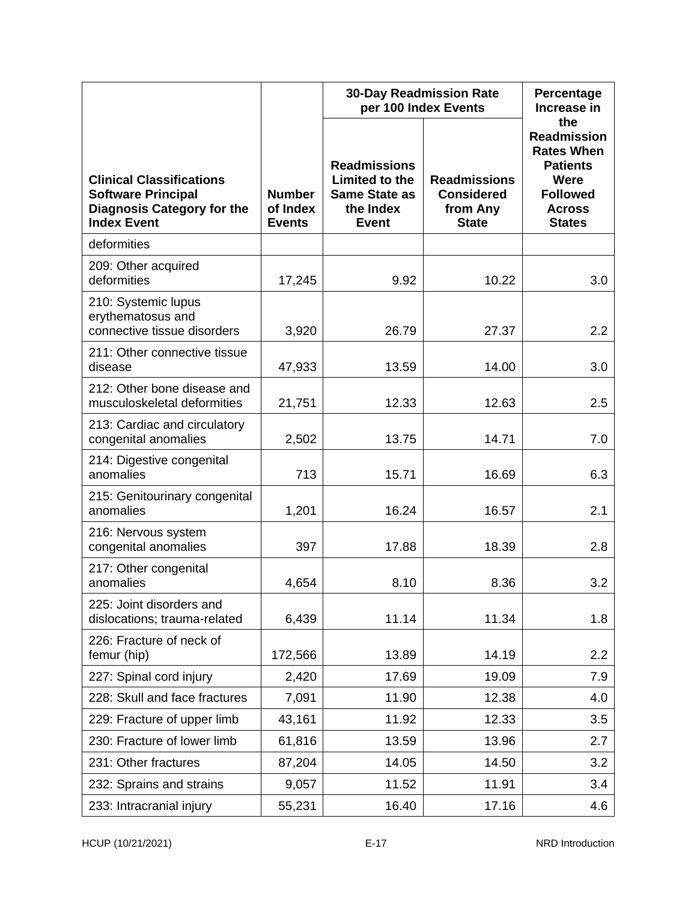| Clinical Classifications Software Principal Diagnosis Category for the Index Event | Number of Index Events | 30-Day Readmission Rate per 100 Index Events | | Percentage Increase in the Readmission Rates When Patients Were Followed Across States |
|---|---|---|---|---|
| | | Readmissions Limited to the Same State as the Index Event | Readmissions Considered from Any State | |
| deformities | | | | |
| 209: Other acquired deformities | 17,245 | 9.92 | 10.22 | 3.0 |
| 210: Systemic lupus erythematosus and connective tissue disorders | 3,920 | 26.79 | 27.37 | 2.2 |
| 211: Other connective tissue disease | 47,933 | 13.59 | 14.00 | 3.0 |
| 212: Other bone disease and musculoskeletal deformities | 21,751 | 12.33 | 12.63 | 2.5 |
| 213: Cardiac and circulatory congenital anomalies | 2,502 | 13.75 | 14.71 | 7.0 |
| 214: Digestive congenital anomalies | 713 | 15.71 | 16.69 | 6.3 |
| 215: Genitourinary congenital anomalies | 1,201 | 16.24 | 16.57 | 2.1 |
| 216: Nervous system congenital anomalies | 397 | 17.88 | 18.39 | 2.8 |
| 217: Other congenital anomalies | 4,654 | 8.10 | 8.36 | 3.2 |
| 225: Joint disorders and dislocations; trauma-related | 6,439 | 11.14 | 11.34 | 1.8 |
| 226: Fracture of neck of femur (hip) | 172,566 | 13.89 | 14.19 | 2.2 |
| 227: Spinal cord injury | 2,420 | 17.69 | 19.09 | 7.9 |
| 228: Skull and face fractures | 7,091 | 11.90 | 12.38 | 4.0 |
| 229: Fracture of upper limb | 43,161 | 11.92 | 12.33 | 3.5 |
| 230: Fracture of lower limb | 61,816 | 13.59 | 13.96 | 2.7 |
| 231: Other fractures | 87,204 | 14.05 | 14.50 | 3.2 |
| 232: Sprains and strains | 9,057 | 11.52 | 11.91 | 3.4 |
| 233: Intracranial injury | 55,231 | 16.40 | 17.16 | 4.6 |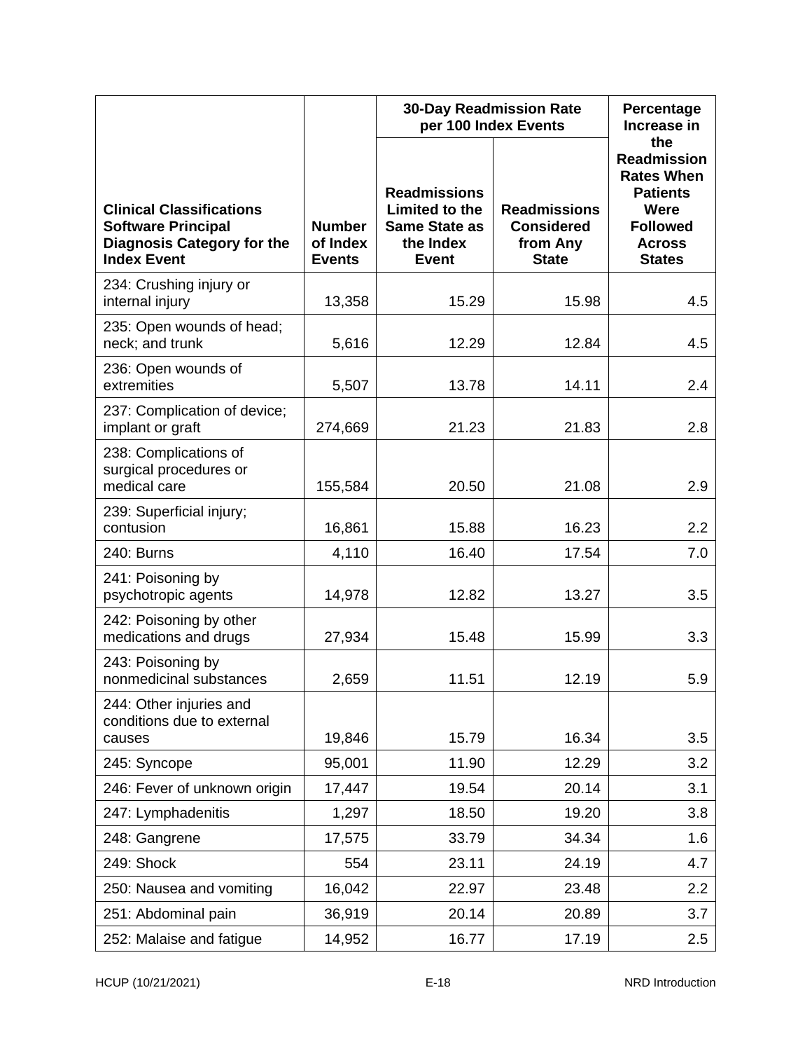| Clinical Classifications Software Principal Diagnosis Category for the Index Event | Number of Index Events | 30-Day Readmission Rate per 100 Index Events | | Percentage Increase in the Readmission Rates When Patients Were Followed Across States |
|---|---|---|---|---|
| | | Readmissions Limited to the Same State as the Index Event | Readmissions Considered from Any State | |
| 234: Crushing injury or internal injury | 13,358 | 15.29 | 15.98 | 4.5 |
| 235: Open wounds of head; neck; and trunk | 5,616 | 12.29 | 12.84 | 4.5 |
| 236: Open wounds of extremities | 5,507 | 13.78 | 14.11 | 2.4 |
| 237: Complication of device; implant or graft | 274,669 | 21.23 | 21.83 | 2.8 |
| 238: Complications of surgical procedures or medical care | 155,584 | 20.50 | 21.08 | 2.9 |
| 239: Superficial injury; contusion | 16,861 | 15.88 | 16.23 | 2.2 |
| 240: Burns | 4,110 | 16.40 | 17.54 | 7.0 |
| 241: Poisoning by psychotropic agents | 14,978 | 12.82 | 13.27 | 3.5 |
| 242: Poisoning by other medications and drugs | 27,934 | 15.48 | 15.99 | 3.3 |
| 243: Poisoning by nonmedicinal substances | 2,659 | 11.51 | 12.19 | 5.9 |
| 244: Other injuries and conditions due to external causes | 19,846 | 15.79 | 16.34 | 3.5 |
| 245: Syncope | 95,001 | 11.90 | 12.29 | 3.2 |
| 246: Fever of unknown origin | 17,447 | 19.54 | 20.14 | 3.1 |
| 247: Lymphadenitis | 1,297 | 18.50 | 19.20 | 3.8 |
| 248: Gangrene | 17,575 | 33.79 | 34.34 | 1.6 |
| 249: Shock | 554 | 23.11 | 24.19 | 4.7 |
| 250: Nausea and vomiting | 16,042 | 22.97 | 23.48 | 2.2 |
| 251: Abdominal pain | 36,919 | 20.14 | 20.89 | 3.7 |
| 252: Malaise and fatigue | 14,952 | 16.77 | 17.19 | 2.5 |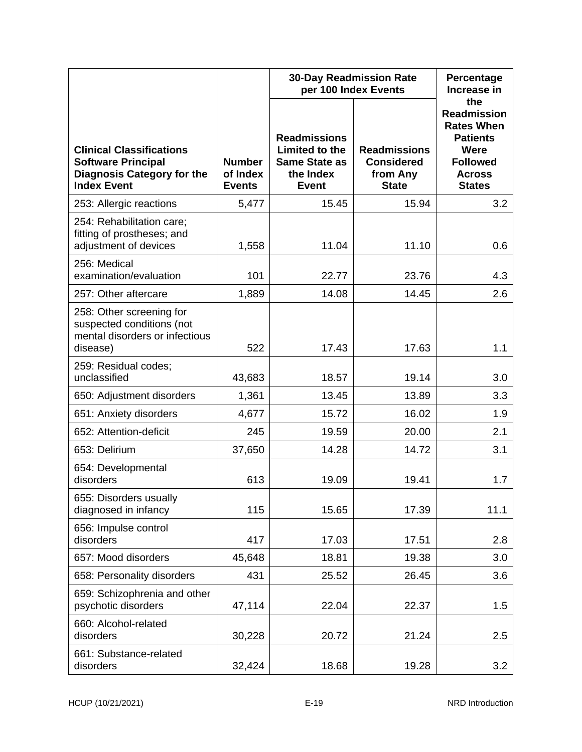| Clinical Classifications Software Principal Diagnosis Category for the Index Event | Number of Index Events | 30-Day Readmission Rate per 100 Index Events | | Percentage Increase in the Readmission Rates When Patients Were Followed Across States |
|---|---|---|---|---|
| | | Readmissions Limited to the Same State as the Index Event | Readmissions Considered from Any State | |
| 253: Allergic reactions | 5,477 | 15.45 | 15.94 | 3.2 |
| 254: Rehabilitation care; fitting of prostheses; and adjustment of devices | 1,558 | 11.04 | 11.10 | 0.6 |
| 256: Medical examination/evaluation | 101 | 22.77 | 23.76 | 4.3 |
| 257: Other aftercare | 1,889 | 14.08 | 14.45 | 2.6 |
| 258: Other screening for suspected conditions (not mental disorders or infectious disease) | 522 | 17.43 | 17.63 | 1.1 |
| 259: Residual codes; unclassified | 43,683 | 18.57 | 19.14 | 3.0 |
| 650: Adjustment disorders | 1,361 | 13.45 | 13.89 | 3.3 |
| 651: Anxiety disorders | 4,677 | 15.72 | 16.02 | 1.9 |
| 652: Attention-deficit | 245 | 19.59 | 20.00 | 2.1 |
| 653: Delirium | 37,650 | 14.28 | 14.72 | 3.1 |
| 654: Developmental disorders | 613 | 19.09 | 19.41 | 1.7 |
| 655: Disorders usually diagnosed in infancy | 115 | 15.65 | 17.39 | 11.1 |
| 656: Impulse control disorders | 417 | 17.03 | 17.51 | 2.8 |
| 657: Mood disorders | 45,648 | 18.81 | 19.38 | 3.0 |
| 658: Personality disorders | 431 | 25.52 | 26.45 | 3.6 |
| 659: Schizophrenia and other psychotic disorders | 47,114 | 22.04 | 22.37 | 1.5 |
| 660: Alcohol-related disorders | 30,228 | 20.72 | 21.24 | 2.5 |
| 661: Substance-related disorders | 32,424 | 18.68 | 19.28 | 3.2 |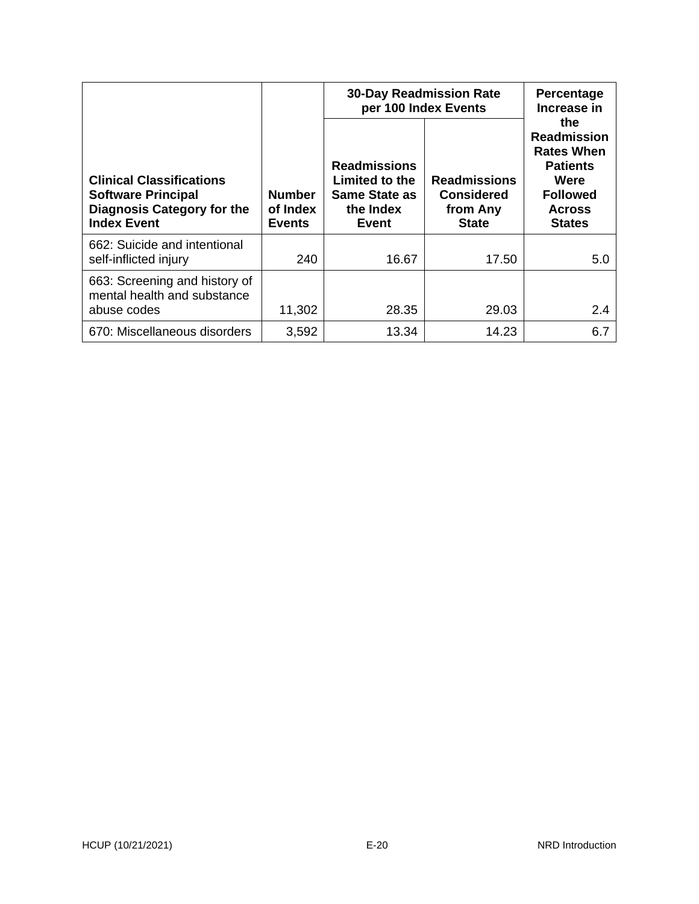| Clinical Classifications Software Principal Diagnosis Category for the Index Event | Number of Index Events | 30-Day Readmission Rate per 100 Index Events | | Percentage Increase in the Readmission Rates When Patients Were Followed Across States |
|---|---|---|---|---|
| | | Readmissions Limited to the Same State as the Index Event | Readmissions Considered from Any State | |
| 662: Suicide and intentional self-inflicted injury | 240 | 16.67 | 17.50 | 5.0 |
| 663: Screening and history of mental health and substance abuse codes | 11,302 | 28.35 | 29.03 | 2.4 |
| 670: Miscellaneous disorders | 3,592 | 13.34 | 14.23 | 6.7 |